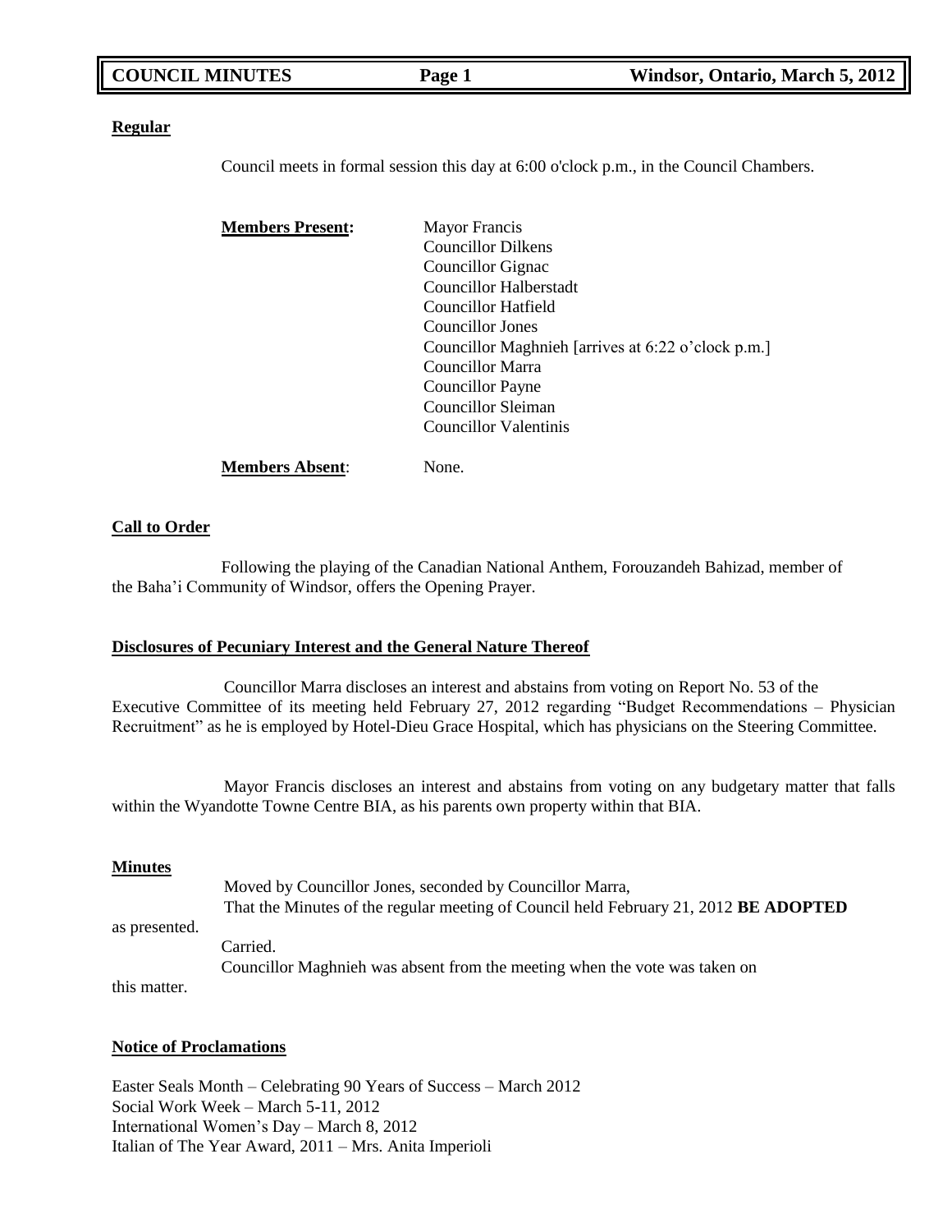### Regular

Council meets in formal session this day at 6:00 o'clock p.m., in the Council Chambers.

**Members Present:**

Mayor Francis
Councillor Dilkens
Councillor Gignac
Councillor Halberstadt
Councillor Hatfield
Councillor Jones
Councillor Maghnieh [arrives at 6:22 o'clock p.m.]
Councillor Marra
Councillor Payne
Councillor Sleiman
Councillor Valentinis

**Members Absent**: None.

### Call to Order

Following the playing of the Canadian National Anthem, Forouzandeh Bahizad, member of the Baha'i Community of Windsor, offers the Opening Prayer.

### Disclosures of Pecuniary Interest and the General Nature Thereof

Councillor Marra discloses an interest and abstains from voting on Report No. 53 of the Executive Committee of its meeting held February 27, 2012 regarding "Budget Recommendations – Physician Recruitment" as he is employed by Hotel-Dieu Grace Hospital, which has physicians on the Steering Committee.

Mayor Francis discloses an interest and abstains from voting on any budgetary matter that falls within the Wyandotte Towne Centre BIA, as his parents own property within that BIA.

### Minutes

Moved by Councillor Jones, seconded by Councillor Marra,
That the Minutes of the regular meeting of Council held February 21, 2012 **BE ADOPTED** as presented.
Carried.
Councillor Maghnieh was absent from the meeting when the vote was taken on this matter.

### Notice of Proclamations

Easter Seals Month – Celebrating 90 Years of Success – March 2012
Social Work Week – March 5-11, 2012
International Women's Day – March 8, 2012
Italian of The Year Award, 2011 – Mrs. Anita Imperioli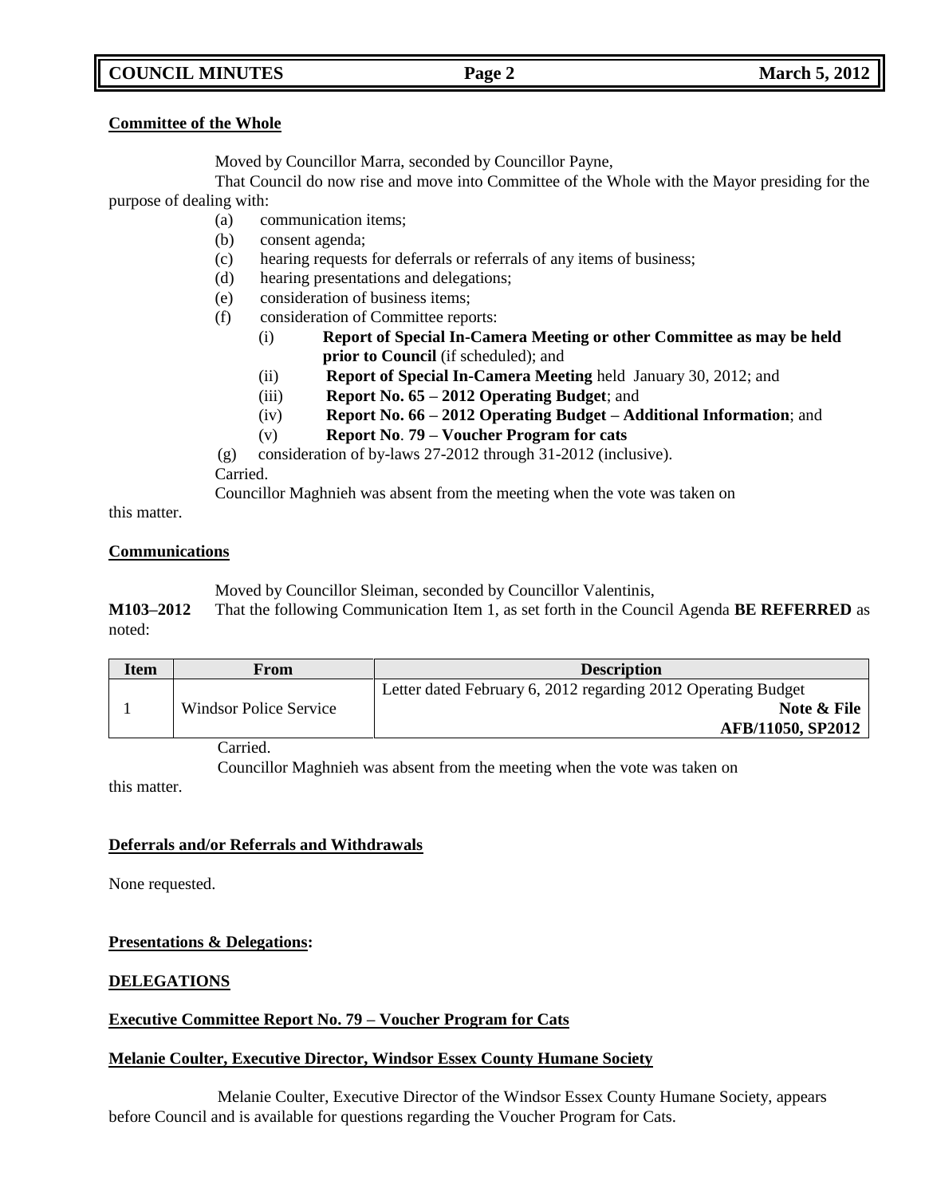**Committee of the Whole**

Moved by Councillor Marra, seconded by Councillor Payne,

That Council do now rise and move into Committee of the Whole with the Mayor presiding for the purpose of dealing with:

- (a) communication items;
- (b) consent agenda;
- (c) hearing requests for deferrals or referrals of any items of business;
- (d) hearing presentations and delegations;
- (e) consideration of business items;
- (f) consideration of Committee reports:
    - (i) **Report of Special In-Camera Meeting or other Committee as may be held prior to Council** (if scheduled); and
    - (ii) **Report of Special In-Camera Meeting** held January 30, 2012; and
    - (iii) **Report No. 65 – 2012 Operating Budget**; and
    - (iv) **Report No. 66 – 2012 Operating Budget – Additional Information**; and
    - (v) **Report No. 79 – Voucher Program for cats**
- (g) consideration of by-laws 27-2012 through 31-2012 (inclusive).

Carried.

Councillor Maghnieh was absent from the meeting when the vote was taken on this matter.

**Communications**

Moved by Councillor Sleiman, seconded by Councillor Valentinis,

**M103–2012** That the following Communication Item 1, as set forth in the Council Agenda **BE REFERRED** as noted:

| Item | From | Description |
|---|---|---|
| 1 | Windsor Police Service | Letter dated February 6, 2012 regarding 2012 Operating Budget **Note & File** **AFB/11050, SP2012** |

Carried.

Councillor Maghnieh was absent from the meeting when the vote was taken on this matter.

**Deferrals and/or Referrals and Withdrawals**

None requested.

**Presentations & Delegations:**

**DELEGATIONS**

**Executive Committee Report No. 79 – Voucher Program for Cats**

**Melanie Coulter, Executive Director, Windsor Essex County Humane Society**

Melanie Coulter, Executive Director of the Windsor Essex County Humane Society, appears before Council and is available for questions regarding the Voucher Program for Cats.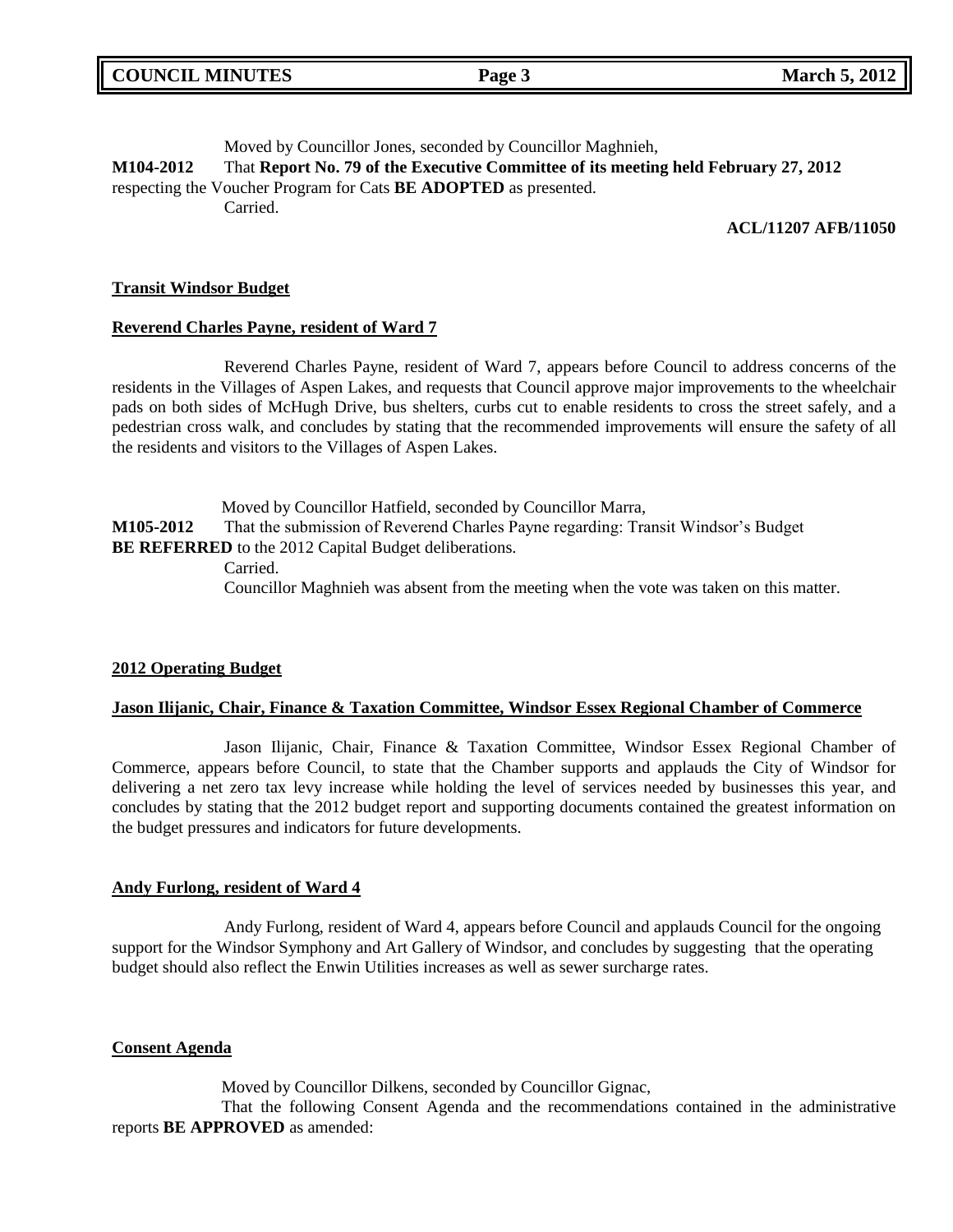Moved by Councillor Jones, seconded by Councillor Maghnieh,

**M104-2012** That **Report No. 79 of the Executive Committee of its meeting held February 27, 2012** respecting the Voucher Program for Cats **BE ADOPTED** as presented.

Carried.

**ACL/11207 AFB/11050**

**Transit Windsor Budget**

**Reverend Charles Payne, resident of Ward 7**

Reverend Charles Payne, resident of Ward 7, appears before Council to address concerns of the residents in the Villages of Aspen Lakes, and requests that Council approve major improvements to the wheelchair pads on both sides of McHugh Drive, bus shelters, curbs cut to enable residents to cross the street safely, and a pedestrian cross walk, and concludes by stating that the recommended improvements will ensure the safety of all the residents and visitors to the Villages of Aspen Lakes.

Moved by Councillor Hatfield, seconded by Councillor Marra,

**M105-2012** That the submission of Reverend Charles Payne regarding: Transit Windsor's Budget **BE REFERRED** to the 2012 Capital Budget deliberations.

Carried.

Councillor Maghnieh was absent from the meeting when the vote was taken on this matter.

**2012 Operating Budget**

**Jason Ilijanic, Chair, Finance & Taxation Committee, Windsor Essex Regional Chamber of Commerce**

Jason Ilijanic, Chair, Finance & Taxation Committee, Windsor Essex Regional Chamber of Commerce, appears before Council, to state that the Chamber supports and applauds the City of Windsor for delivering a net zero tax levy increase while holding the level of services needed by businesses this year, and concludes by stating that the 2012 budget report and supporting documents contained the greatest information on the budget pressures and indicators for future developments.

**Andy Furlong, resident of Ward 4**

Andy Furlong, resident of Ward 4, appears before Council and applauds Council for the ongoing support for the Windsor Symphony and Art Gallery of Windsor, and concludes by suggesting that the operating budget should also reflect the Enwin Utilities increases as well as sewer surcharge rates.

**Consent Agenda**

Moved by Councillor Dilkens, seconded by Councillor Gignac,

That the following Consent Agenda and the recommendations contained in the administrative reports **BE APPROVED** as amended: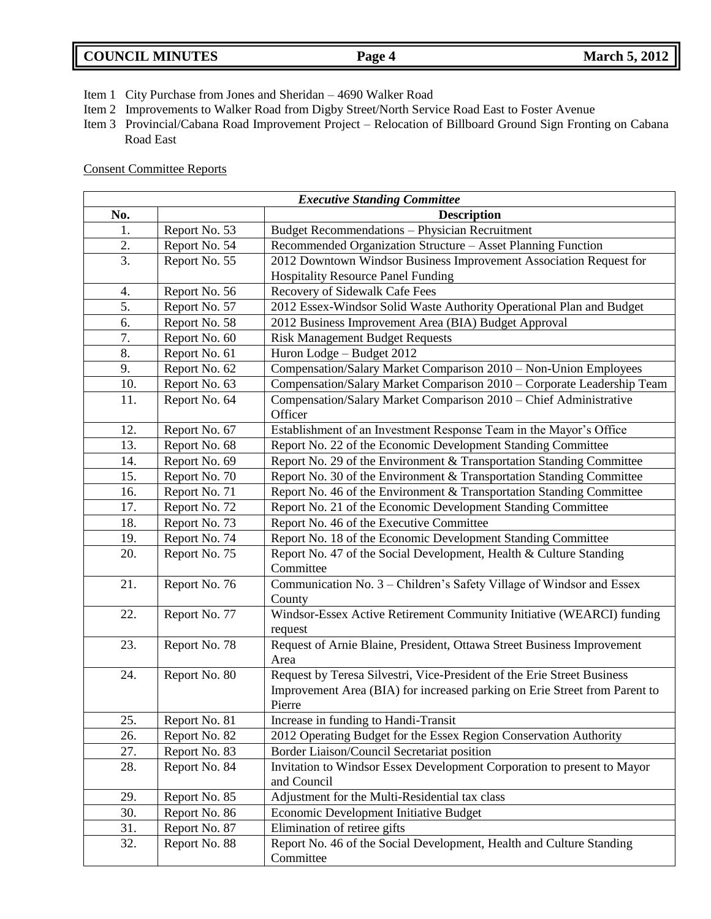Item 1 City Purchase from Jones and Sheridan – 4690 Walker Road

Item 2 Improvements to Walker Road from Digby Street/North Service Road East to Foster Avenue

Item 3 Provincial/Cabana Road Improvement Project – Relocation of Billboard Ground Sign Fronting on Cabana Road East

Consent Committee Reports

| ***Executive Standing Committee*** | | |
|---|---|---|
| **No.** | | **Description** |
| 1. | Report No. 53 | Budget Recommendations – Physician Recruitment |
| 2. | Report No. 54 | Recommended Organization Structure – Asset Planning Function |
| 3. | Report No. 55 | 2012 Downtown Windsor Business Improvement Association Request for Hospitality Resource Panel Funding |
| 4. | Report No. 56 | Recovery of Sidewalk Cafe Fees |
| 5. | Report No. 57 | 2012 Essex-Windsor Solid Waste Authority Operational Plan and Budget |
| 6. | Report No. 58 | 2012 Business Improvement Area (BIA) Budget Approval |
| 7. | Report No. 60 | Risk Management Budget Requests |
| 8. | Report No. 61 | Huron Lodge – Budget 2012 |
| 9. | Report No. 62 | Compensation/Salary Market Comparison 2010 – Non-Union Employees |
| 10. | Report No. 63 | Compensation/Salary Market Comparison 2010 – Corporate Leadership Team |
| 11. | Report No. 64 | Compensation/Salary Market Comparison 2010 – Chief Administrative Officer |
| 12. | Report No. 67 | Establishment of an Investment Response Team in the Mayor's Office |
| 13. | Report No. 68 | Report No. 22 of the Economic Development Standing Committee |
| 14. | Report No. 69 | Report No. 29 of the Environment & Transportation Standing Committee |
| 15. | Report No. 70 | Report No. 30 of the Environment & Transportation Standing Committee |
| 16. | Report No. 71 | Report No. 46 of the Environment & Transportation Standing Committee |
| 17. | Report No. 72 | Report No. 21 of the Economic Development Standing Committee |
| 18. | Report No. 73 | Report No. 46 of the Executive Committee |
| 19. | Report No. 74 | Report No. 18 of the Economic Development Standing Committee |
| 20. | Report No. 75 | Report No. 47 of the Social Development, Health & Culture Standing Committee |
| 21. | Report No. 76 | Communication No. 3 – Children's Safety Village of Windsor and Essex County |
| 22. | Report No. 77 | Windsor-Essex Active Retirement Community Initiative (WEARCI) funding request |
| 23. | Report No. 78 | Request of Arnie Blaine, President, Ottawa Street Business Improvement Area |
| 24. | Report No. 80 | Request by Teresa Silvestri, Vice-President of the Erie Street Business Improvement Area (BIA) for increased parking on Erie Street from Parent to Pierre |
| 25. | Report No. 81 | Increase in funding to Handi-Transit |
| 26. | Report No. 82 | 2012 Operating Budget for the Essex Region Conservation Authority |
| 27. | Report No. 83 | Border Liaison/Council Secretariat position |
| 28. | Report No. 84 | Invitation to Windsor Essex Development Corporation to present to Mayor and Council |
| 29. | Report No. 85 | Adjustment for the Multi-Residential tax class |
| 30. | Report No. 86 | Economic Development Initiative Budget |
| 31. | Report No. 87 | Elimination of retiree gifts |
| 32. | Report No. 88 | Report No. 46 of the Social Development, Health and Culture Standing Committee |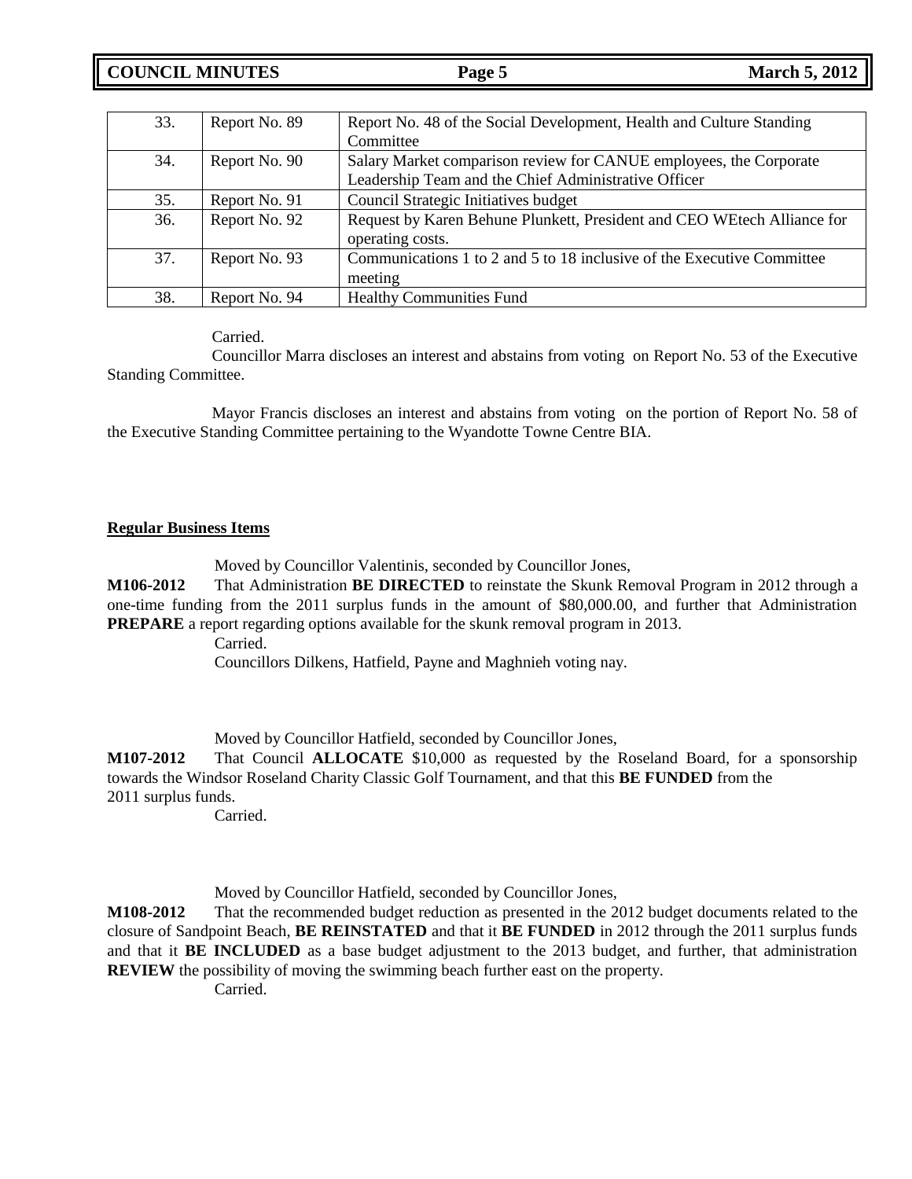| 33. | Report No. 89 | Report No. 48 of the Social Development, Health and Culture Standing Committee |
|---|---|---|
| 34. | Report No. 90 | Salary Market comparison review for CANUE employees, the Corporate Leadership Team and the Chief Administrative Officer |
| 35. | Report No. 91 | Council Strategic Initiatives budget |
| 36. | Report No. 92 | Request by Karen Behune Plunkett, President and CEO WEtech Alliance for operating costs. |
| 37. | Report No. 93 | Communications 1 to 2 and 5 to 18 inclusive of the Executive Committee meeting |
| 38. | Report No. 94 | Healthy Communities Fund |

Carried.

Councillor Marra discloses an interest and abstains from voting on Report No. 53 of the Executive Standing Committee.

Mayor Francis discloses an interest and abstains from voting on the portion of Report No. 58 of the Executive Standing Committee pertaining to the Wyandotte Towne Centre BIA.

**Regular Business Items**

Moved by Councillor Valentinis, seconded by Councillor Jones,

**M106-2012** That Administration **BE DIRECTED** to reinstate the Skunk Removal Program in 2012 through a one-time funding from the 2011 surplus funds in the amount of $80,000.00, and further that Administration **PREPARE** a report regarding options available for the skunk removal program in 2013.

Carried.

Councillors Dilkens, Hatfield, Payne and Maghnieh voting nay.

Moved by Councillor Hatfield, seconded by Councillor Jones,

**M107-2012** That Council **ALLOCATE** $10,000 as requested by the Roseland Board, for a sponsorship towards the Windsor Roseland Charity Classic Golf Tournament, and that this **BE FUNDED** from the 2011 surplus funds.

Carried.

Moved by Councillor Hatfield, seconded by Councillor Jones,

**M108-2012** That the recommended budget reduction as presented in the 2012 budget documents related to the closure of Sandpoint Beach, **BE REINSTATED** and that it **BE FUNDED** in 2012 through the 2011 surplus funds and that it **BE INCLUDED** as a base budget adjustment to the 2013 budget, and further, that administration **REVIEW** the possibility of moving the swimming beach further east on the property.

Carried.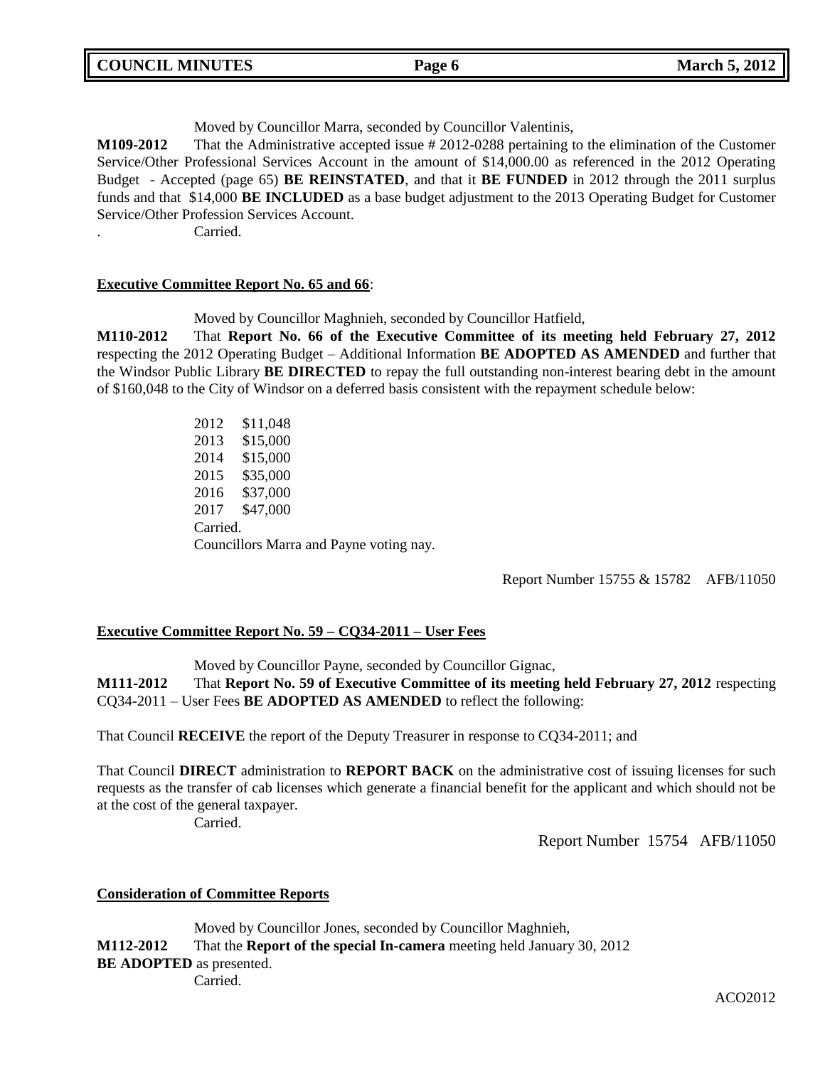Moved by Councillor Marra, seconded by Councillor Valentinis,

**M109-2012** That the Administrative accepted issue # 2012-0288 pertaining to the elimination of the Customer Service/Other Professional Services Account in the amount of $14,000.00 as referenced in the 2012 Operating Budget - Accepted (page 65) **BE REINSTATED**, and that it **BE FUNDED** in 2012 through the 2011 surplus funds and that $14,000 **BE INCLUDED** as a base budget adjustment to the 2013 Operating Budget for Customer Service/Other Profession Services Account.

. Carried.

**Executive Committee Report No. 65 and 66**:

Moved by Councillor Maghnieh, seconded by Councillor Hatfield,

**M110-2012** That **Report No. 66 of the Executive Committee of its meeting held February 27, 2012** respecting the 2012 Operating Budget – Additional Information **BE ADOPTED AS AMENDED** and further that the Windsor Public Library **BE DIRECTED** to repay the full outstanding non-interest bearing debt in the amount of $160,048 to the City of Windsor on a deferred basis consistent with the repayment schedule below:

2012 $11,048
2013 $15,000
2014 $15,000
2015 $35,000
2016 $37,000
2017 $47,000

Carried.

Councillors Marra and Payne voting nay.

Report Number 15755 & 15782 AFB/11050

**Executive Committee Report No. 59 – CQ34-2011 – User Fees**

Moved by Councillor Payne, seconded by Councillor Gignac,

**M111-2012** That **Report No. 59 of Executive Committee of its meeting held February 27, 2012** respecting CQ34-2011 – User Fees **BE ADOPTED AS AMENDED** to reflect the following:

That Council **RECEIVE** the report of the Deputy Treasurer in response to CQ34-2011; and

That Council **DIRECT** administration to **REPORT BACK** on the administrative cost of issuing licenses for such requests as the transfer of cab licenses which generate a financial benefit for the applicant and which should not be at the cost of the general taxpayer.

Carried.

Report Number 15754 AFB/11050

**Consideration of Committee Reports**

Moved by Councillor Jones, seconded by Councillor Maghnieh,

**M112-2012** That the **Report of the special In-camera** meeting held January 30, 2012 **BE ADOPTED** as presented.

Carried.

ACO2012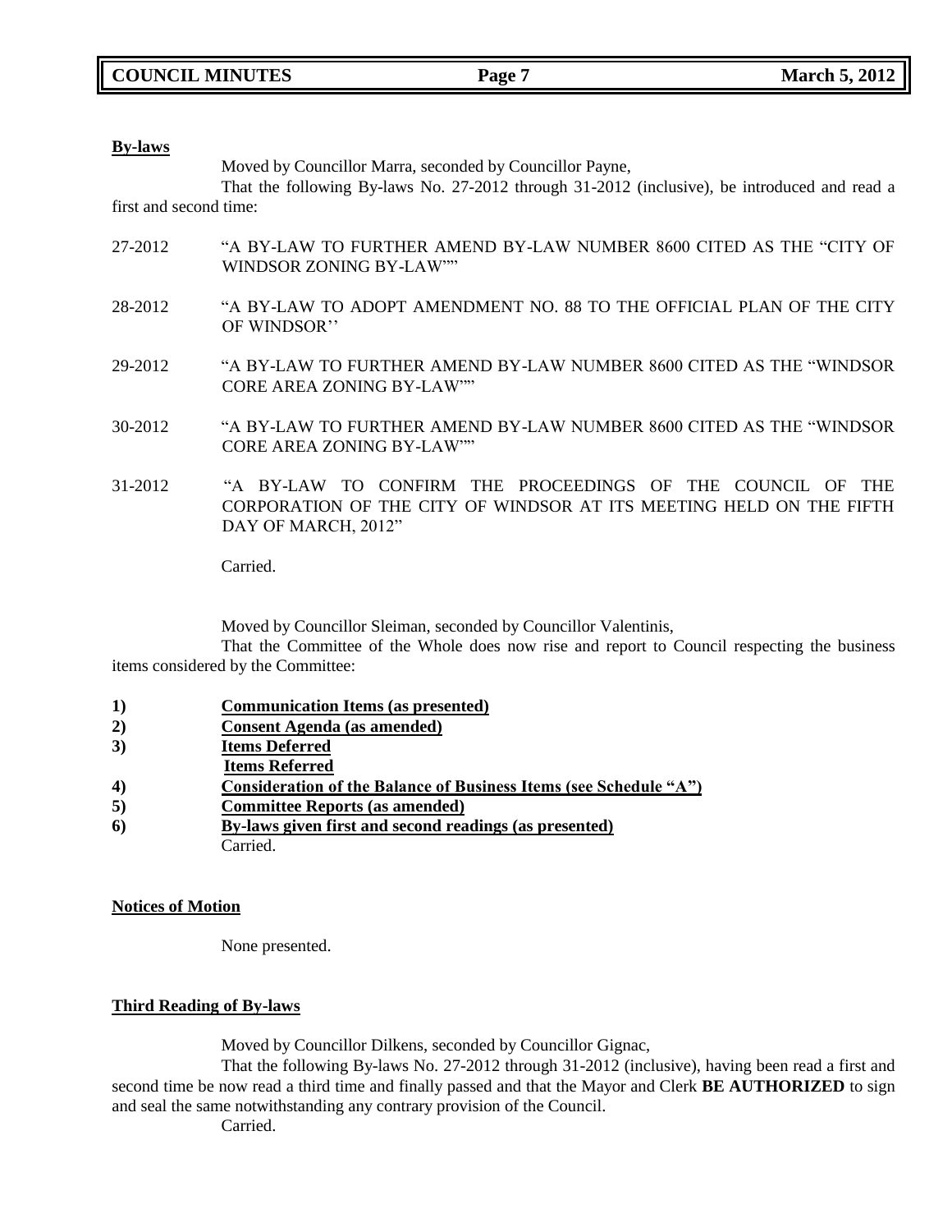**By-laws**

Moved by Councillor Marra, seconded by Councillor Payne,

That the following By-laws No. 27-2012 through 31-2012 (inclusive), be introduced and read a first and second time:

27-2012 "A BY-LAW TO FURTHER AMEND BY-LAW NUMBER 8600 CITED AS THE "CITY OF WINDSOR ZONING BY-LAW""

28-2012 "A BY-LAW TO ADOPT AMENDMENT NO. 88 TO THE OFFICIAL PLAN OF THE CITY OF WINDSOR''

29-2012 "A BY-LAW TO FURTHER AMEND BY-LAW NUMBER 8600 CITED AS THE "WINDSOR CORE AREA ZONING BY-LAW""

30-2012 "A BY-LAW TO FURTHER AMEND BY-LAW NUMBER 8600 CITED AS THE "WINDSOR CORE AREA ZONING BY-LAW""

31-2012 "A BY-LAW TO CONFIRM THE PROCEEDINGS OF THE COUNCIL OF THE CORPORATION OF THE CITY OF WINDSOR AT ITS MEETING HELD ON THE FIFTH DAY OF MARCH, 2012"

Carried.

Moved by Councillor Sleiman, seconded by Councillor Valentinis,

That the Committee of the Whole does now rise and report to Council respecting the business items considered by the Committee:

1) **Communication Items (as presented)**
2) **Consent Agenda (as amended)**
3) **Items Deferred**
   **Items Referred**
4) **Consideration of the Balance of Business Items (see Schedule "A")**
5) **Committee Reports (as amended)**
6) **By-laws given first and second readings (as presented)**

Carried.

**Notices of Motion**

None presented.

**Third Reading of By-laws**

Moved by Councillor Dilkens, seconded by Councillor Gignac,

That the following By-laws No. 27-2012 through 31-2012 (inclusive), having been read a first and second time be now read a third time and finally passed and that the Mayor and Clerk **BE AUTHORIZED** to sign and seal the same notwithstanding any contrary provision of the Council.

Carried.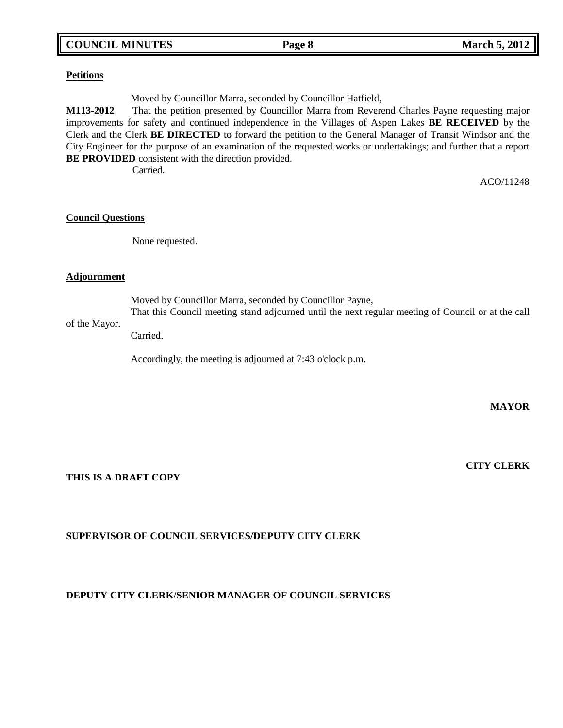**Petitions**

Moved by Councillor Marra, seconded by Councillor Hatfield,

**M113-2012** That the petition presented by Councillor Marra from Reverend Charles Payne requesting major improvements for safety and continued independence in the Villages of Aspen Lakes **BE RECEIVED** by the Clerk and the Clerk **BE DIRECTED** to forward the petition to the General Manager of Transit Windsor and the City Engineer for the purpose of an examination of the requested works or undertakings; and further that a report **BE PROVIDED** consistent with the direction provided.

Carried.

ACO/11248

**Council Questions**

None requested.

**Adjournment**

Moved by Councillor Marra, seconded by Councillor Payne,

That this Council meeting stand adjourned until the next regular meeting of Council or at the call of the Mayor.

Carried.

Accordingly, the meeting is adjourned at 7:43 o'clock p.m.

**MAYOR**

**CITY CLERK**

**THIS IS A DRAFT COPY**

**SUPERVISOR OF COUNCIL SERVICES/DEPUTY CITY CLERK**

**DEPUTY CITY CLERK/SENIOR MANAGER OF COUNCIL SERVICES**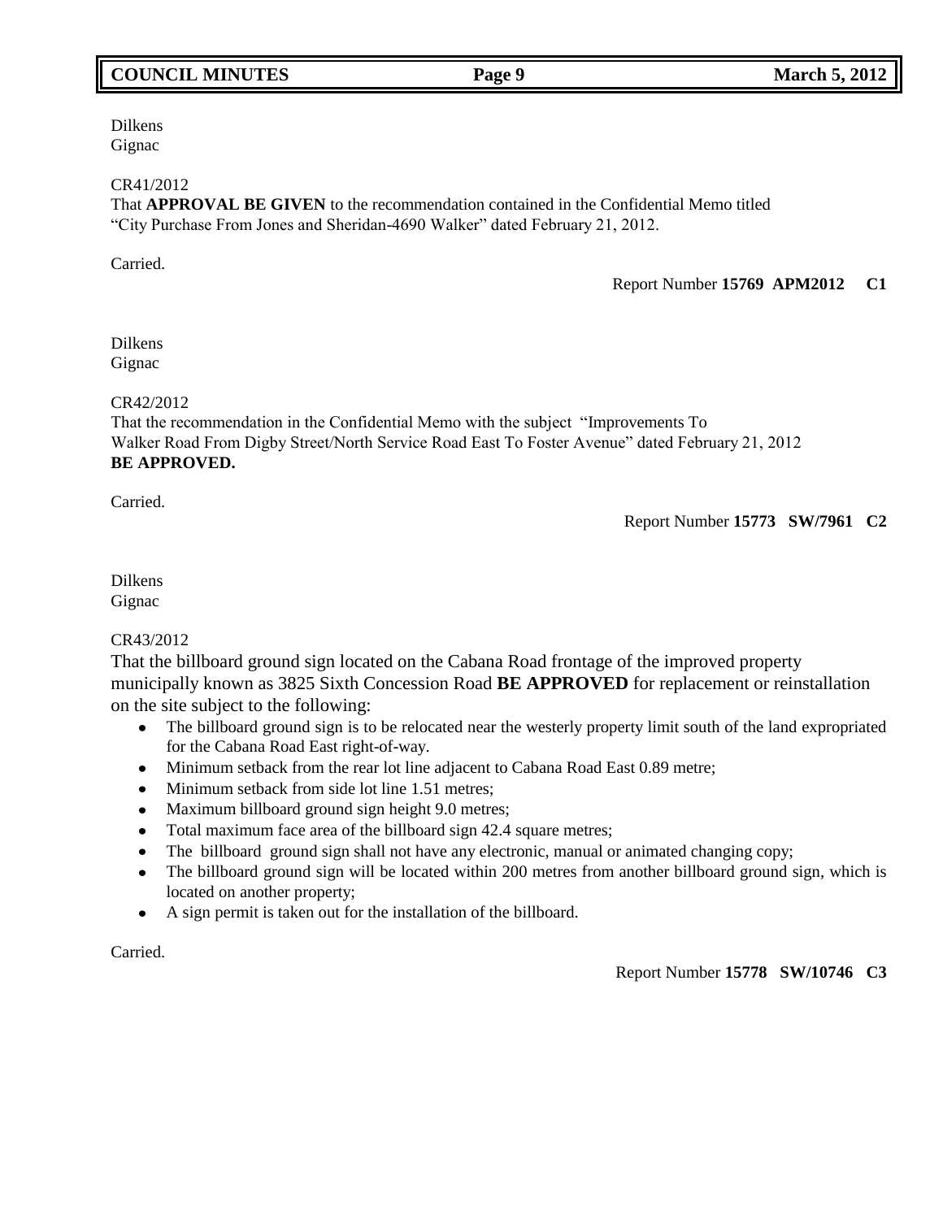Dilkens
Gignac

CR41/2012
That **APPROVAL BE GIVEN** to the recommendation contained in the Confidential Memo titled "City Purchase From Jones and Sheridan-4690 Walker" dated February 21, 2012.

Carried.

Report Number **15769 APM2012 C1**

Dilkens
Gignac

CR42/2012
That the recommendation in the Confidential Memo with the subject "Improvements To Walker Road From Digby Street/North Service Road East To Foster Avenue" dated February 21, 2012 **BE APPROVED.**

Carried.

Report Number **15773 SW/7961 C2**

Dilkens
Gignac

CR43/2012
That the billboard ground sign located on the Cabana Road frontage of the improved property municipally known as 3825 Sixth Concession Road **BE APPROVED** for replacement or reinstallation on the site subject to the following:

- The billboard ground sign is to be relocated near the westerly property limit south of the land expropriated for the Cabana Road East right-of-way.
- Minimum setback from the rear lot line adjacent to Cabana Road East 0.89 metre;
- Minimum setback from side lot line 1.51 metres;
- Maximum billboard ground sign height 9.0 metres;
- Total maximum face area of the billboard sign 42.4 square metres;
- The billboard ground sign shall not have any electronic, manual or animated changing copy;
- The billboard ground sign will be located within 200 metres from another billboard ground sign, which is located on another property;
- A sign permit is taken out for the installation of the billboard.

Carried.

Report Number **15778 SW/10746 C3**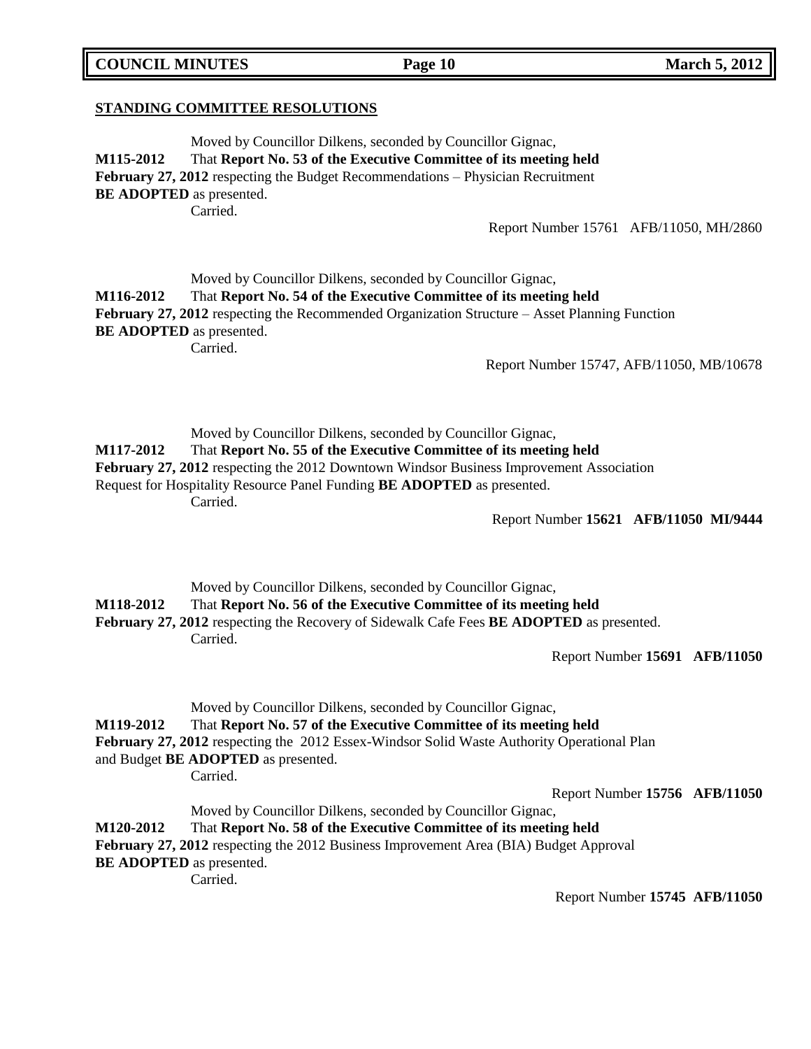**STANDING COMMITTEE RESOLUTIONS**

Moved by Councillor Dilkens, seconded by Councillor Gignac,

**M115-2012** That **Report No. 53 of the Executive Committee of its meeting held February 27, 2012** respecting the Budget Recommendations – Physician Recruitment **BE ADOPTED** as presented.

Carried.

Report Number 15761 AFB/11050, MH/2860

Moved by Councillor Dilkens, seconded by Councillor Gignac,

**M116-2012** That **Report No. 54 of the Executive Committee of its meeting held February 27, 2012** respecting the Recommended Organization Structure – Asset Planning Function **BE ADOPTED** as presented.

Carried.

Report Number 15747, AFB/11050, MB/10678

Moved by Councillor Dilkens, seconded by Councillor Gignac,

**M117-2012** That **Report No. 55 of the Executive Committee of its meeting held February 27, 2012** respecting the 2012 Downtown Windsor Business Improvement Association Request for Hospitality Resource Panel Funding **BE ADOPTED** as presented.

Carried.

Report Number **15621 AFB/11050 MI/9444**

Moved by Councillor Dilkens, seconded by Councillor Gignac,

**M118-2012** That **Report No. 56 of the Executive Committee of its meeting held February 27, 2012** respecting the Recovery of Sidewalk Cafe Fees **BE ADOPTED** as presented.

Carried.

Report Number **15691 AFB/11050**

Moved by Councillor Dilkens, seconded by Councillor Gignac,

**M119-2012** That **Report No. 57 of the Executive Committee of its meeting held February 27, 2012** respecting the 2012 Essex-Windsor Solid Waste Authority Operational Plan and Budget **BE ADOPTED** as presented.

Carried.

Report Number **15756 AFB/11050**

Moved by Councillor Dilkens, seconded by Councillor Gignac,

**M120-2012** That **Report No. 58 of the Executive Committee of its meeting held February 27, 2012** respecting the 2012 Business Improvement Area (BIA) Budget Approval **BE ADOPTED** as presented.

Carried.

Report Number **15745 AFB/11050**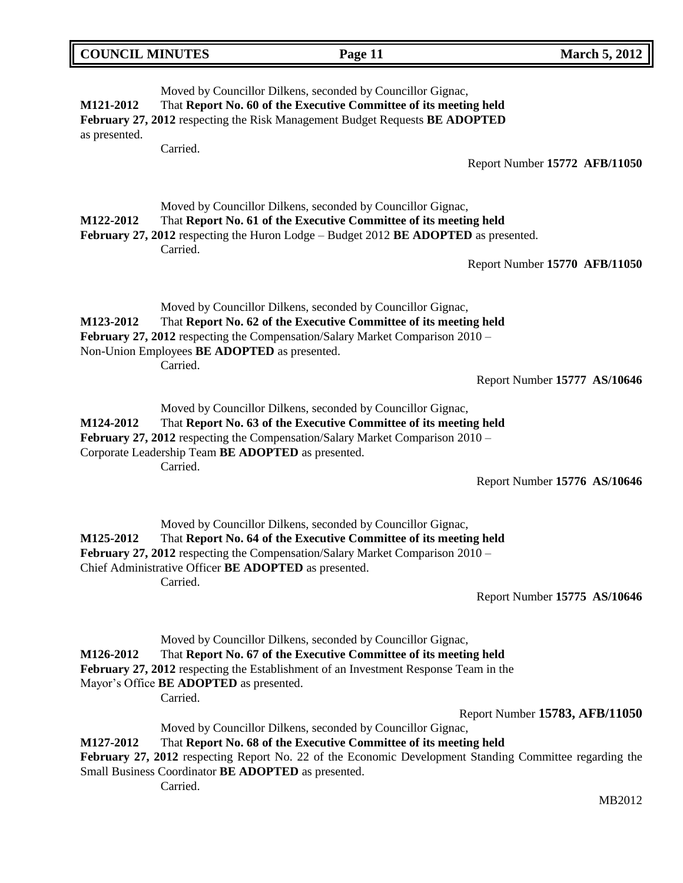Moved by Councillor Dilkens, seconded by Councillor Gignac,

**M121-2012** That **Report No. 60 of the Executive Committee of its meeting held February 27, 2012** respecting the Risk Management Budget Requests **BE ADOPTED** as presented.

Carried.

Report Number **15772 AFB/11050**

Moved by Councillor Dilkens, seconded by Councillor Gignac,

**M122-2012** That **Report No. 61 of the Executive Committee of its meeting held February 27, 2012** respecting the Huron Lodge – Budget 2012 **BE ADOPTED** as presented.

Carried.

Report Number **15770 AFB/11050**

Moved by Councillor Dilkens, seconded by Councillor Gignac,

**M123-2012** That **Report No. 62 of the Executive Committee of its meeting held February 27, 2012** respecting the Compensation/Salary Market Comparison 2010 – Non-Union Employees **BE ADOPTED** as presented.

Carried.

Report Number **15777 AS/10646**

Moved by Councillor Dilkens, seconded by Councillor Gignac,

**M124-2012** That **Report No. 63 of the Executive Committee of its meeting held February 27, 2012** respecting the Compensation/Salary Market Comparison 2010 – Corporate Leadership Team **BE ADOPTED** as presented.

Carried.

Report Number **15776 AS/10646**

Moved by Councillor Dilkens, seconded by Councillor Gignac,

**M125-2012** That **Report No. 64 of the Executive Committee of its meeting held February 27, 2012** respecting the Compensation/Salary Market Comparison 2010 – Chief Administrative Officer **BE ADOPTED** as presented.

Carried.

Report Number **15775 AS/10646**

Moved by Councillor Dilkens, seconded by Councillor Gignac,

**M126-2012** That **Report No. 67 of the Executive Committee of its meeting held February 27, 2012** respecting the Establishment of an Investment Response Team in the Mayor's Office **BE ADOPTED** as presented.

Carried.

Report Number **15783, AFB/11050**

Moved by Councillor Dilkens, seconded by Councillor Gignac,

**M127-2012** That **Report No. 68 of the Executive Committee of its meeting held February 27, 2012** respecting Report No. 22 of the Economic Development Standing Committee regarding the Small Business Coordinator **BE ADOPTED** as presented.

Carried.

MB2012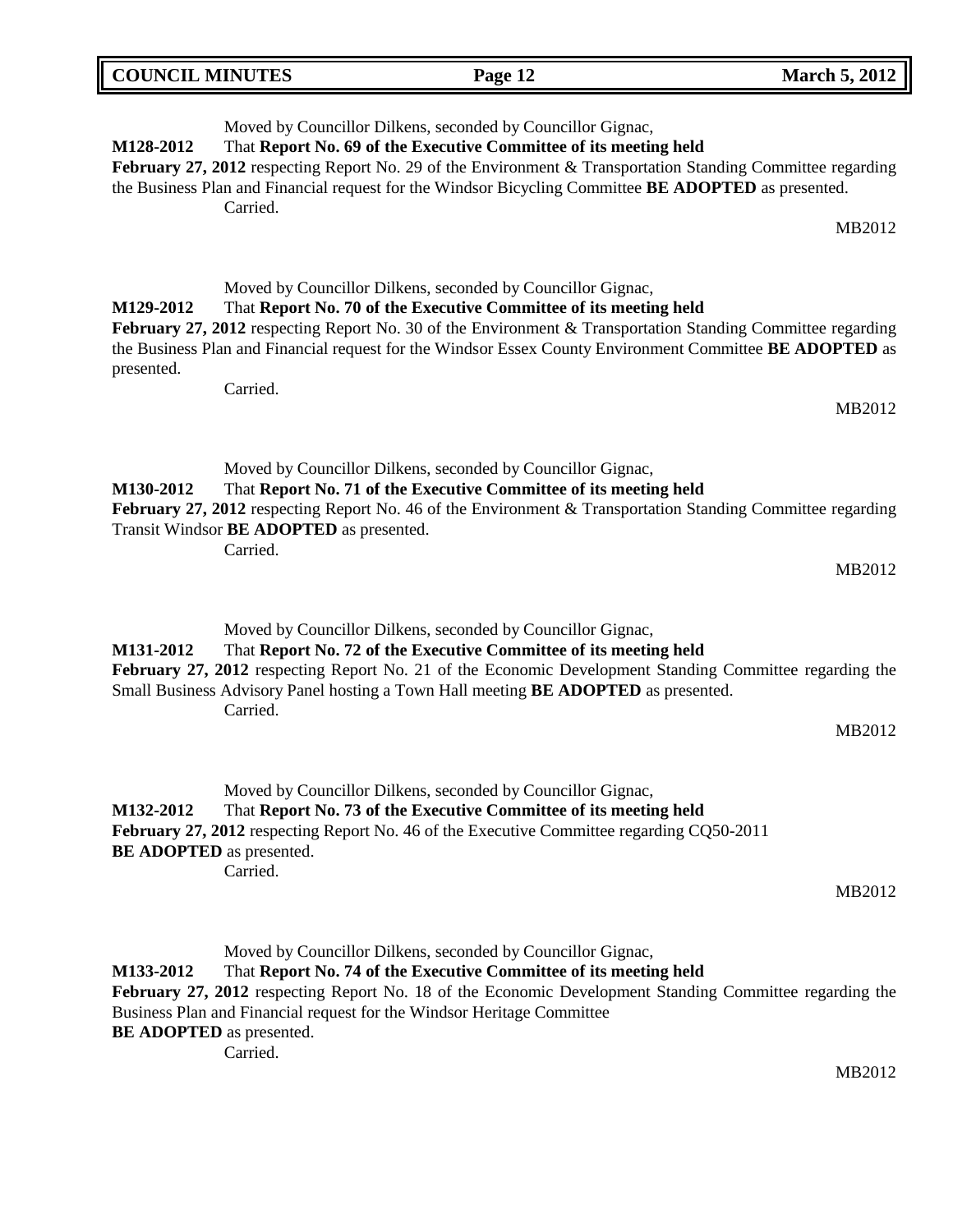Moved by Councillor Dilkens, seconded by Councillor Gignac,

**M128-2012** That **Report No. 69 of the Executive Committee of its meeting held February 27, 2012** respecting Report No. 29 of the Environment & Transportation Standing Committee regarding the Business Plan and Financial request for the Windsor Bicycling Committee **BE ADOPTED** as presented.

Carried.

MB2012

Moved by Councillor Dilkens, seconded by Councillor Gignac,

**M129-2012** That **Report No. 70 of the Executive Committee of its meeting held February 27, 2012** respecting Report No. 30 of the Environment & Transportation Standing Committee regarding the Business Plan and Financial request for the Windsor Essex County Environment Committee **BE ADOPTED** as presented.

Carried.

MB2012

Moved by Councillor Dilkens, seconded by Councillor Gignac,

**M130-2012** That **Report No. 71 of the Executive Committee of its meeting held February 27, 2012** respecting Report No. 46 of the Environment & Transportation Standing Committee regarding Transit Windsor **BE ADOPTED** as presented.

Carried.

MB2012

Moved by Councillor Dilkens, seconded by Councillor Gignac,

**M131-2012** That **Report No. 72 of the Executive Committee of its meeting held February 27, 2012** respecting Report No. 21 of the Economic Development Standing Committee regarding the Small Business Advisory Panel hosting a Town Hall meeting **BE ADOPTED** as presented.

Carried.

MB2012

Moved by Councillor Dilkens, seconded by Councillor Gignac,

**M132-2012** That **Report No. 73 of the Executive Committee of its meeting held February 27, 2012** respecting Report No. 46 of the Executive Committee regarding CQ50-2011 **BE ADOPTED** as presented.

Carried.

MB2012

Moved by Councillor Dilkens, seconded by Councillor Gignac,

**M133-2012** That **Report No. 74 of the Executive Committee of its meeting held February 27, 2012** respecting Report No. 18 of the Economic Development Standing Committee regarding the Business Plan and Financial request for the Windsor Heritage Committee **BE ADOPTED** as presented.

Carried.

MB2012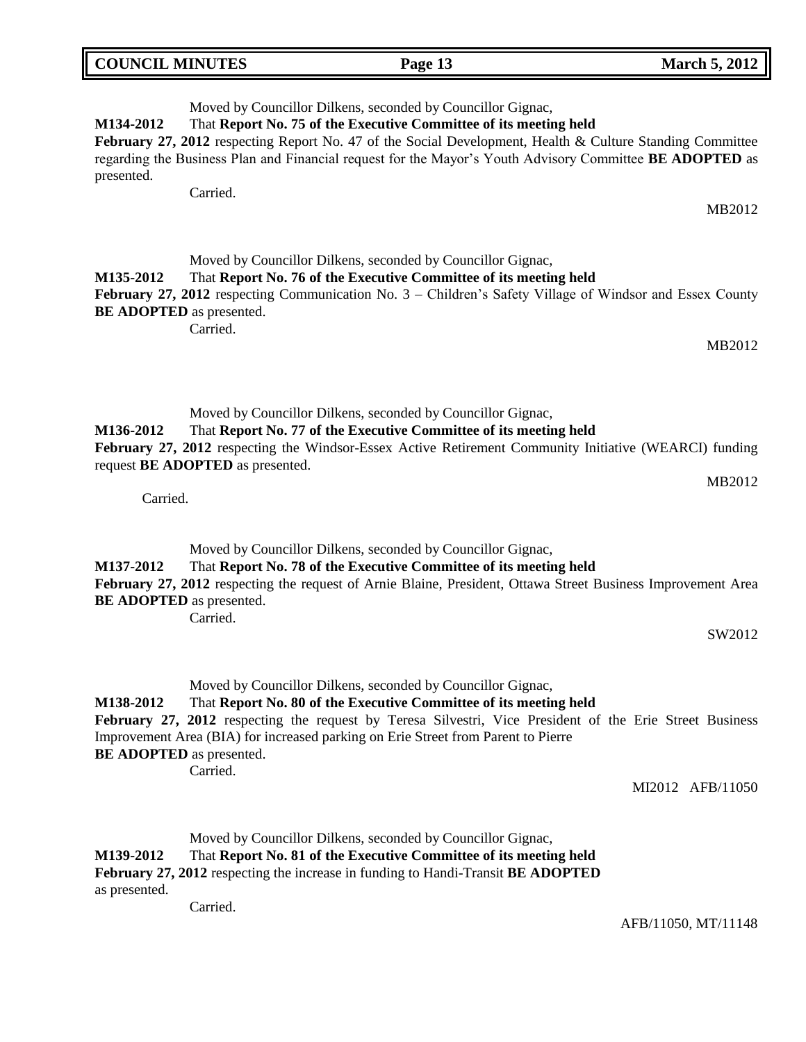Moved by Councillor Dilkens, seconded by Councillor Gignac,

**M134-2012** That **Report No. 75 of the Executive Committee of its meeting held February 27, 2012** respecting Report No. 47 of the Social Development, Health & Culture Standing Committee regarding the Business Plan and Financial request for the Mayor's Youth Advisory Committee **BE ADOPTED** as presented.

Carried.

MB2012

Moved by Councillor Dilkens, seconded by Councillor Gignac,

**M135-2012** That **Report No. 76 of the Executive Committee of its meeting held February 27, 2012** respecting Communication No. 3 – Children's Safety Village of Windsor and Essex County **BE ADOPTED** as presented.

Carried.

MB2012

Moved by Councillor Dilkens, seconded by Councillor Gignac,

**M136-2012** That **Report No. 77 of the Executive Committee of its meeting held February 27, 2012** respecting the Windsor-Essex Active Retirement Community Initiative (WEARCI) funding request **BE ADOPTED** as presented.

MB2012

Carried.

Moved by Councillor Dilkens, seconded by Councillor Gignac,

**M137-2012** That **Report No. 78 of the Executive Committee of its meeting held February 27, 2012** respecting the request of Arnie Blaine, President, Ottawa Street Business Improvement Area **BE ADOPTED** as presented.

Carried.

SW2012

Moved by Councillor Dilkens, seconded by Councillor Gignac,

**M138-2012** That **Report No. 80 of the Executive Committee of its meeting held February 27, 2012** respecting the request by Teresa Silvestri, Vice President of the Erie Street Business Improvement Area (BIA) for increased parking on Erie Street from Parent to Pierre **BE ADOPTED** as presented.

Carried.

MI2012 AFB/11050

Moved by Councillor Dilkens, seconded by Councillor Gignac,

**M139-2012** That **Report No. 81 of the Executive Committee of its meeting held February 27, 2012** respecting the increase in funding to Handi-Transit **BE ADOPTED** as presented.

Carried.

AFB/11050, MT/11148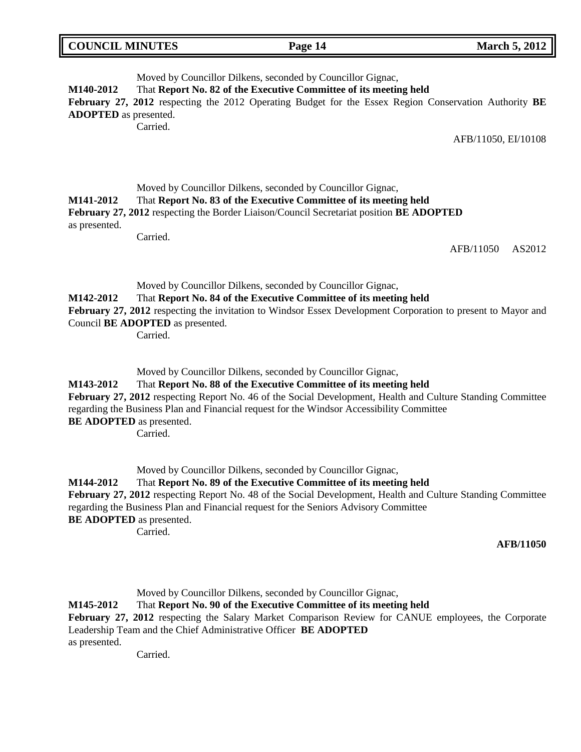Moved by Councillor Dilkens, seconded by Councillor Gignac,

**M140-2012** That **Report No. 82 of the Executive Committee of its meeting held February 27, 2012** respecting the 2012 Operating Budget for the Essex Region Conservation Authority **BE ADOPTED** as presented.

Carried.

AFB/11050, EI/10108

Moved by Councillor Dilkens, seconded by Councillor Gignac,

**M141-2012** That **Report No. 83 of the Executive Committee of its meeting held February 27, 2012** respecting the Border Liaison/Council Secretariat position **BE ADOPTED** as presented.

Carried.

AFB/11050 AS2012

Moved by Councillor Dilkens, seconded by Councillor Gignac,

**M142-2012** That **Report No. 84 of the Executive Committee of its meeting held February 27, 2012** respecting the invitation to Windsor Essex Development Corporation to present to Mayor and Council **BE ADOPTED** as presented.

Carried.

Moved by Councillor Dilkens, seconded by Councillor Gignac,

**M143-2012** That **Report No. 88 of the Executive Committee of its meeting held February 27, 2012** respecting Report No. 46 of the Social Development, Health and Culture Standing Committee regarding the Business Plan and Financial request for the Windsor Accessibility Committee **BE ADOPTED** as presented.

Carried.

Moved by Councillor Dilkens, seconded by Councillor Gignac,

**M144-2012** That **Report No. 89 of the Executive Committee of its meeting held February 27, 2012** respecting Report No. 48 of the Social Development, Health and Culture Standing Committee regarding the Business Plan and Financial request for the Seniors Advisory Committee **BE ADOPTED** as presented.

Carried.

**AFB/11050**

Moved by Councillor Dilkens, seconded by Councillor Gignac,

**M145-2012** That **Report No. 90 of the Executive Committee of its meeting held February 27, 2012** respecting the Salary Market Comparison Review for CANUE employees, the Corporate Leadership Team and the Chief Administrative Officer **BE ADOPTED** as presented.

Carried.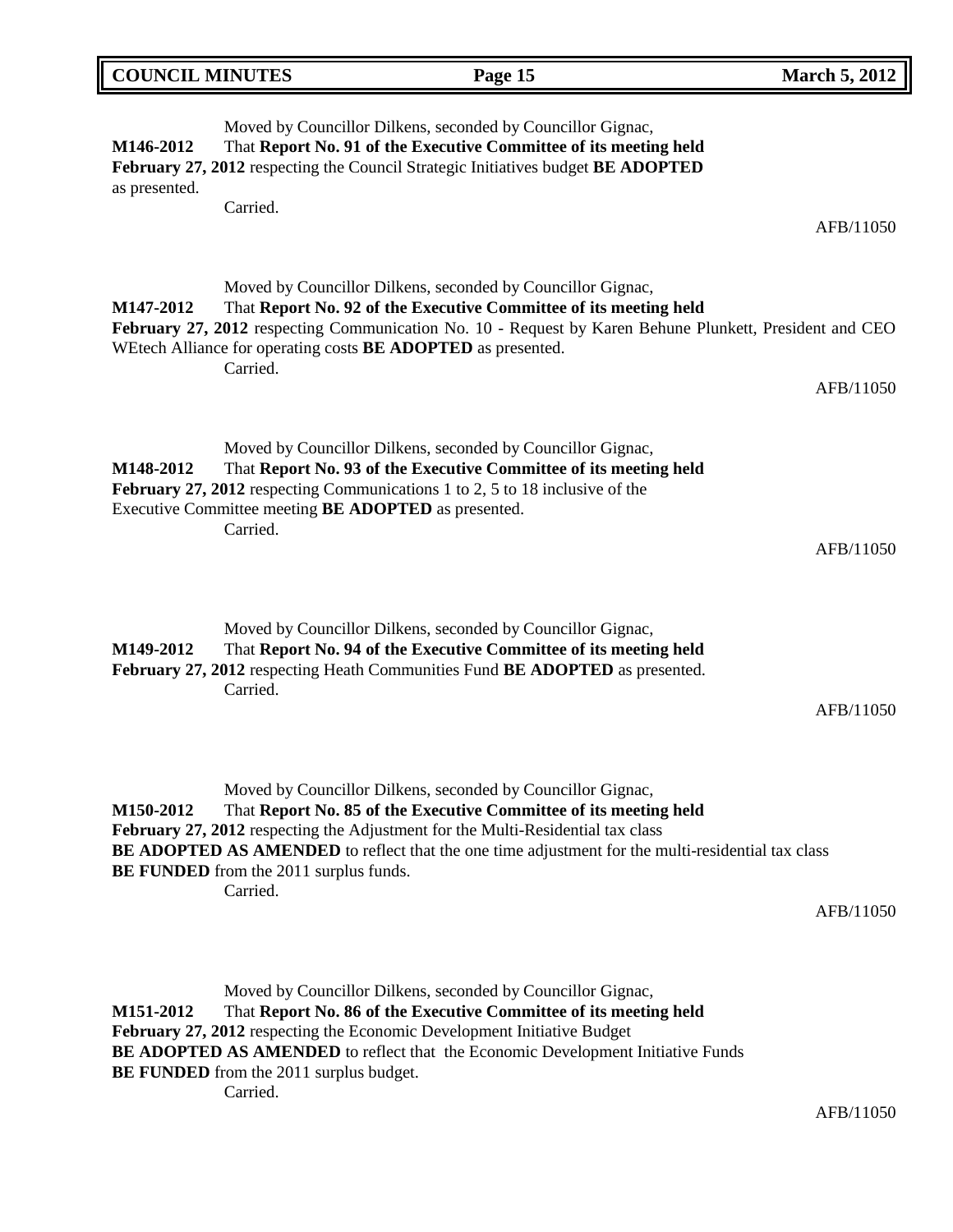Moved by Councillor Dilkens, seconded by Councillor Gignac,

**M146-2012** That **Report No. 91 of the Executive Committee of its meeting held February 27, 2012** respecting the Council Strategic Initiatives budget **BE ADOPTED** as presented.

Carried.

AFB/11050

Moved by Councillor Dilkens, seconded by Councillor Gignac,

**M147-2012** That **Report No. 92 of the Executive Committee of its meeting held February 27, 2012** respecting Communication No. 10 - Request by Karen Behune Plunkett, President and CEO WEtech Alliance for operating costs **BE ADOPTED** as presented.

Carried.

AFB/11050

Moved by Councillor Dilkens, seconded by Councillor Gignac,

**M148-2012** That **Report No. 93 of the Executive Committee of its meeting held February 27, 2012** respecting Communications 1 to 2, 5 to 18 inclusive of the Executive Committee meeting **BE ADOPTED** as presented.

Carried.

AFB/11050

Moved by Councillor Dilkens, seconded by Councillor Gignac,

**M149-2012** That **Report No. 94 of the Executive Committee of its meeting held February 27, 2012** respecting Heath Communities Fund **BE ADOPTED** as presented.

Carried.

AFB/11050

Moved by Councillor Dilkens, seconded by Councillor Gignac,

**M150-2012** That **Report No. 85 of the Executive Committee of its meeting held February 27, 2012** respecting the Adjustment for the Multi-Residential tax class **BE ADOPTED AS AMENDED** to reflect that the one time adjustment for the multi-residential tax class **BE FUNDED** from the 2011 surplus funds.

Carried.

AFB/11050

Moved by Councillor Dilkens, seconded by Councillor Gignac,

**M151-2012** That **Report No. 86 of the Executive Committee of its meeting held February 27, 2012** respecting the Economic Development Initiative Budget **BE ADOPTED AS AMENDED** to reflect that the Economic Development Initiative Funds **BE FUNDED** from the 2011 surplus budget.

Carried.

AFB/11050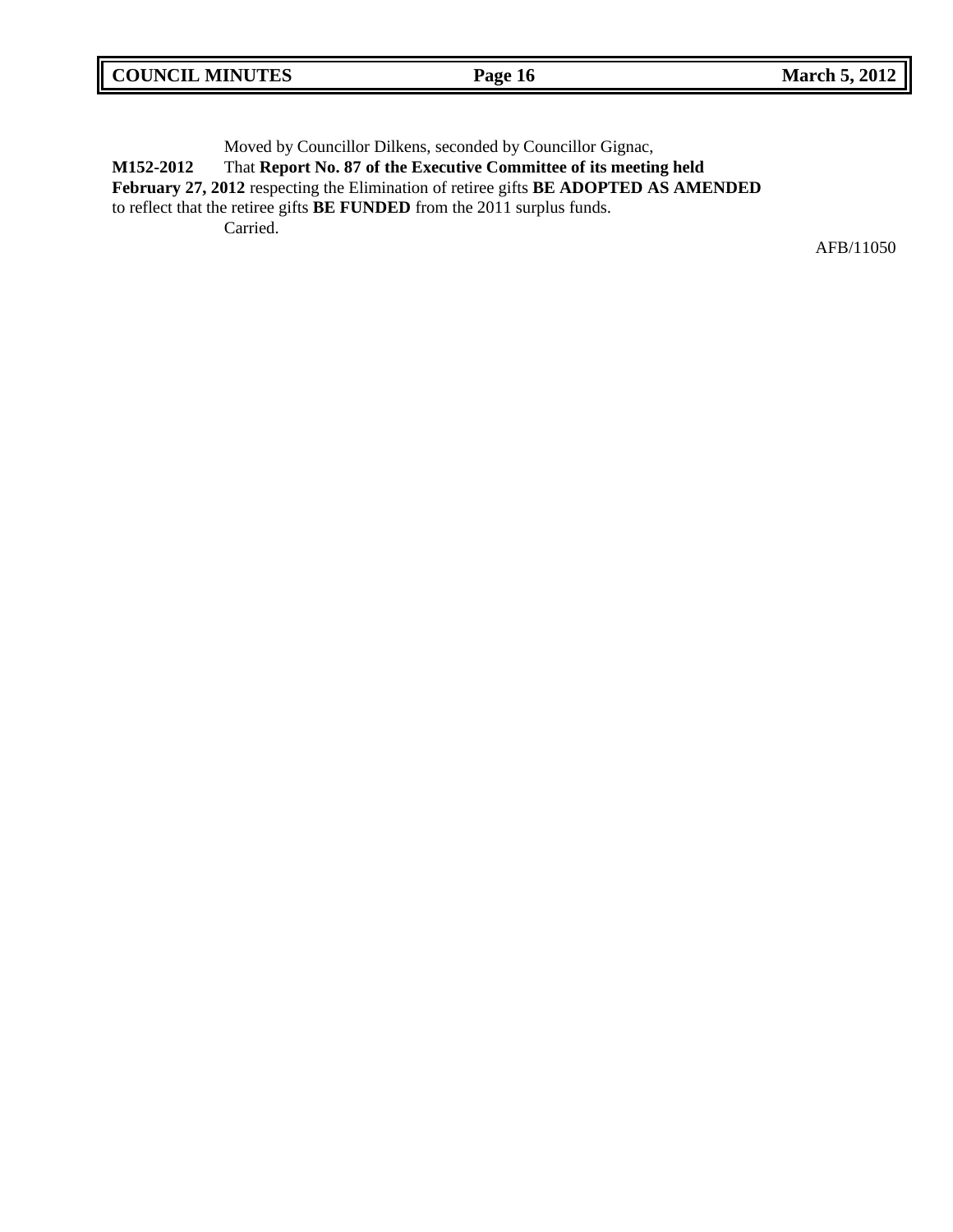Moved by Councillor Dilkens, seconded by Councillor Gignac,

**M152-2012** That **Report No. 87 of the Executive Committee of its meeting held February 27, 2012** respecting the Elimination of retiree gifts **BE ADOPTED AS AMENDED** to reflect that the retiree gifts **BE FUNDED** from the 2011 surplus funds.

Carried.

AFB/11050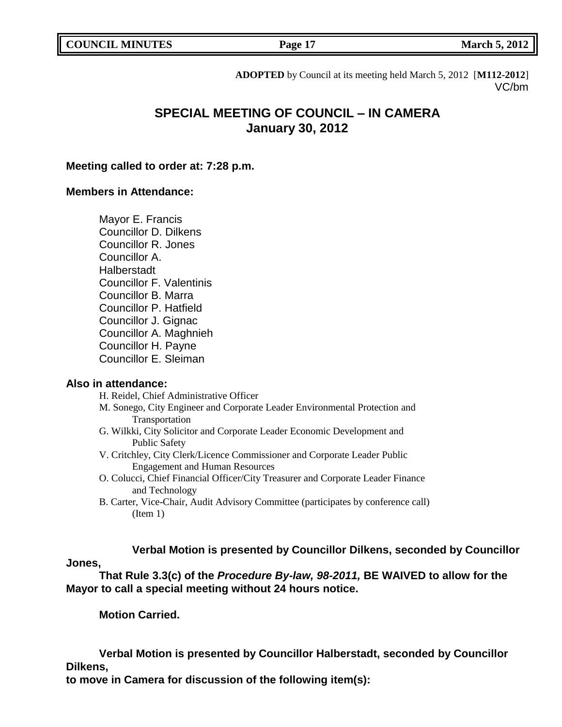**ADOPTED** by Council at its meeting held March 5, 2012 [**M112-2012**]
VC/bm

## SPECIAL MEETING OF COUNCIL – IN CAMERA
## January 30, 2012

**Meeting called to order at: 7:28 p.m.**

**Members in Attendance:**

Mayor E. Francis
Councillor D. Dilkens
Councillor R. Jones
Councillor A. Halberstadt
Councillor F. Valentinis
Councillor B. Marra
Councillor P. Hatfield
Councillor J. Gignac
Councillor A. Maghnieh
Councillor H. Payne
Councillor E. Sleiman

**Also in attendance:**

H. Reidel, Chief Administrative Officer
M. Sonego, City Engineer and Corporate Leader Environmental Protection and Transportation
G. Wilkki, City Solicitor and Corporate Leader Economic Development and Public Safety
V. Critchley, City Clerk/Licence Commissioner and Corporate Leader Public Engagement and Human Resources
O. Colucci, Chief Financial Officer/City Treasurer and Corporate Leader Finance and Technology
B. Carter, Vice-Chair, Audit Advisory Committee (participates by conference call) (Item 1)

**Verbal Motion is presented by Councillor Dilkens, seconded by Councillor Jones,**
**That Rule 3.3(c) of the *Procedure By-law, 98-2011,* BE WAIVED to allow for the Mayor to call a special meeting without 24 hours notice.**

**Motion Carried.**

**Verbal Motion is presented by Councillor Halberstadt, seconded by Councillor Dilkens,**
**to move in Camera for discussion of the following item(s):**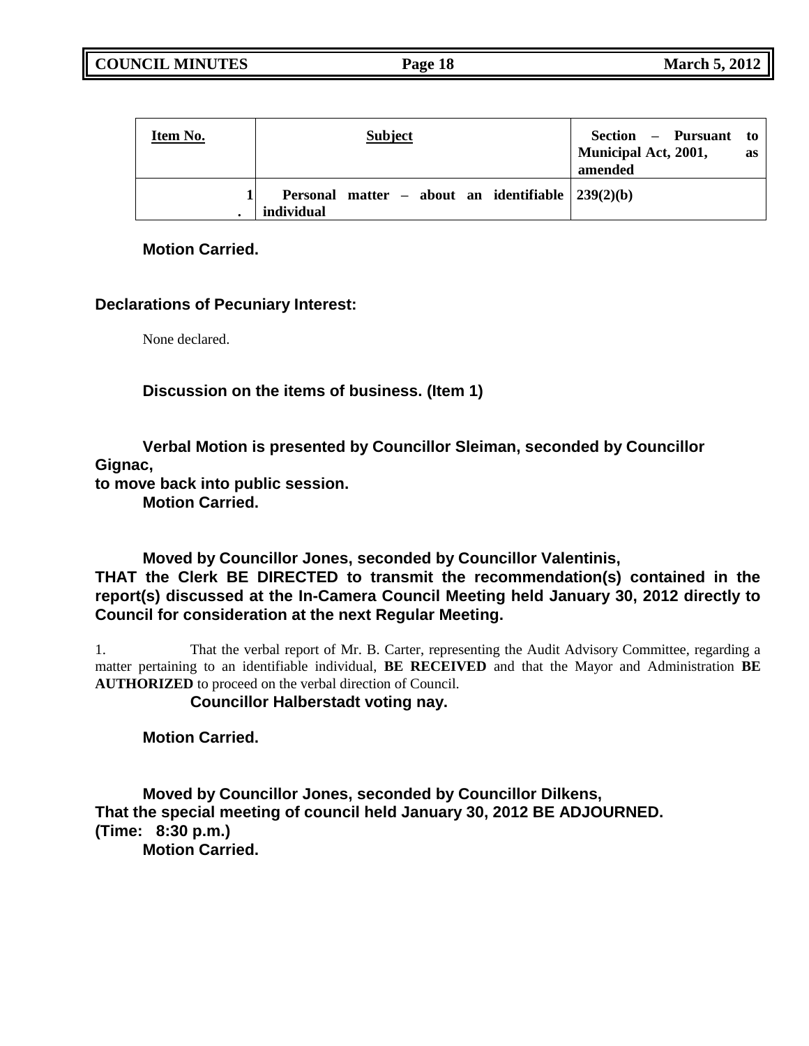| Item No. | Subject | Section – Pursuant to Municipal Act, 2001, as amended |
|---|---|---|
| 1. | **Personal matter – about an identifiable individual** | **239(2)(b)** |

**Motion Carried.**

**Declarations of Pecuniary Interest:**

None declared.

**Discussion on the items of business. (Item 1)**

**Verbal Motion is presented by Councillor Sleiman, seconded by Councillor Gignac, to move back into public session.**
**Motion Carried.**

**Moved by Councillor Jones, seconded by Councillor Valentinis,**
**THAT the Clerk BE DIRECTED to transmit the recommendation(s) contained in the report(s) discussed at the In-Camera Council Meeting held January 30, 2012 directly to Council for consideration at the next Regular Meeting.**

1. That the verbal report of Mr. B. Carter, representing the Audit Advisory Committee, regarding a matter pertaining to an identifiable individual, **BE RECEIVED** and that the Mayor and Administration **BE AUTHORIZED** to proceed on the verbal direction of Council.

**Councillor Halberstadt voting nay.**

**Motion Carried.**

**Moved by Councillor Jones, seconded by Councillor Dilkens,**
**That the special meeting of council held January 30, 2012 BE ADJOURNED.**
**(Time: 8:30 p.m.)**
**Motion Carried.**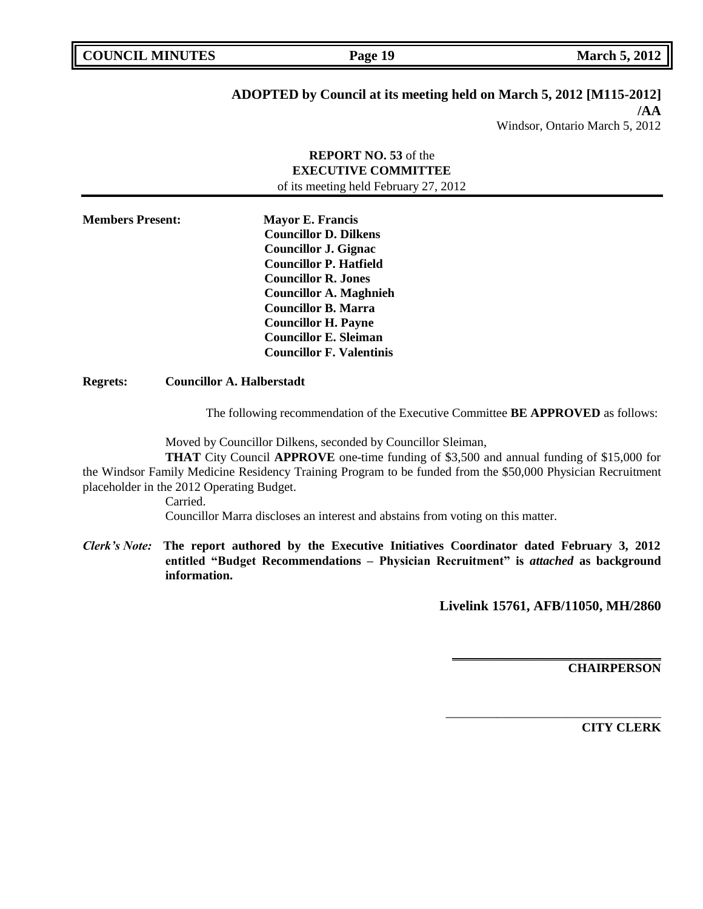**ADOPTED by Council at its meeting held on March 5, 2012 [M115-2012]**

**/AA**

Windsor, Ontario March 5, 2012

**REPORT NO. 53** of the
**EXECUTIVE COMMITTEE**
of its meeting held February 27, 2012

**Members Present:** **Mayor E. Francis**
**Councillor D. Dilkens**
**Councillor J. Gignac**
**Councillor P. Hatfield**
**Councillor R. Jones**
**Councillor A. Maghnieh**
**Councillor B. Marra**
**Councillor H. Payne**
**Councillor E. Sleiman**
**Councillor F. Valentinis**

**Regrets:** **Councillor A. Halberstadt**

The following recommendation of the Executive Committee **BE APPROVED** as follows:

Moved by Councillor Dilkens, seconded by Councillor Sleiman,

**THAT** City Council **APPROVE** one-time funding of $3,500 and annual funding of $15,000 for the Windsor Family Medicine Residency Training Program to be funded from the $50,000 Physician Recruitment placeholder in the 2012 Operating Budget.

Carried.

Councillor Marra discloses an interest and abstains from voting on this matter.

***Clerk's Note:*** **The report authored by the Executive Initiatives Coordinator dated February 3, 2012 entitled "Budget Recommendations – Physician Recruitment" is *attached* as background information.**

**Livelink 15761, AFB/11050, MH/2860**

______________________________
**CHAIRPERSON**

______________________________
**CITY CLERK**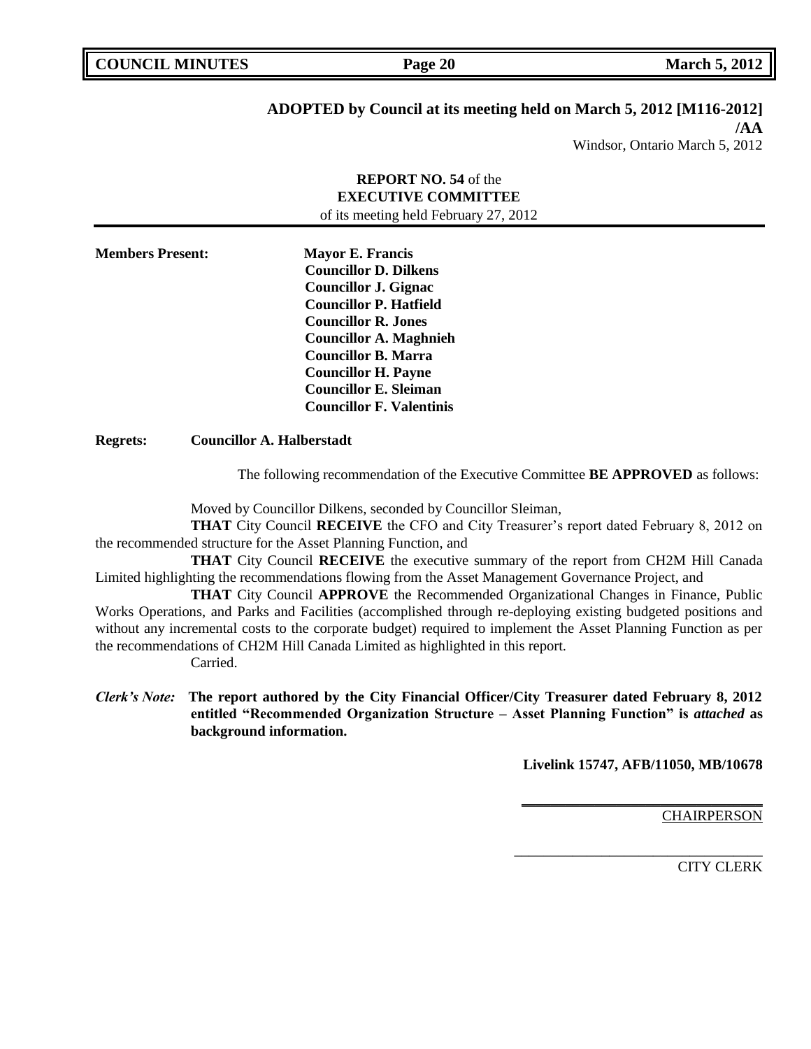**ADOPTED by Council at its meeting held on March 5, 2012 [M116-2012]**
**/AA**
Windsor, Ontario March 5, 2012

**REPORT NO. 54** of the
**EXECUTIVE COMMITTEE**
of its meeting held February 27, 2012

---

**Members Present:**

**Mayor E. Francis**
**Councillor D. Dilkens**
**Councillor J. Gignac**
**Councillor P. Hatfield**
**Councillor R. Jones**
**Councillor A. Maghnieh**
**Councillor B. Marra**
**Councillor H. Payne**
**Councillor E. Sleiman**
**Councillor F. Valentinis**

**Regrets:** **Councillor A. Halberstadt**

The following recommendation of the Executive Committee **BE APPROVED** as follows:

Moved by Councillor Dilkens, seconded by Councillor Sleiman,

**THAT** City Council **RECEIVE** the CFO and City Treasurer's report dated February 8, 2012 on the recommended structure for the Asset Planning Function, and

**THAT** City Council **RECEIVE** the executive summary of the report from CH2M Hill Canada Limited highlighting the recommendations flowing from the Asset Management Governance Project, and

**THAT** City Council **APPROVE** the Recommended Organizational Changes in Finance, Public Works Operations, and Parks and Facilities (accomplished through re-deploying existing budgeted positions and without any incremental costs to the corporate budget) required to implement the Asset Planning Function as per the recommendations of CH2M Hill Canada Limited as highlighted in this report.

Carried.

***Clerk's Note:*** **The report authored by the City Financial Officer/City Treasurer dated February 8, 2012 entitled "Recommended Organization Structure – Asset Planning Function" is *attached* as background information.**

**Livelink 15747, AFB/11050, MB/10678**

CHAIRPERSON

CITY CLERK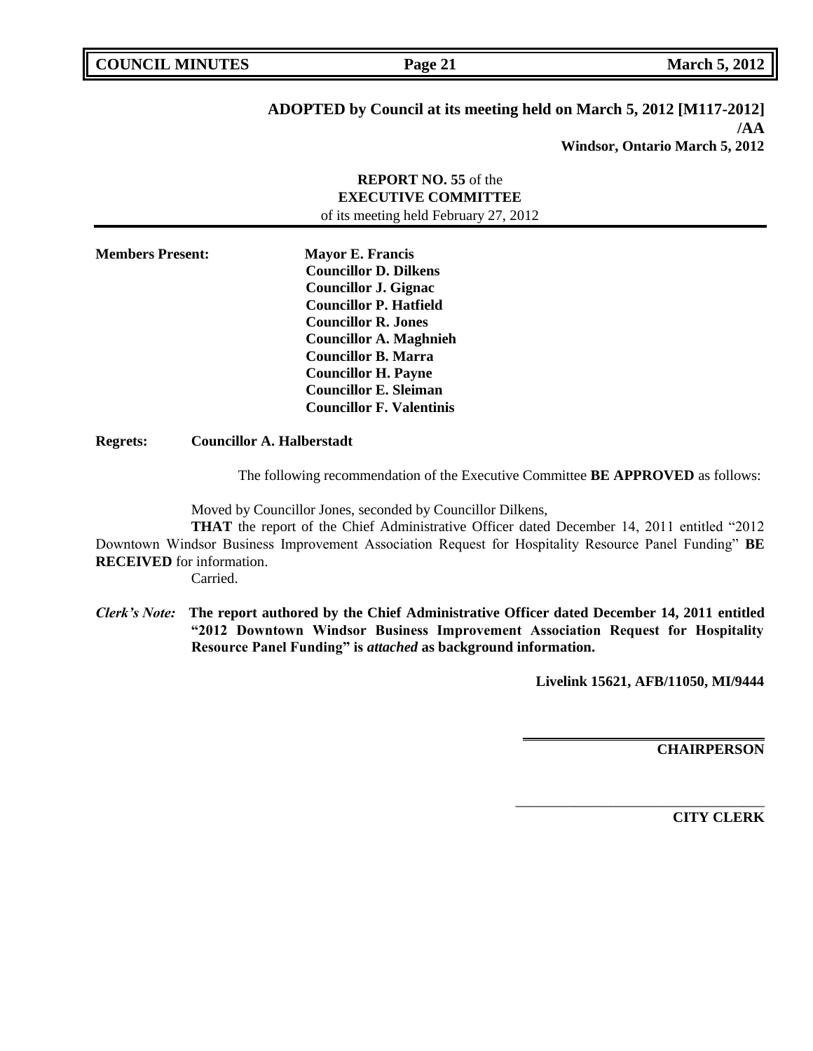**ADOPTED by Council at its meeting held on March 5, 2012 [M117-2012]**
**/AA**
**Windsor, Ontario March 5, 2012**

**REPORT NO. 55** of the
**EXECUTIVE COMMITTEE**
of its meeting held February 27, 2012

**Members Present:** **Mayor E. Francis**
**Councillor D. Dilkens**
**Councillor J. Gignac**
**Councillor P. Hatfield**
**Councillor R. Jones**
**Councillor A. Maghnieh**
**Councillor B. Marra**
**Councillor H. Payne**
**Councillor E. Sleiman**
**Councillor F. Valentinis**

**Regrets:** **Councillor A. Halberstadt**

The following recommendation of the Executive Committee **BE APPROVED** as follows:

Moved by Councillor Jones, seconded by Councillor Dilkens,

**THAT** the report of the Chief Administrative Officer dated December 14, 2011 entitled "2012 Downtown Windsor Business Improvement Association Request for Hospitality Resource Panel Funding" **BE RECEIVED** for information.

Carried.

***Clerk's Note:*** **The report authored by the Chief Administrative Officer dated December 14, 2011 entitled "2012 Downtown Windsor Business Improvement Association Request for Hospitality Resource Panel Funding" is *attached* as background information.**

**Livelink 15621, AFB/11050, MI/9444**

**CHAIRPERSON**

**CITY CLERK**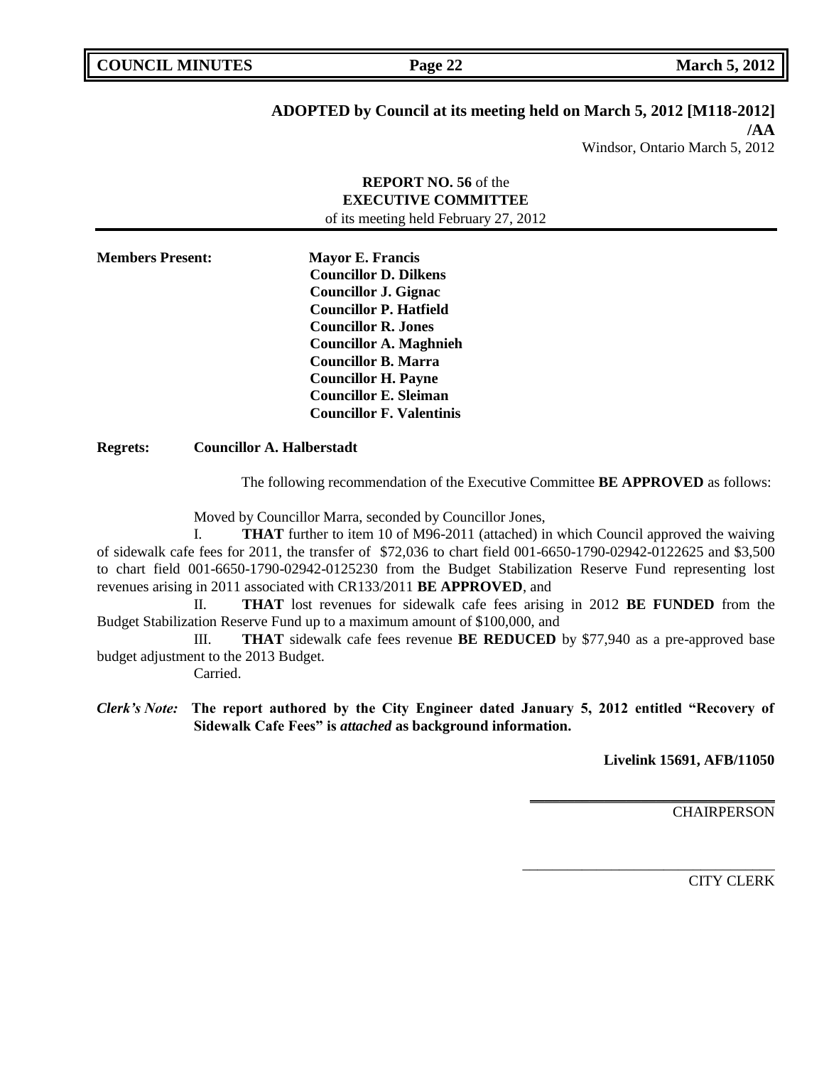**ADOPTED by Council at its meeting held on March 5, 2012 [M118-2012]**
**/AA**
Windsor, Ontario March 5, 2012

**REPORT NO. 56** of the
**EXECUTIVE COMMITTEE**
of its meeting held February 27, 2012

**Members Present:**

**Mayor E. Francis**
**Councillor D. Dilkens**
**Councillor J. Gignac**
**Councillor P. Hatfield**
**Councillor R. Jones**
**Councillor A. Maghnieh**
**Councillor B. Marra**
**Councillor H. Payne**
**Councillor E. Sleiman**
**Councillor F. Valentinis**

**Regrets:** **Councillor A. Halberstadt**

The following recommendation of the Executive Committee **BE APPROVED** as follows:

Moved by Councillor Marra, seconded by Councillor Jones,

I. **THAT** further to item 10 of M96-2011 (attached) in which Council approved the waiving of sidewalk cafe fees for 2011, the transfer of $72,036 to chart field 001-6650-1790-02942-0122625 and $3,500 to chart field 001-6650-1790-02942-0125230 from the Budget Stabilization Reserve Fund representing lost revenues arising in 2011 associated with CR133/2011 **BE APPROVED**, and

II. **THAT** lost revenues for sidewalk cafe fees arising in 2012 **BE FUNDED** from the Budget Stabilization Reserve Fund up to a maximum amount of $100,000, and

III. **THAT** sidewalk cafe fees revenue **BE REDUCED** by $77,940 as a pre-approved base budget adjustment to the 2013 Budget.

Carried.

***Clerk's Note:*** **The report authored by the City Engineer dated January 5, 2012 entitled "Recovery of Sidewalk Cafe Fees" is *attached* as background information.**

**Livelink 15691, AFB/11050**

CHAIRPERSON

CITY CLERK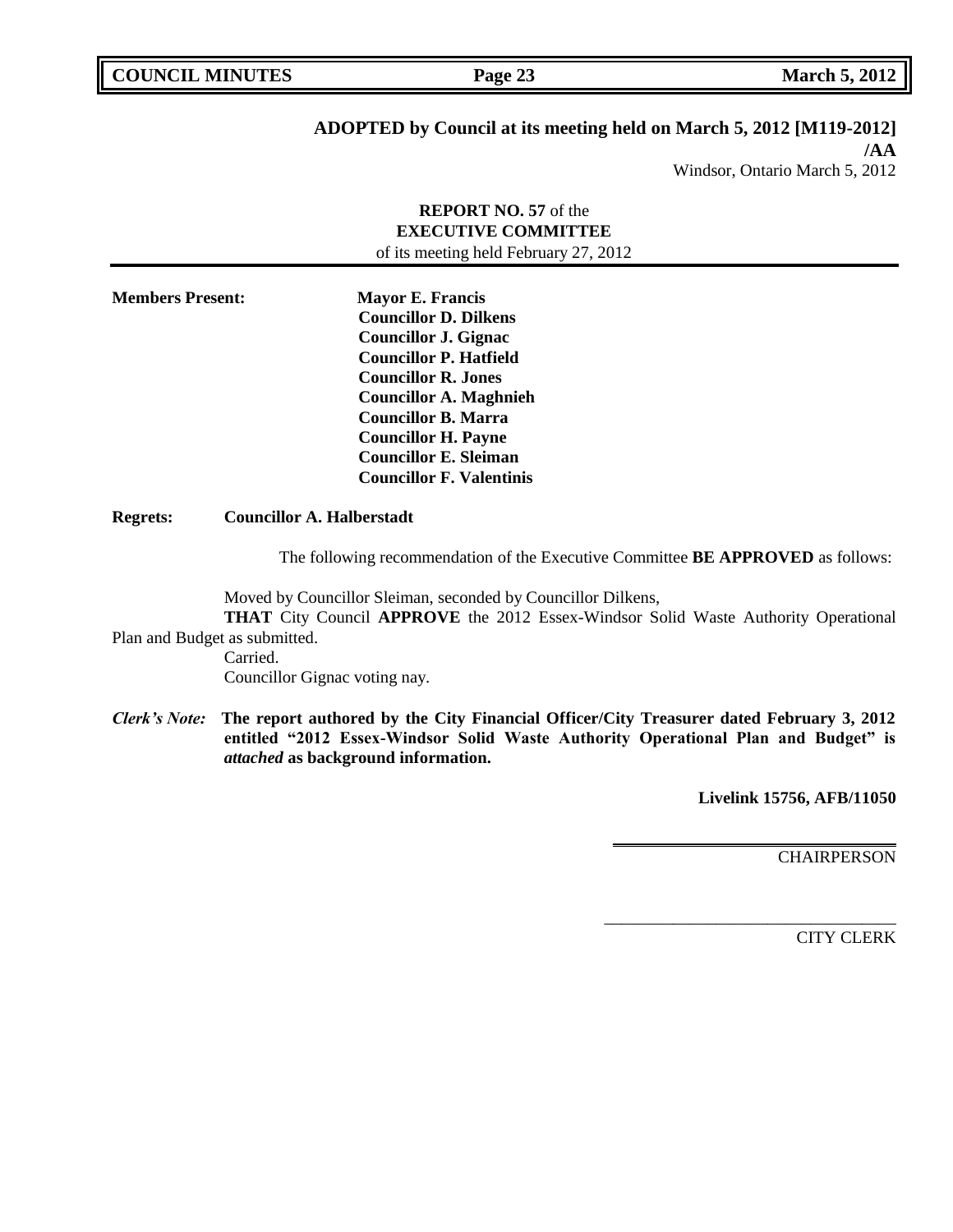**ADOPTED by Council at its meeting held on March 5, 2012 [M119-2012]**
**/AA**
Windsor, Ontario March 5, 2012

**REPORT NO. 57** of the
**EXECUTIVE COMMITTEE**
of its meeting held February 27, 2012

**Members Present:**
**Mayor E. Francis**
**Councillor D. Dilkens**
**Councillor J. Gignac**
**Councillor P. Hatfield**
**Councillor R. Jones**
**Councillor A. Maghnieh**
**Councillor B. Marra**
**Councillor H. Payne**
**Councillor E. Sleiman**
**Councillor F. Valentinis**

**Regrets:** **Councillor A. Halberstadt**

The following recommendation of the Executive Committee **BE APPROVED** as follows:

Moved by Councillor Sleiman, seconded by Councillor Dilkens,
**THAT** City Council **APPROVE** the 2012 Essex-Windsor Solid Waste Authority Operational Plan and Budget as submitted.
Carried.
Councillor Gignac voting nay.

***Clerk's Note:*** **The report authored by the City Financial Officer/City Treasurer dated February 3, 2012 entitled "2012 Essex-Windsor Solid Waste Authority Operational Plan and Budget" is *attached* as background information.**

**Livelink 15756, AFB/11050**

CHAIRPERSON

CITY CLERK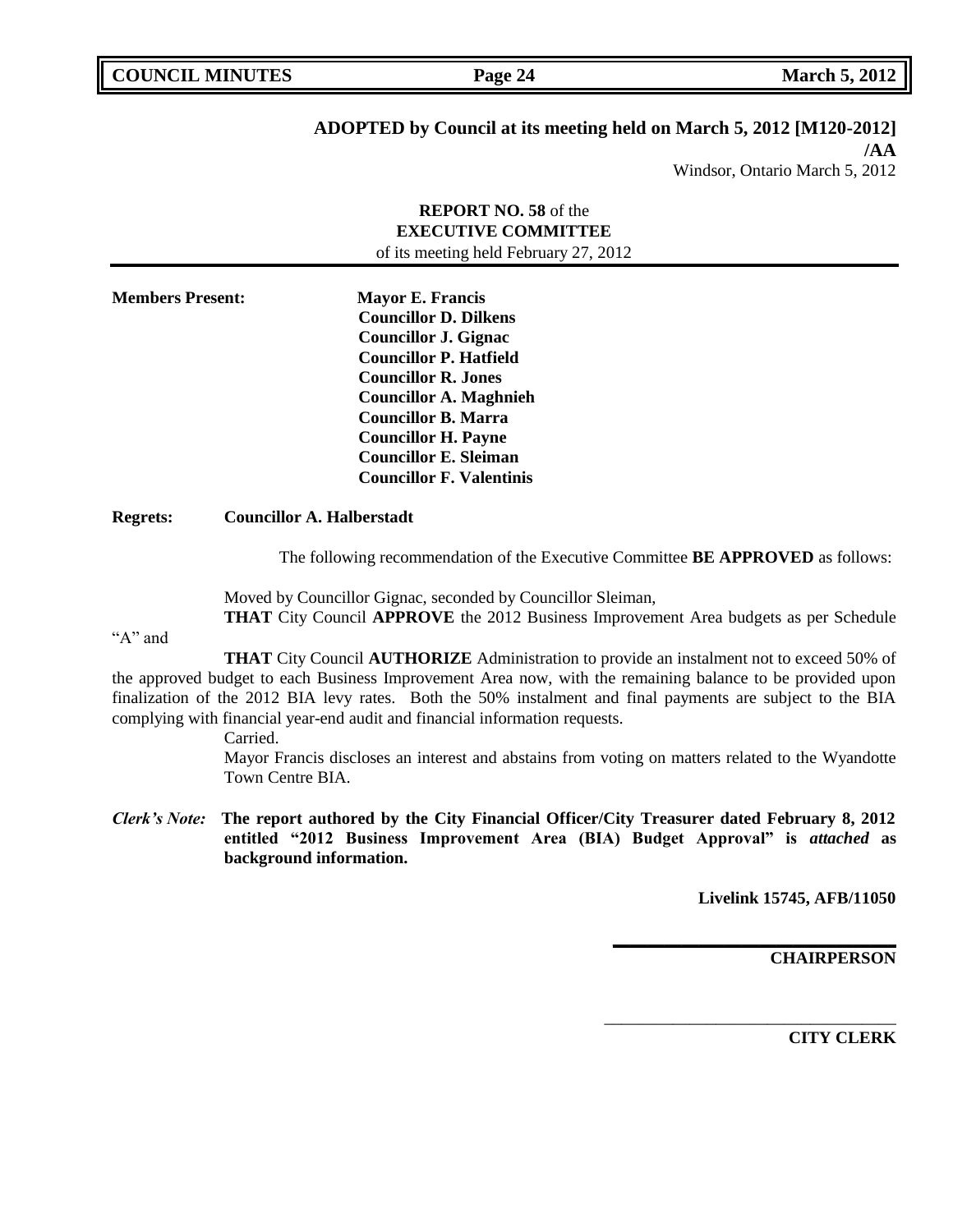**ADOPTED by Council at its meeting held on March 5, 2012 [M120-2012]**

**/AA**

Windsor, Ontario March 5, 2012

**REPORT NO. 58** of the
**EXECUTIVE COMMITTEE**
of its meeting held February 27, 2012

**Members Present:**

**Mayor E. Francis**
**Councillor D. Dilkens**
**Councillor J. Gignac**
**Councillor P. Hatfield**
**Councillor R. Jones**
**Councillor A. Maghnieh**
**Councillor B. Marra**
**Councillor H. Payne**
**Councillor E. Sleiman**
**Councillor F. Valentinis**

**Regrets:** **Councillor A. Halberstadt**

The following recommendation of the Executive Committee **BE APPROVED** as follows:

Moved by Councillor Gignac, seconded by Councillor Sleiman,

**THAT** City Council **APPROVE** the 2012 Business Improvement Area budgets as per Schedule "A" and

**THAT** City Council **AUTHORIZE** Administration to provide an instalment not to exceed 50% of the approved budget to each Business Improvement Area now, with the remaining balance to be provided upon finalization of the 2012 BIA levy rates. Both the 50% instalment and final payments are subject to the BIA complying with financial year-end audit and financial information requests.

Carried.

Mayor Francis discloses an interest and abstains from voting on matters related to the Wyandotte Town Centre BIA.

***Clerk's Note:*** **The report authored by the City Financial Officer/City Treasurer dated February 8, 2012 entitled "2012 Business Improvement Area (BIA) Budget Approval" is *attached* as background information.**

**Livelink 15745, AFB/11050**

**CHAIRPERSON**

**CITY CLERK**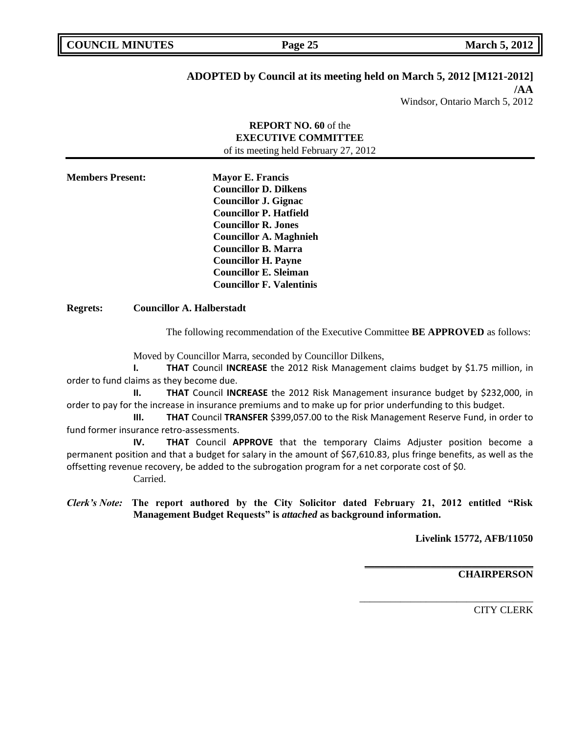**ADOPTED by Council at its meeting held on March 5, 2012 [M121-2012]**
**/AA**
Windsor, Ontario March 5, 2012

**REPORT NO. 60** of the
**EXECUTIVE COMMITTEE**
of its meeting held February 27, 2012

**Members Present:**
**Mayor E. Francis**
**Councillor D. Dilkens**
**Councillor J. Gignac**
**Councillor P. Hatfield**
**Councillor R. Jones**
**Councillor A. Maghnieh**
**Councillor B. Marra**
**Councillor H. Payne**
**Councillor E. Sleiman**
**Councillor F. Valentinis**

**Regrets:** **Councillor A. Halberstadt**

The following recommendation of the Executive Committee **BE APPROVED** as follows:

Moved by Councillor Marra, seconded by Councillor Dilkens,

**I.** **THAT** Council **INCREASE** the 2012 Risk Management claims budget by $1.75 million, in order to fund claims as they become due.

**II.** **THAT** Council **INCREASE** the 2012 Risk Management insurance budget by $232,000, in order to pay for the increase in insurance premiums and to make up for prior underfunding to this budget.

**III.** **THAT** Council **TRANSFER** $399,057.00 to the Risk Management Reserve Fund, in order to fund former insurance retro-assessments.

**IV.** **THAT** Council **APPROVE** that the temporary Claims Adjuster position become a permanent position and that a budget for salary in the amount of $67,610.83, plus fringe benefits, as well as the offsetting revenue recovery, be added to the subrogation program for a net corporate cost of $0.

Carried.

***Clerk's Note:*** **The report authored by the City Solicitor dated February 21, 2012 entitled "Risk Management Budget Requests" is *attached* as background information.**

**Livelink 15772, AFB/11050**

**CHAIRPERSON**

CITY CLERK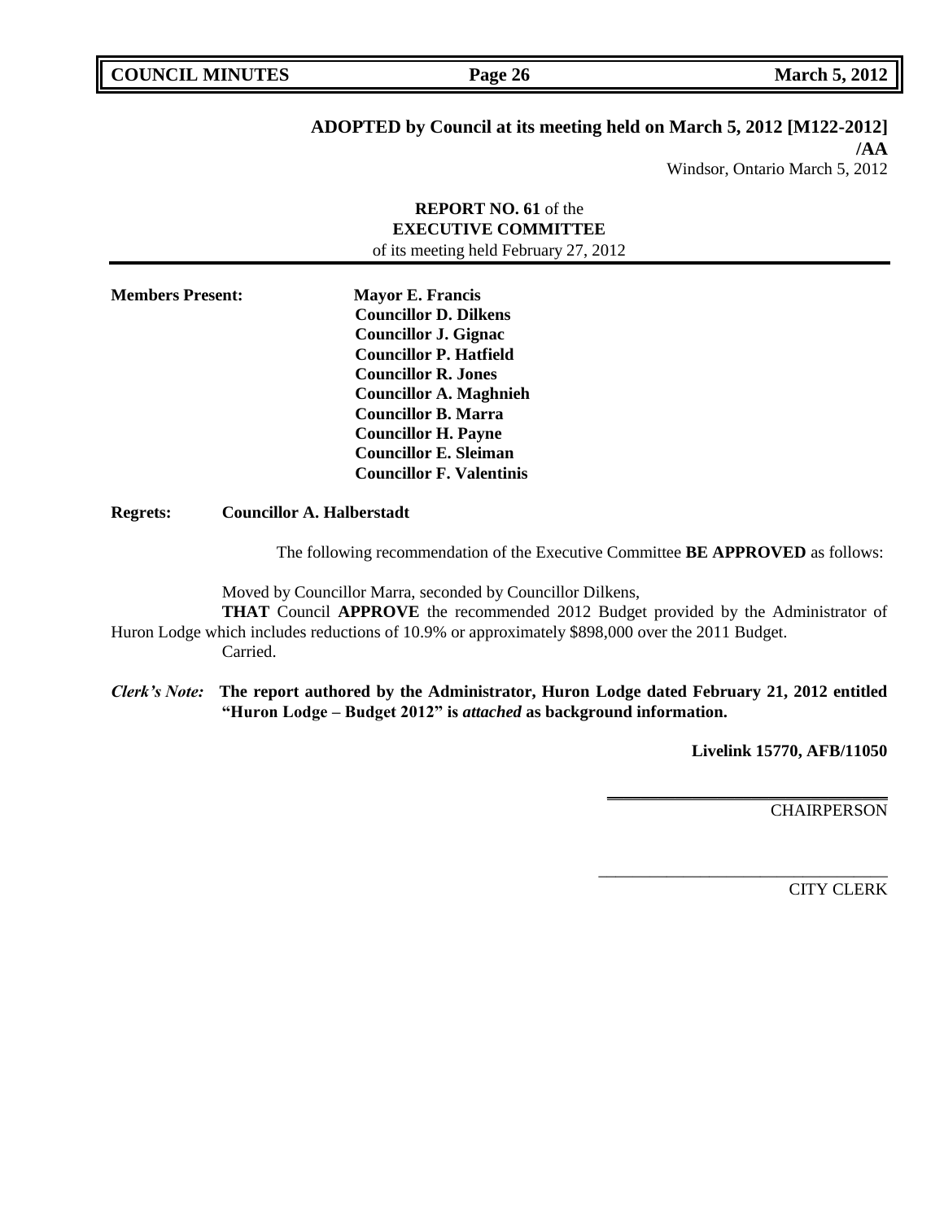**ADOPTED by Council at its meeting held on March 5, 2012 [M122-2012]**
**/AA**
Windsor, Ontario March 5, 2012

**REPORT NO. 61** of the
**EXECUTIVE COMMITTEE**
of its meeting held February 27, 2012

**Members Present:**
**Mayor E. Francis**
**Councillor D. Dilkens**
**Councillor J. Gignac**
**Councillor P. Hatfield**
**Councillor R. Jones**
**Councillor A. Maghnieh**
**Councillor B. Marra**
**Councillor H. Payne**
**Councillor E. Sleiman**
**Councillor F. Valentinis**

**Regrets:** **Councillor A. Halberstadt**

The following recommendation of the Executive Committee **BE APPROVED** as follows:

Moved by Councillor Marra, seconded by Councillor Dilkens,

**THAT** Council **APPROVE** the recommended 2012 Budget provided by the Administrator of Huron Lodge which includes reductions of 10.9% or approximately $898,000 over the 2011 Budget.

Carried.

***Clerk's Note:*** **The report authored by the Administrator, Huron Lodge dated February 21, 2012 entitled "Huron Lodge – Budget 2012" is *attached* as background information.**

**Livelink 15770, AFB/11050**

\_\_\_\_\_\_\_\_\_\_\_\_\_\_\_\_\_\_\_\_\_\_\_\_\_\_\_\_\_\_\_\_\_\_
CHAIRPERSON

\_\_\_\_\_\_\_\_\_\_\_\_\_\_\_\_\_\_\_\_\_\_\_\_\_\_\_\_\_\_\_\_\_\_
CITY CLERK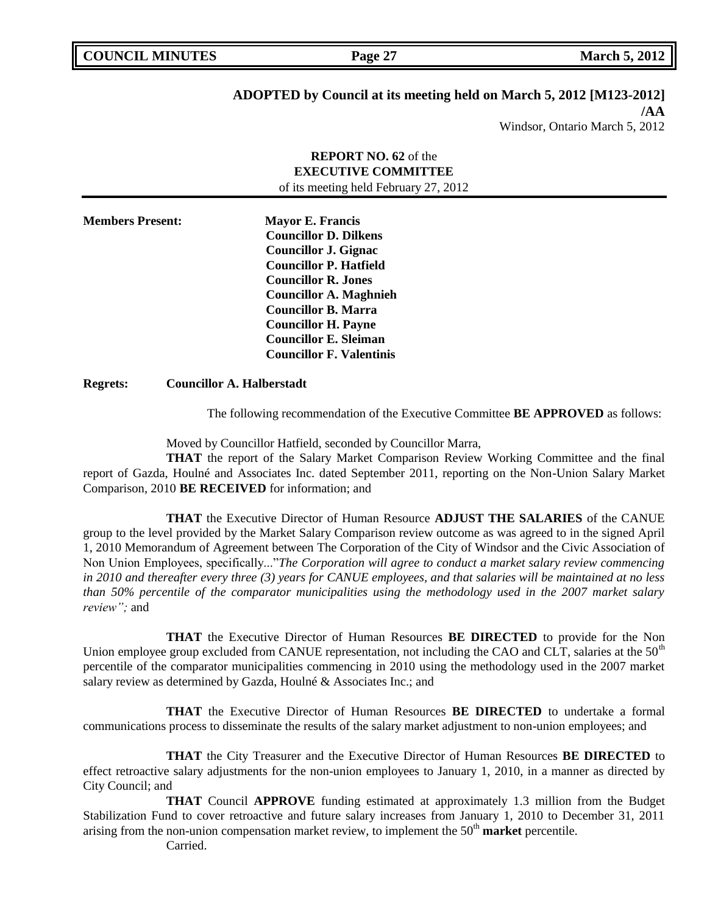**ADOPTED by Council at its meeting held on March 5, 2012 [M123-2012]**
**/AA**
Windsor, Ontario March 5, 2012

**REPORT NO. 62** of the
**EXECUTIVE COMMITTEE**
of its meeting held February 27, 2012

**Members Present:** **Mayor E. Francis**
**Councillor D. Dilkens**
**Councillor J. Gignac**
**Councillor P. Hatfield**
**Councillor R. Jones**
**Councillor A. Maghnieh**
**Councillor B. Marra**
**Councillor H. Payne**
**Councillor E. Sleiman**
**Councillor F. Valentinis**

**Regrets:** **Councillor A. Halberstadt**

The following recommendation of the Executive Committee **BE APPROVED** as follows:

Moved by Councillor Hatfield, seconded by Councillor Marra,

**THAT** the report of the Salary Market Comparison Review Working Committee and the final report of Gazda, Houlné and Associates Inc. dated September 2011, reporting on the Non-Union Salary Market Comparison, 2010 **BE RECEIVED** for information; and

**THAT** the Executive Director of Human Resource **ADJUST THE SALARIES** of the CANUE group to the level provided by the Market Salary Comparison review outcome as was agreed to in the signed April 1, 2010 Memorandum of Agreement between The Corporation of the City of Windsor and the Civic Association of Non Union Employees, specifically..."*The Corporation will agree to conduct a market salary review commencing in 2010 and thereafter every three (3) years for CANUE employees, and that salaries will be maintained at no less than 50% percentile of the comparator municipalities using the methodology used in the 2007 market salary review";* and

**THAT** the Executive Director of Human Resources **BE DIRECTED** to provide for the Non Union employee group excluded from CANUE representation, not including the CAO and CLT, salaries at the 50th percentile of the comparator municipalities commencing in 2010 using the methodology used in the 2007 market salary review as determined by Gazda, Houlné & Associates Inc.; and

**THAT** the Executive Director of Human Resources **BE DIRECTED** to undertake a formal communications process to disseminate the results of the salary market adjustment to non-union employees; and

**THAT** the City Treasurer and the Executive Director of Human Resources **BE DIRECTED** to effect retroactive salary adjustments for the non-union employees to January 1, 2010, in a manner as directed by City Council; and

**THAT** Council **APPROVE** funding estimated at approximately 1.3 million from the Budget Stabilization Fund to cover retroactive and future salary increases from January 1, 2010 to December 31, 2011 arising from the non-union compensation market review, to implement the 50th **market** percentile.

Carried.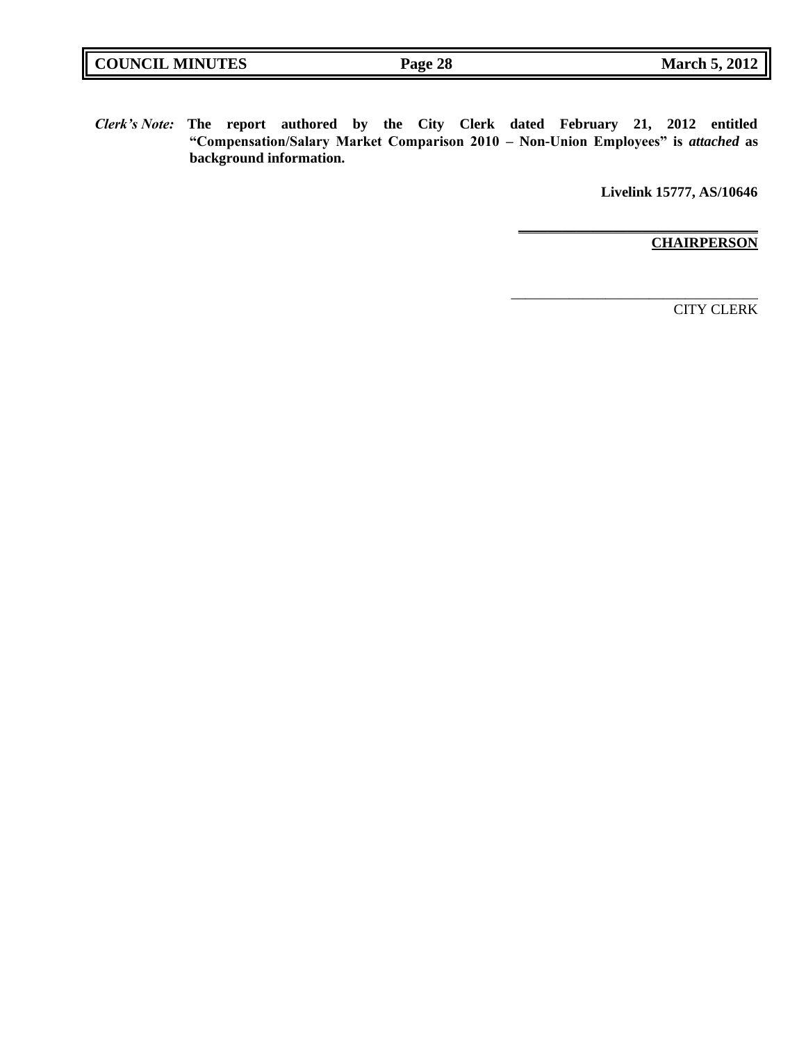*Clerk's Note:* **The report authored by the City Clerk dated February 21, 2012 entitled "Compensation/Salary Market Comparison 2010 – Non-Union Employees" is *attached* as background information.**

**Livelink 15777, AS/10646**

**CHAIRPERSON**

CITY CLERK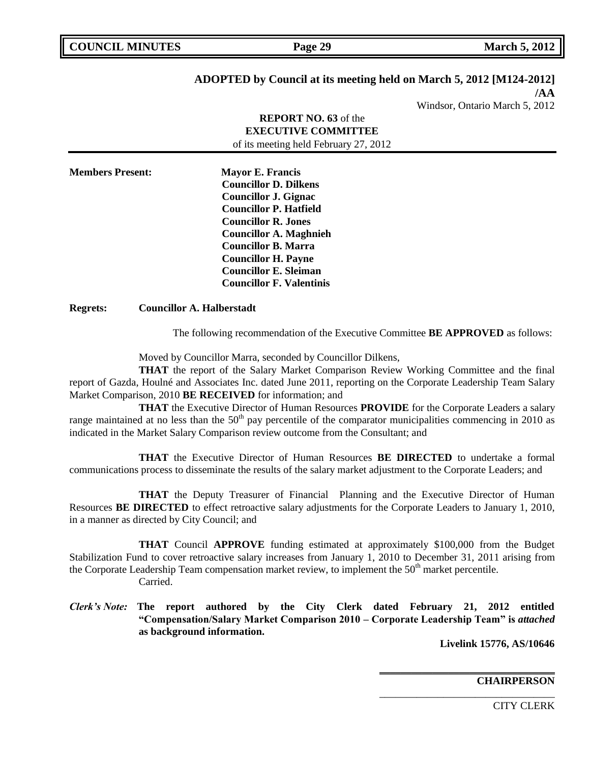**ADOPTED by Council at its meeting held on March 5, 2012 [M124-2012]**

**/AA**

Windsor, Ontario March 5, 2012

**REPORT NO. 63** of the
**EXECUTIVE COMMITTEE**
of its meeting held February 27, 2012

**Members Present:** **Mayor E. Francis**
**Councillor D. Dilkens**
**Councillor J. Gignac**
**Councillor P. Hatfield**
**Councillor R. Jones**
**Councillor A. Maghnieh**
**Councillor B. Marra**
**Councillor H. Payne**
**Councillor E. Sleiman**
**Councillor F. Valentinis**

**Regrets:** **Councillor A. Halberstadt**

The following recommendation of the Executive Committee **BE APPROVED** as follows:

Moved by Councillor Marra, seconded by Councillor Dilkens,

**THAT** the report of the Salary Market Comparison Review Working Committee and the final report of Gazda, Houlné and Associates Inc. dated June 2011, reporting on the Corporate Leadership Team Salary Market Comparison, 2010 **BE RECEIVED** for information; and

**THAT** the Executive Director of Human Resources **PROVIDE** for the Corporate Leaders a salary range maintained at no less than the 50th pay percentile of the comparator municipalities commencing in 2010 as indicated in the Market Salary Comparison review outcome from the Consultant; and

**THAT** the Executive Director of Human Resources **BE DIRECTED** to undertake a formal communications process to disseminate the results of the salary market adjustment to the Corporate Leaders; and

**THAT** the Deputy Treasurer of Financial Planning and the Executive Director of Human Resources **BE DIRECTED** to effect retroactive salary adjustments for the Corporate Leaders to January 1, 2010, in a manner as directed by City Council; and

**THAT** Council **APPROVE** funding estimated at approximately $100,000 from the Budget Stabilization Fund to cover retroactive salary increases from January 1, 2010 to December 31, 2011 arising from the Corporate Leadership Team compensation market review, to implement the 50th market percentile.

Carried.

***Clerk's Note:*** **The report authored by the City Clerk dated February 21, 2012 entitled "Compensation/Salary Market Comparison 2010 – Corporate Leadership Team" is *attached* as background information.**

**Livelink 15776, AS/10646**

**CHAIRPERSON**

CITY CLERK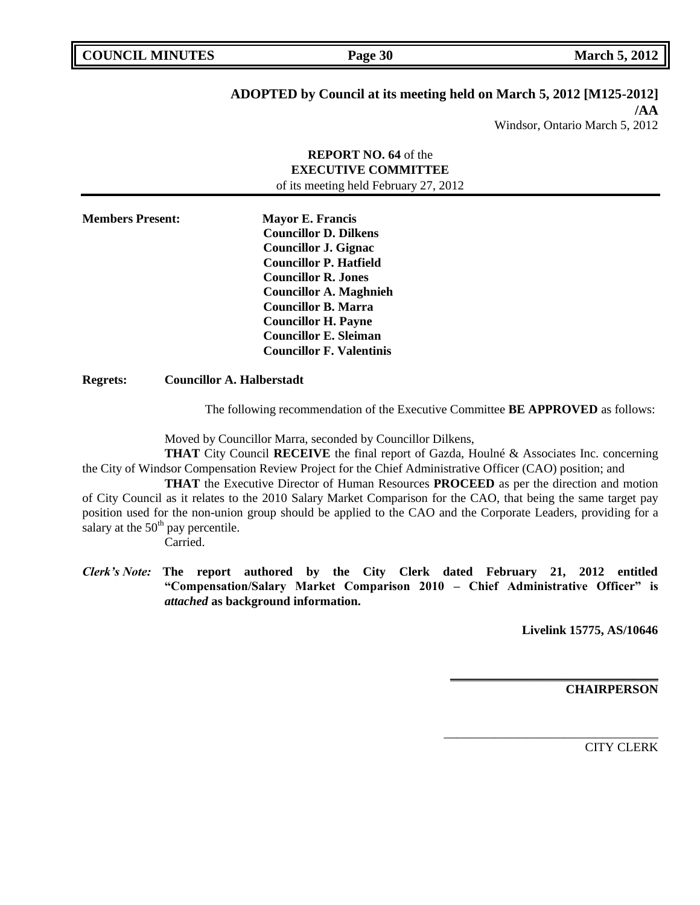**ADOPTED by Council at its meeting held on March 5, 2012 [M125-2012]**
**/AA**
Windsor, Ontario March 5, 2012

**REPORT NO. 64** of the
**EXECUTIVE COMMITTEE**
of its meeting held February 27, 2012

**Members Present:** **Mayor E. Francis**
**Councillor D. Dilkens**
**Councillor J. Gignac**
**Councillor P. Hatfield**
**Councillor R. Jones**
**Councillor A. Maghnieh**
**Councillor B. Marra**
**Councillor H. Payne**
**Councillor E. Sleiman**
**Councillor F. Valentinis**

**Regrets:** **Councillor A. Halberstadt**

The following recommendation of the Executive Committee **BE APPROVED** as follows:

Moved by Councillor Marra, seconded by Councillor Dilkens,

**THAT** City Council **RECEIVE** the final report of Gazda, Houlné & Associates Inc. concerning the City of Windsor Compensation Review Project for the Chief Administrative Officer (CAO) position; and

**THAT** the Executive Director of Human Resources **PROCEED** as per the direction and motion of City Council as it relates to the 2010 Salary Market Comparison for the CAO, that being the same target pay position used for the non-union group should be applied to the CAO and the Corporate Leaders, providing for a salary at the 50th pay percentile.

Carried.

***Clerk's Note:*** **The report authored by the City Clerk dated February 21, 2012 entitled "Compensation/Salary Market Comparison 2010 – Chief Administrative Officer" is *attached* as background information.**

**Livelink 15775, AS/10646**

**CHAIRPERSON**

CITY CLERK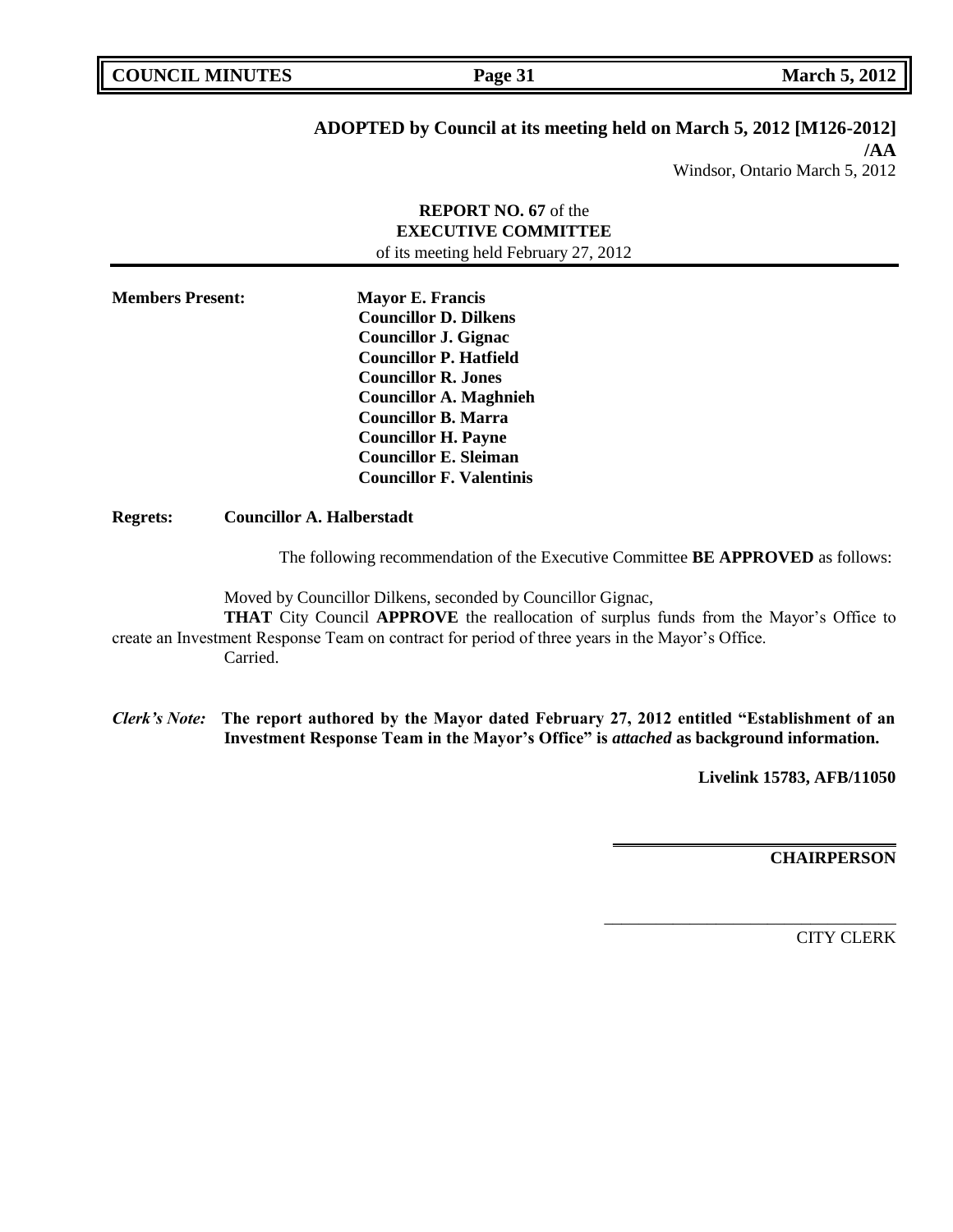**ADOPTED by Council at its meeting held on March 5, 2012 [M126-2012]**
**/AA**
Windsor, Ontario March 5, 2012

**REPORT NO. 67** of the
**EXECUTIVE COMMITTEE**
of its meeting held February 27, 2012

**Members Present:**
**Mayor E. Francis**
**Councillor D. Dilkens**
**Councillor J. Gignac**
**Councillor P. Hatfield**
**Councillor R. Jones**
**Councillor A. Maghnieh**
**Councillor B. Marra**
**Councillor H. Payne**
**Councillor E. Sleiman**
**Councillor F. Valentinis**

**Regrets:** **Councillor A. Halberstadt**

The following recommendation of the Executive Committee **BE APPROVED** as follows:

Moved by Councillor Dilkens, seconded by Councillor Gignac,
**THAT** City Council **APPROVE** the reallocation of surplus funds from the Mayor's Office to create an Investment Response Team on contract for period of three years in the Mayor's Office.
Carried.

***Clerk's Note:*** **The report authored by the Mayor dated February 27, 2012 entitled "Establishment of an Investment Response Team in the Mayor's Office" is *attached* as background information.**

**Livelink 15783, AFB/11050**

**CHAIRPERSON**

CITY CLERK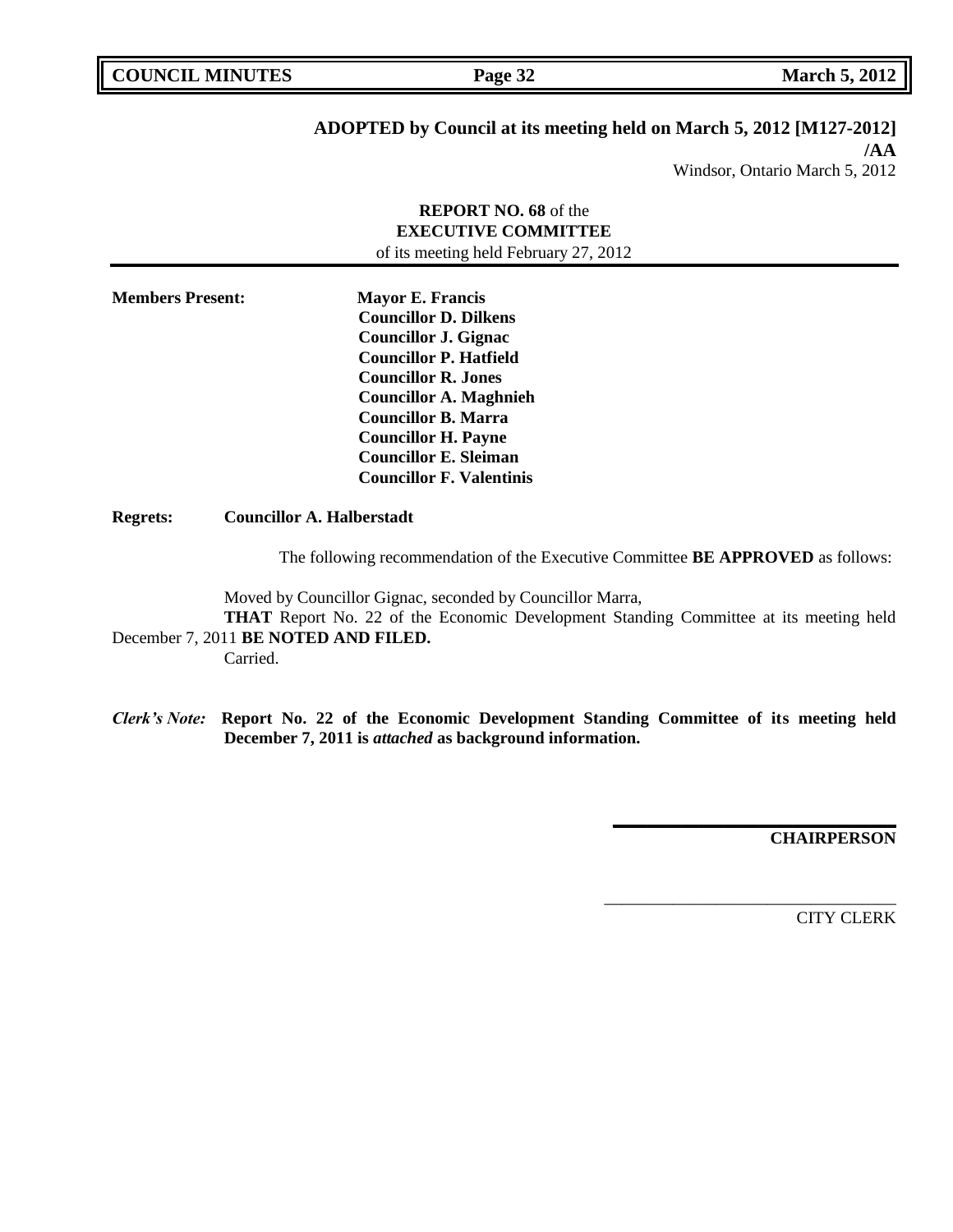**ADOPTED by Council at its meeting held on March 5, 2012 [M127-2012]**
**/AA**
Windsor, Ontario March 5, 2012

**REPORT NO. 68** of the
**EXECUTIVE COMMITTEE**
of its meeting held February 27, 2012

**Members Present:**
**Mayor E. Francis**
**Councillor D. Dilkens**
**Councillor J. Gignac**
**Councillor P. Hatfield**
**Councillor R. Jones**
**Councillor A. Maghnieh**
**Councillor B. Marra**
**Councillor H. Payne**
**Councillor E. Sleiman**
**Councillor F. Valentinis**

**Regrets:** **Councillor A. Halberstadt**

The following recommendation of the Executive Committee **BE APPROVED** as follows:

Moved by Councillor Gignac, seconded by Councillor Marra,
**THAT** Report No. 22 of the Economic Development Standing Committee at its meeting held December 7, 2011 **BE NOTED AND FILED.**
Carried.

***Clerk's Note:*** **Report No. 22 of the Economic Development Standing Committee of its meeting held December 7, 2011 is *attached* as background information.**

**CHAIRPERSON**

CITY CLERK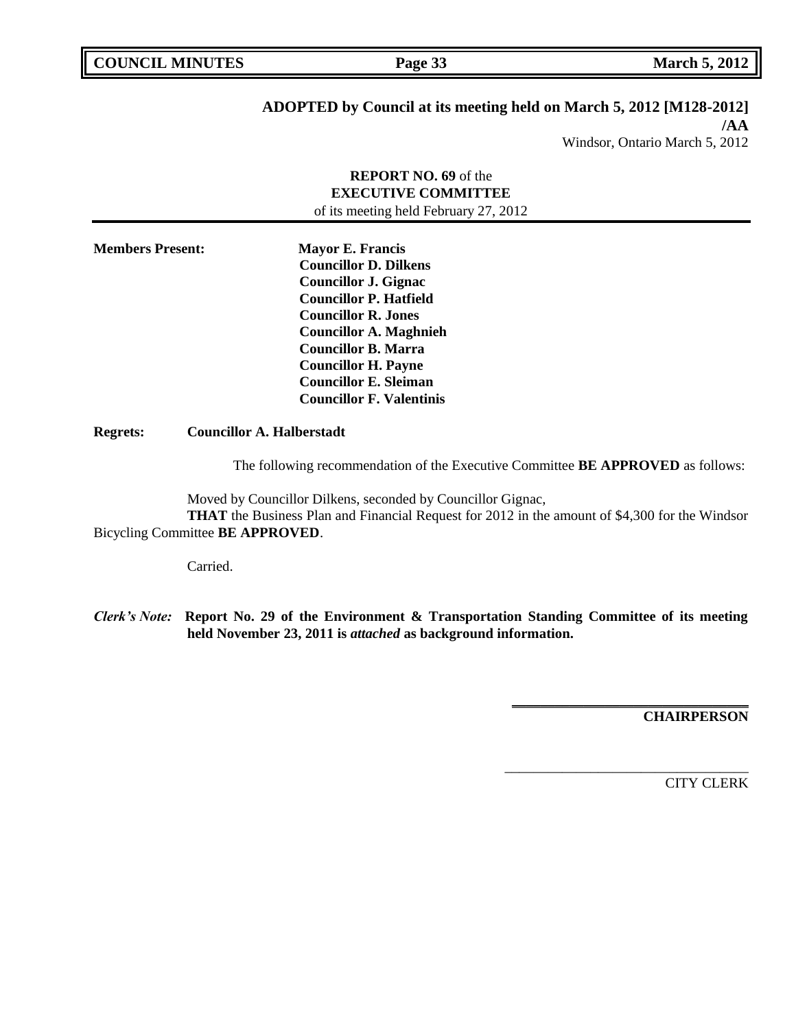**ADOPTED by Council at its meeting held on March 5, 2012 [M128-2012] /AA**

Windsor, Ontario March 5, 2012

**REPORT NO. 69** of the
**EXECUTIVE COMMITTEE**
of its meeting held February 27, 2012

**Members Present:**
**Mayor E. Francis**
**Councillor D. Dilkens**
**Councillor J. Gignac**
**Councillor P. Hatfield**
**Councillor R. Jones**
**Councillor A. Maghnieh**
**Councillor B. Marra**
**Councillor H. Payne**
**Councillor E. Sleiman**
**Councillor F. Valentinis**

**Regrets:** **Councillor A. Halberstadt**

The following recommendation of the Executive Committee **BE APPROVED** as follows:

Moved by Councillor Dilkens, seconded by Councillor Gignac,

**THAT** the Business Plan and Financial Request for 2012 in the amount of $4,300 for the Windsor Bicycling Committee **BE APPROVED**.

Carried.

*Clerk's Note:* **Report No. 29 of the Environment & Transportation Standing Committee of its meeting held November 23, 2011 is *attached* as background information.**

**CHAIRPERSON**

CITY CLERK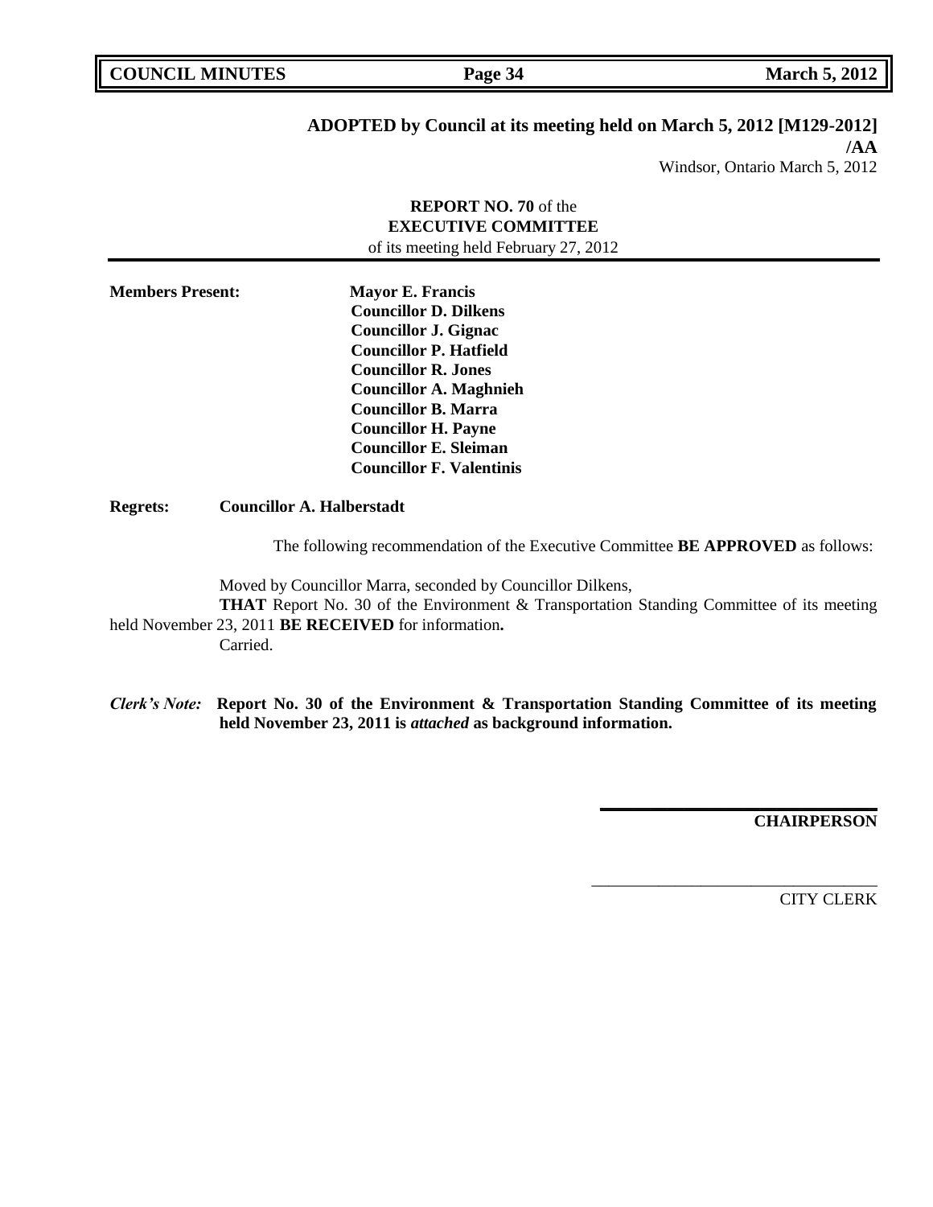**ADOPTED by Council at its meeting held on March 5, 2012 [M129-2012]**
**/AA**
Windsor, Ontario March 5, 2012

**REPORT NO. 70** of the
**EXECUTIVE COMMITTEE**
of its meeting held February 27, 2012

**Members Present:** **Mayor E. Francis**
**Councillor D. Dilkens**
**Councillor J. Gignac**
**Councillor P. Hatfield**
**Councillor R. Jones**
**Councillor A. Maghnieh**
**Councillor B. Marra**
**Councillor H. Payne**
**Councillor E. Sleiman**
**Councillor F. Valentinis**

**Regrets:** **Councillor A. Halberstadt**

The following recommendation of the Executive Committee **BE APPROVED** as follows:

Moved by Councillor Marra, seconded by Councillor Dilkens,
**THAT** Report No. 30 of the Environment & Transportation Standing Committee of its meeting held November 23, 2011 **BE RECEIVED** for information**.**
Carried.

***Clerk's Note:*** **Report No. 30 of the Environment & Transportation Standing Committee of its meeting held November 23, 2011 is *attached* as background information.**

**CHAIRPERSON**

CITY CLERK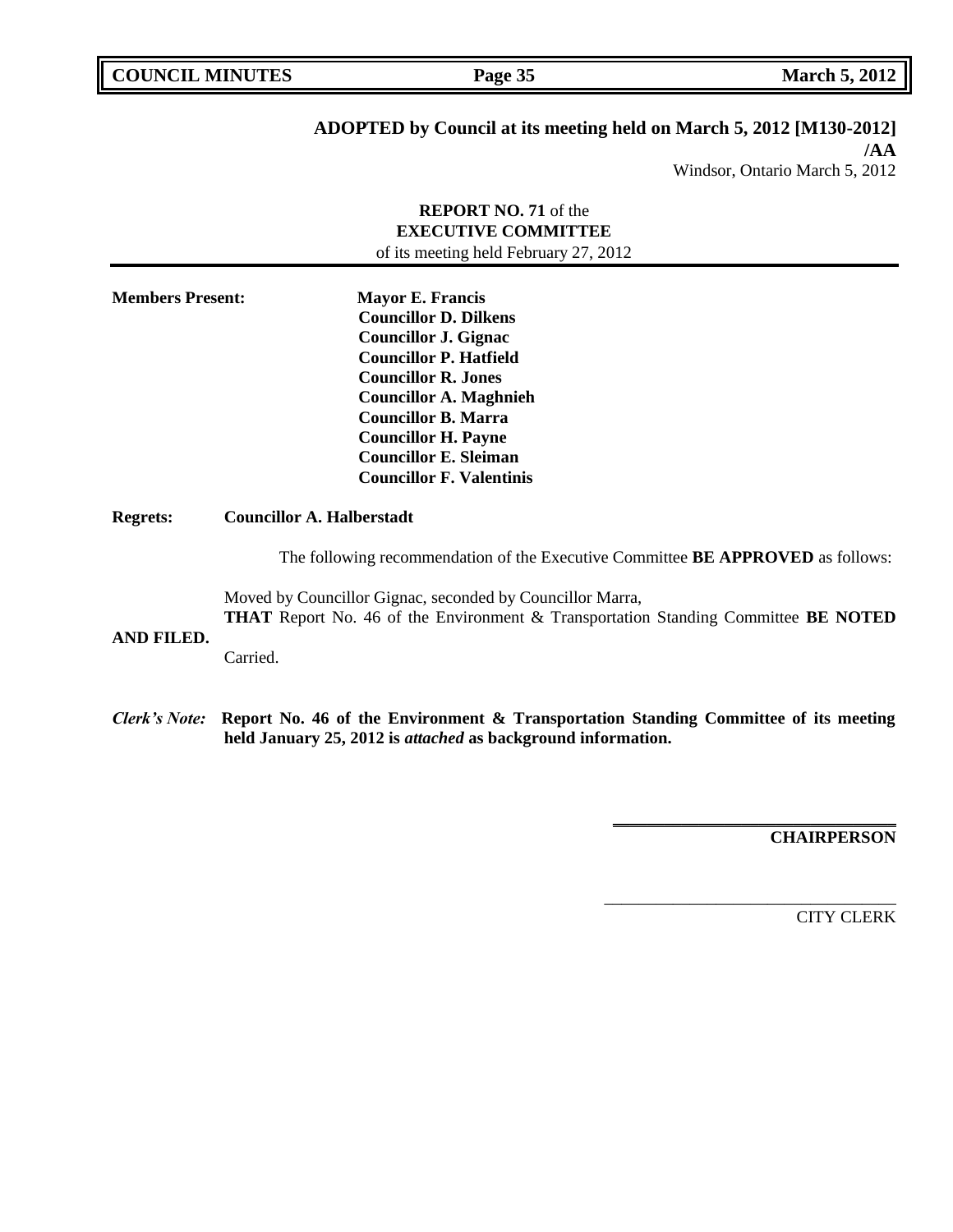**ADOPTED by Council at its meeting held on March 5, 2012 [M130-2012]**
**/AA**
Windsor, Ontario March 5, 2012

**REPORT NO. 71** of the
**EXECUTIVE COMMITTEE**
of its meeting held February 27, 2012

**Members Present:**
**Mayor E. Francis**
**Councillor D. Dilkens**
**Councillor J. Gignac**
**Councillor P. Hatfield**
**Councillor R. Jones**
**Councillor A. Maghnieh**
**Councillor B. Marra**
**Councillor H. Payne**
**Councillor E. Sleiman**
**Councillor F. Valentinis**

**Regrets:** **Councillor A. Halberstadt**

The following recommendation of the Executive Committee **BE APPROVED** as follows:

Moved by Councillor Gignac, seconded by Councillor Marra,
**THAT** Report No. 46 of the Environment & Transportation Standing Committee **BE NOTED AND FILED.**
Carried.

***Clerk's Note:*** **Report No. 46 of the Environment & Transportation Standing Committee of its meeting held January 25, 2012 is *attached* as background information.**

**CHAIRPERSON**

CITY CLERK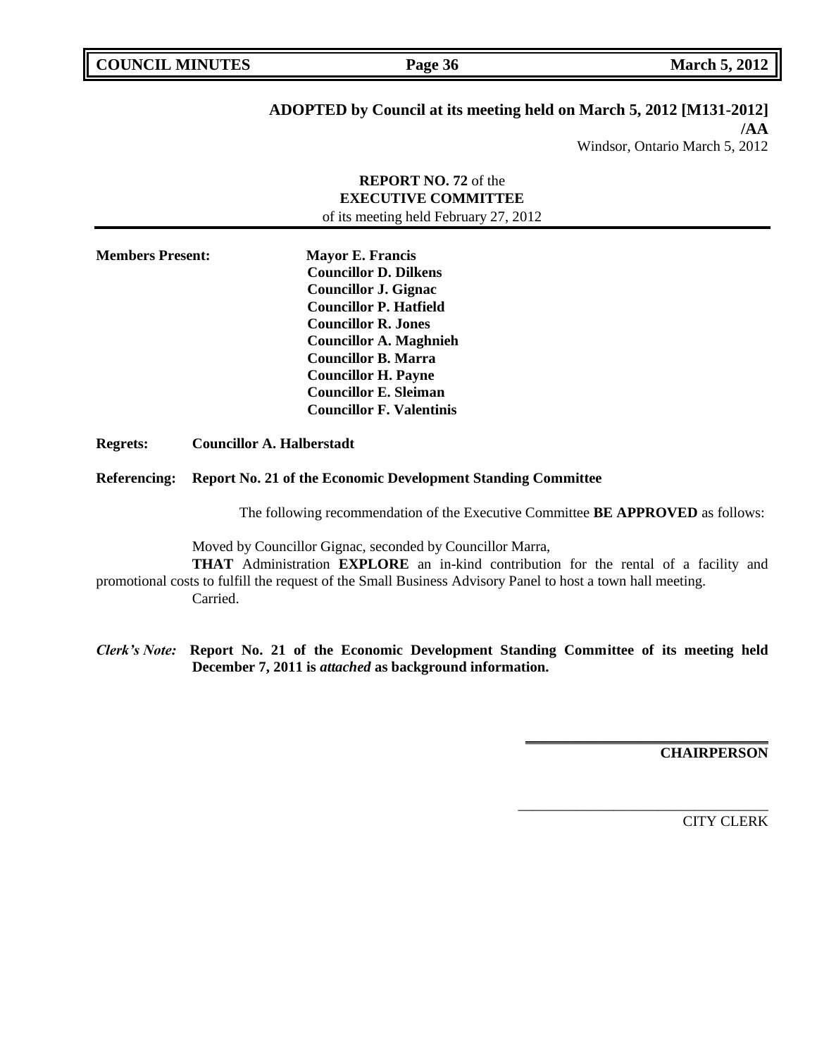**ADOPTED by Council at its meeting held on March 5, 2012 [M131-2012] /AA**

Windsor, Ontario March 5, 2012

**REPORT NO. 72** of the
**EXECUTIVE COMMITTEE**
of its meeting held February 27, 2012

---

**Members Present:**

**Mayor E. Francis**
**Councillor D. Dilkens**
**Councillor J. Gignac**
**Councillor P. Hatfield**
**Councillor R. Jones**
**Councillor A. Maghnieh**
**Councillor B. Marra**
**Councillor H. Payne**
**Councillor E. Sleiman**
**Councillor F. Valentinis**

**Regrets:** **Councillor A. Halberstadt**

**Referencing:** **Report No. 21 of the Economic Development Standing Committee**

The following recommendation of the Executive Committee **BE APPROVED** as follows:

Moved by Councillor Gignac, seconded by Councillor Marra,

**THAT** Administration **EXPLORE** an in-kind contribution for the rental of a facility and promotional costs to fulfill the request of the Small Business Advisory Panel to host a town hall meeting.

Carried.

***Clerk's Note:*** **Report No. 21 of the Economic Development Standing Committee of its meeting held December 7, 2011 is *attached* as background information.**

**CHAIRPERSON**

CITY CLERK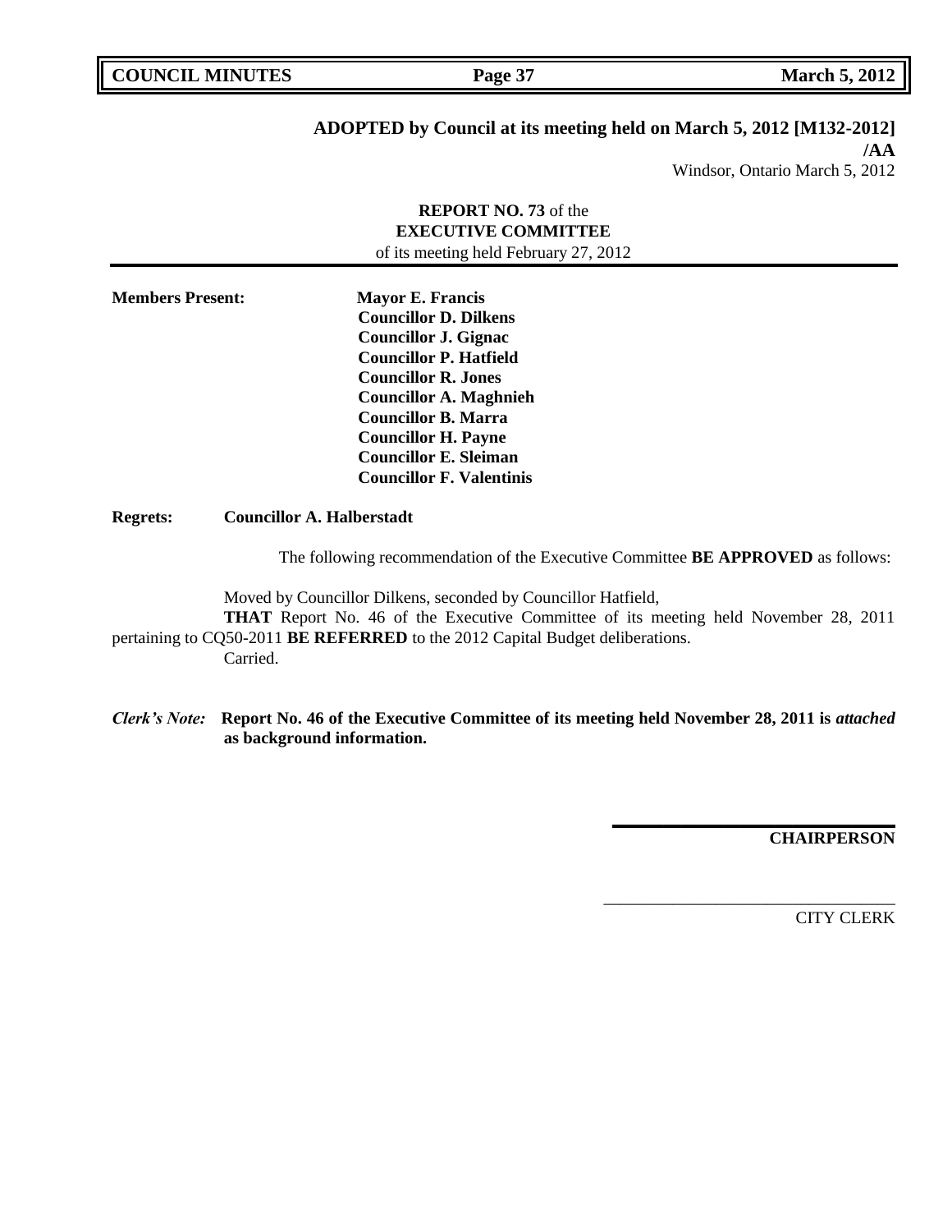**ADOPTED by Council at its meeting held on March 5, 2012 [M132-2012]**
**/AA**
Windsor, Ontario March 5, 2012

**REPORT NO. 73** of the
**EXECUTIVE COMMITTEE**
of its meeting held February 27, 2012

**Members Present:** **Mayor E. Francis**
**Councillor D. Dilkens**
**Councillor J. Gignac**
**Councillor P. Hatfield**
**Councillor R. Jones**
**Councillor A. Maghnieh**
**Councillor B. Marra**
**Councillor H. Payne**
**Councillor E. Sleiman**
**Councillor F. Valentinis**

**Regrets:** **Councillor A. Halberstadt**

The following recommendation of the Executive Committee **BE APPROVED** as follows:

Moved by Councillor Dilkens, seconded by Councillor Hatfield,
**THAT** Report No. 46 of the Executive Committee of its meeting held November 28, 2011 pertaining to CQ50-2011 **BE REFERRED** to the 2012 Capital Budget deliberations.
Carried.

*Clerk's Note:* **Report No. 46 of the Executive Committee of its meeting held November 28, 2011 is *attached* as background information.**

**CHAIRPERSON**

CITY CLERK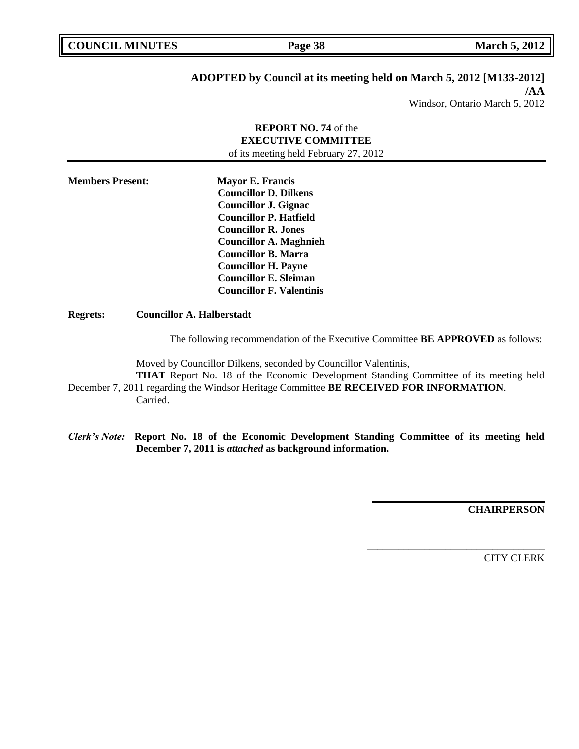**ADOPTED by Council at its meeting held on March 5, 2012 [M133-2012]**
**/AA**
Windsor, Ontario March 5, 2012

**REPORT NO. 74** of the
**EXECUTIVE COMMITTEE**
of its meeting held February 27, 2012

**Members Present:** **Mayor E. Francis**
**Councillor D. Dilkens**
**Councillor J. Gignac**
**Councillor P. Hatfield**
**Councillor R. Jones**
**Councillor A. Maghnieh**
**Councillor B. Marra**
**Councillor H. Payne**
**Councillor E. Sleiman**
**Councillor F. Valentinis**

**Regrets:** **Councillor A. Halberstadt**

The following recommendation of the Executive Committee **BE APPROVED** as follows:

Moved by Councillor Dilkens, seconded by Councillor Valentinis,
**THAT** Report No. 18 of the Economic Development Standing Committee of its meeting held December 7, 2011 regarding the Windsor Heritage Committee **BE RECEIVED FOR INFORMATION**.
Carried.

***Clerk's Note:*** **Report No. 18 of the Economic Development Standing Committee of its meeting held December 7, 2011 is *attached* as background information.**

**CHAIRPERSON**

CITY CLERK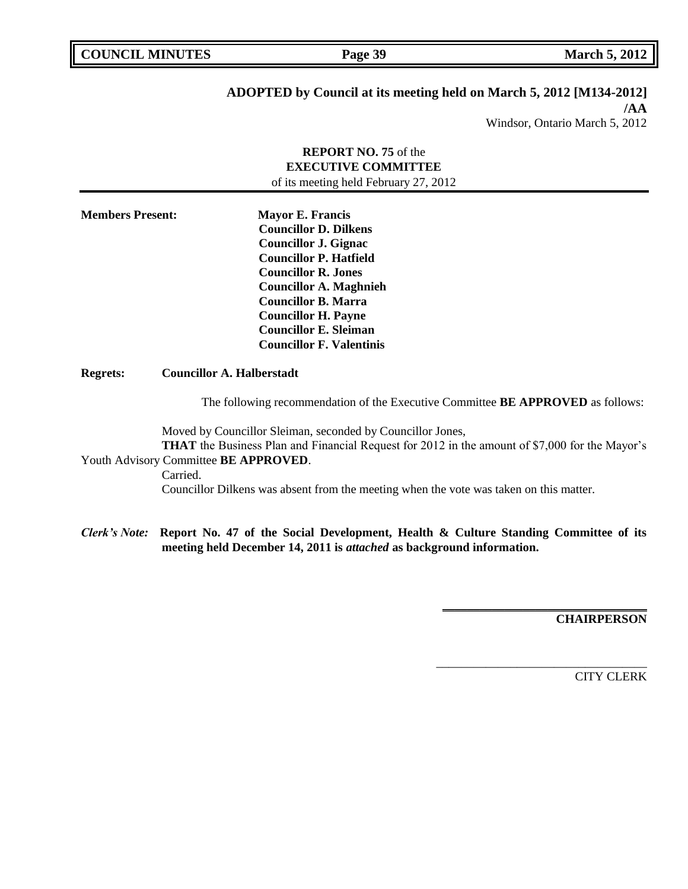**ADOPTED by Council at its meeting held on March 5, 2012 [M134-2012]**
**/AA**
Windsor, Ontario March 5, 2012

**REPORT NO. 75** of the
**EXECUTIVE COMMITTEE**
of its meeting held February 27, 2012

**Members Present:**

**Mayor E. Francis**
**Councillor D. Dilkens**
**Councillor J. Gignac**
**Councillor P. Hatfield**
**Councillor R. Jones**
**Councillor A. Maghnieh**
**Councillor B. Marra**
**Councillor H. Payne**
**Councillor E. Sleiman**
**Councillor F. Valentinis**

**Regrets: Councillor A. Halberstadt**

The following recommendation of the Executive Committee **BE APPROVED** as follows:

Moved by Councillor Sleiman, seconded by Councillor Jones,
**THAT** the Business Plan and Financial Request for 2012 in the amount of $7,000 for the Mayor's Youth Advisory Committee **BE APPROVED**.
Carried.
Councillor Dilkens was absent from the meeting when the vote was taken on this matter.

*Clerk's Note:* **Report No. 47 of the Social Development, Health & Culture Standing Committee of its meeting held December 14, 2011 is *attached* as background information.**

**CHAIRPERSON**

CITY CLERK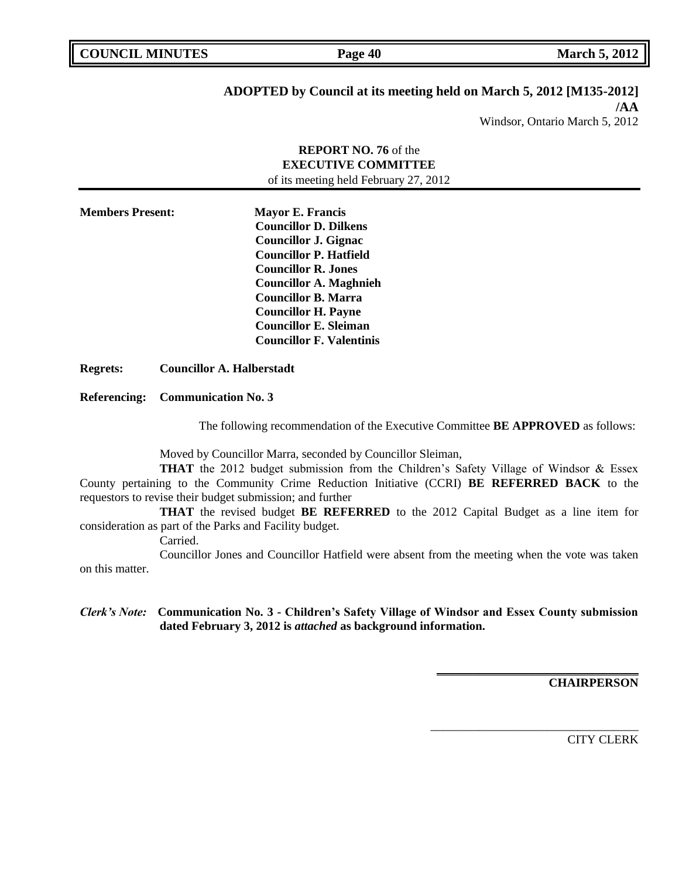**ADOPTED by Council at its meeting held on March 5, 2012 [M135-2012]**
**/AA**
Windsor, Ontario March 5, 2012

**REPORT NO. 76** of the
**EXECUTIVE COMMITTEE**
of its meeting held February 27, 2012

**Members Present:**
**Mayor E. Francis**
**Councillor D. Dilkens**
**Councillor J. Gignac**
**Councillor P. Hatfield**
**Councillor R. Jones**
**Councillor A. Maghnieh**
**Councillor B. Marra**
**Councillor H. Payne**
**Councillor E. Sleiman**
**Councillor F. Valentinis**

**Regrets:** **Councillor A. Halberstadt**

**Referencing:** **Communication No. 3**

The following recommendation of the Executive Committee **BE APPROVED** as follows:

Moved by Councillor Marra, seconded by Councillor Sleiman,

**THAT** the 2012 budget submission from the Children's Safety Village of Windsor & Essex County pertaining to the Community Crime Reduction Initiative (CCRI) **BE REFERRED BACK** to the requestors to revise their budget submission; and further

**THAT** the revised budget **BE REFERRED** to the 2012 Capital Budget as a line item for consideration as part of the Parks and Facility budget.

Carried.

Councillor Jones and Councillor Hatfield were absent from the meeting when the vote was taken on this matter.

***Clerk's Note:*** **Communication No. 3 - Children's Safety Village of Windsor and Essex County submission dated February 3, 2012 is *attached* as background information.**

**CHAIRPERSON**

CITY CLERK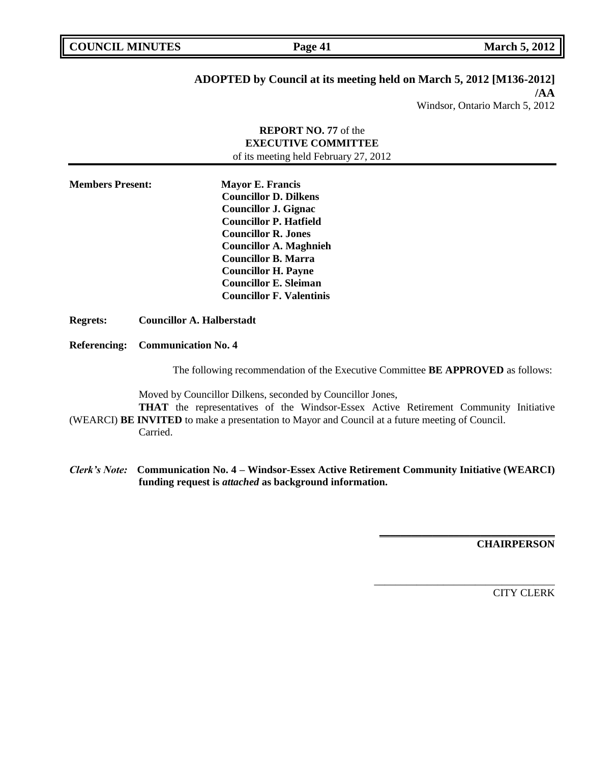**ADOPTED by Council at its meeting held on March 5, 2012 [M136-2012]**
**/AA**
Windsor, Ontario March 5, 2012

**REPORT NO. 77** of the
**EXECUTIVE COMMITTEE**
of its meeting held February 27, 2012

**Members Present:**
**Mayor E. Francis**
**Councillor D. Dilkens**
**Councillor J. Gignac**
**Councillor P. Hatfield**
**Councillor R. Jones**
**Councillor A. Maghnieh**
**Councillor B. Marra**
**Councillor H. Payne**
**Councillor E. Sleiman**
**Councillor F. Valentinis**

**Regrets:** **Councillor A. Halberstadt**

**Referencing:** **Communication No. 4**

The following recommendation of the Executive Committee **BE APPROVED** as follows:

Moved by Councillor Dilkens, seconded by Councillor Jones,
**THAT** the representatives of the Windsor-Essex Active Retirement Community Initiative (WEARCI) **BE INVITED** to make a presentation to Mayor and Council at a future meeting of Council.
Carried.

***Clerk's Note:*** **Communication No. 4 – Windsor-Essex Active Retirement Community Initiative (WEARCI) funding request is *attached* as background information.**

**CHAIRPERSON**

CITY CLERK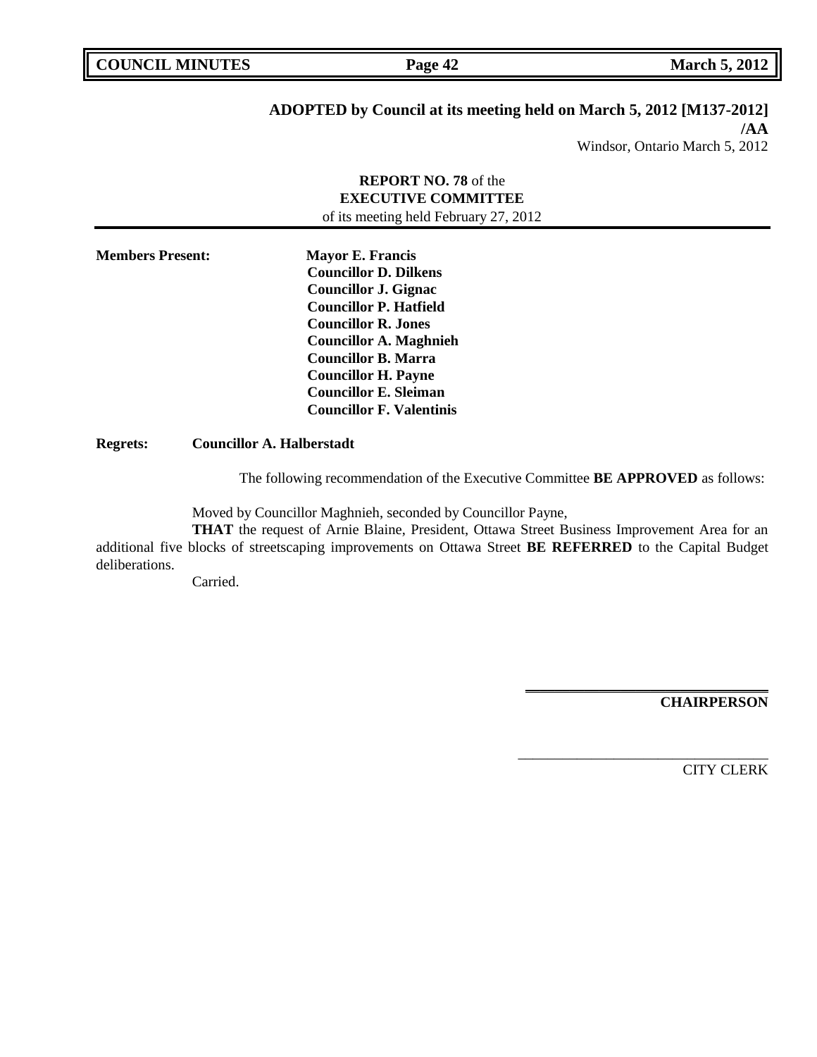**ADOPTED by Council at its meeting held on March 5, 2012 [M137-2012] /AA**

Windsor, Ontario March 5, 2012

**REPORT NO. 78** of the
**EXECUTIVE COMMITTEE**
of its meeting held February 27, 2012

---

**Members Present:**
**Mayor E. Francis**
**Councillor D. Dilkens**
**Councillor J. Gignac**
**Councillor P. Hatfield**
**Councillor R. Jones**
**Councillor A. Maghnieh**
**Councillor B. Marra**
**Councillor H. Payne**
**Councillor E. Sleiman**
**Councillor F. Valentinis**

**Regrets:** **Councillor A. Halberstadt**

The following recommendation of the Executive Committee **BE APPROVED** as follows:

Moved by Councillor Maghnieh, seconded by Councillor Payne,

**THAT** the request of Arnie Blaine, President, Ottawa Street Business Improvement Area for an additional five blocks of streetscaping improvements on Ottawa Street **BE REFERRED** to the Capital Budget deliberations.

Carried.

**CHAIRPERSON**

CITY CLERK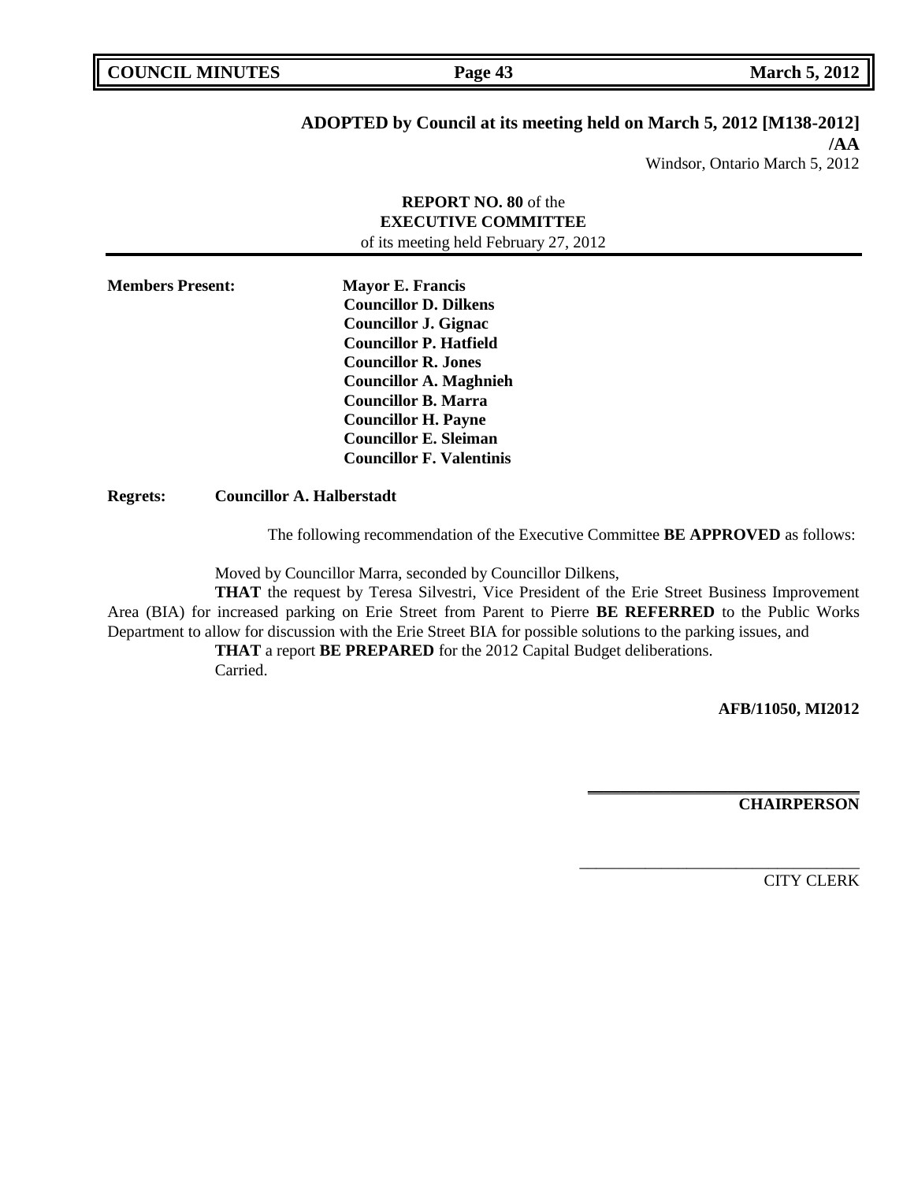**ADOPTED by Council at its meeting held on March 5, 2012 [M138-2012]**
**/AA**
Windsor, Ontario March 5, 2012

**REPORT NO. 80** of the
**EXECUTIVE COMMITTEE**
of its meeting held February 27, 2012

**Members Present:**
**Mayor E. Francis**
**Councillor D. Dilkens**
**Councillor J. Gignac**
**Councillor P. Hatfield**
**Councillor R. Jones**
**Councillor A. Maghnieh**
**Councillor B. Marra**
**Councillor H. Payne**
**Councillor E. Sleiman**
**Councillor F. Valentinis**

**Regrets:** **Councillor A. Halberstadt**

The following recommendation of the Executive Committee **BE APPROVED** as follows:

Moved by Councillor Marra, seconded by Councillor Dilkens,

**THAT** the request by Teresa Silvestri, Vice President of the Erie Street Business Improvement Area (BIA) for increased parking on Erie Street from Parent to Pierre **BE REFERRED** to the Public Works Department to allow for discussion with the Erie Street BIA for possible solutions to the parking issues, and

**THAT** a report **BE PREPARED** for the 2012 Capital Budget deliberations.

Carried.

**AFB/11050, MI2012**

**CHAIRPERSON**

CITY CLERK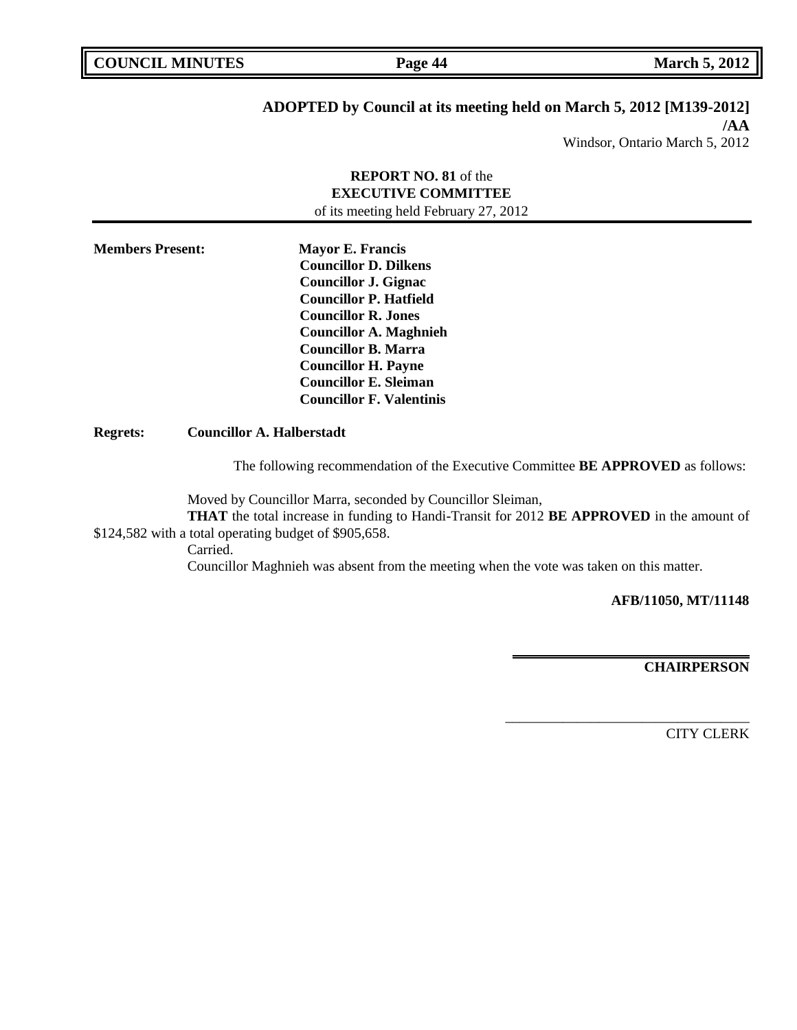**ADOPTED by Council at its meeting held on March 5, 2012 [M139-2012] /AA**

Windsor, Ontario March 5, 2012

**REPORT NO. 81** of the
**EXECUTIVE COMMITTEE**
of its meeting held February 27, 2012

---

**Members Present:**
**Mayor E. Francis**
**Councillor D. Dilkens**
**Councillor J. Gignac**
**Councillor P. Hatfield**
**Councillor R. Jones**
**Councillor A. Maghnieh**
**Councillor B. Marra**
**Councillor H. Payne**
**Councillor E. Sleiman**
**Councillor F. Valentinis**

**Regrets:** **Councillor A. Halberstadt**

The following recommendation of the Executive Committee **BE APPROVED** as follows:

Moved by Councillor Marra, seconded by Councillor Sleiman,

**THAT** the total increase in funding to Handi-Transit for 2012 **BE APPROVED** in the amount of $124,582 with a total operating budget of $905,658.

Carried.

Councillor Maghnieh was absent from the meeting when the vote was taken on this matter.

**AFB/11050, MT/11148**

**CHAIRPERSON**

___________________________________
CITY CLERK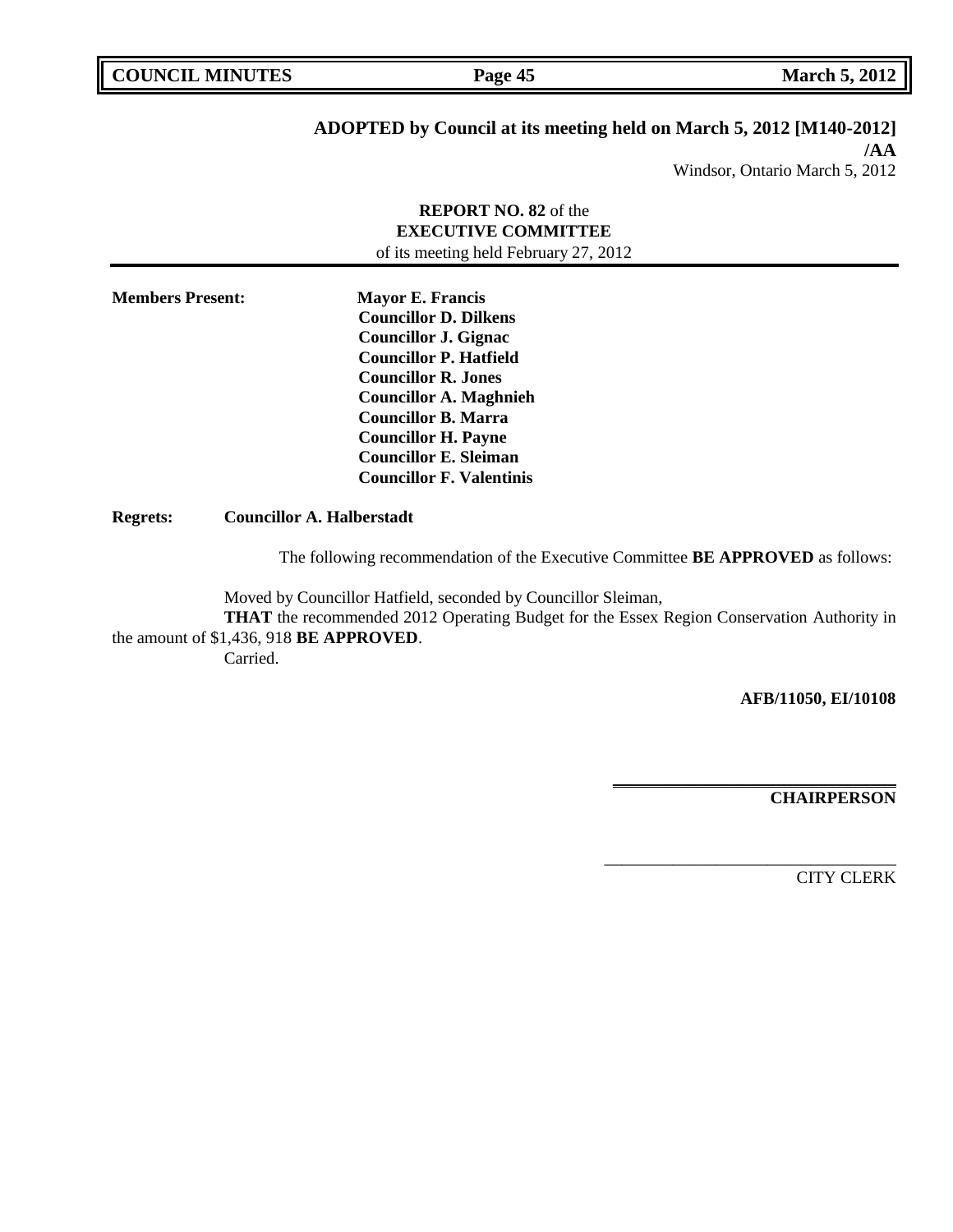**ADOPTED by Council at its meeting held on March 5, 2012 [M140-2012] /AA**

Windsor, Ontario March 5, 2012

**REPORT NO. 82** of the
**EXECUTIVE COMMITTEE**
of its meeting held February 27, 2012

**Members Present:** **Mayor E. Francis**
**Councillor D. Dilkens**
**Councillor J. Gignac**
**Councillor P. Hatfield**
**Councillor R. Jones**
**Councillor A. Maghnieh**
**Councillor B. Marra**
**Councillor H. Payne**
**Councillor E. Sleiman**
**Councillor F. Valentinis**

**Regrets:** **Councillor A. Halberstadt**

The following recommendation of the Executive Committee **BE APPROVED** as follows:

Moved by Councillor Hatfield, seconded by Councillor Sleiman,

**THAT** the recommended 2012 Operating Budget for the Essex Region Conservation Authority in the amount of $1,436, 918 **BE APPROVED**.

Carried.

**AFB/11050, EI/10108**

**CHAIRPERSON**

CITY CLERK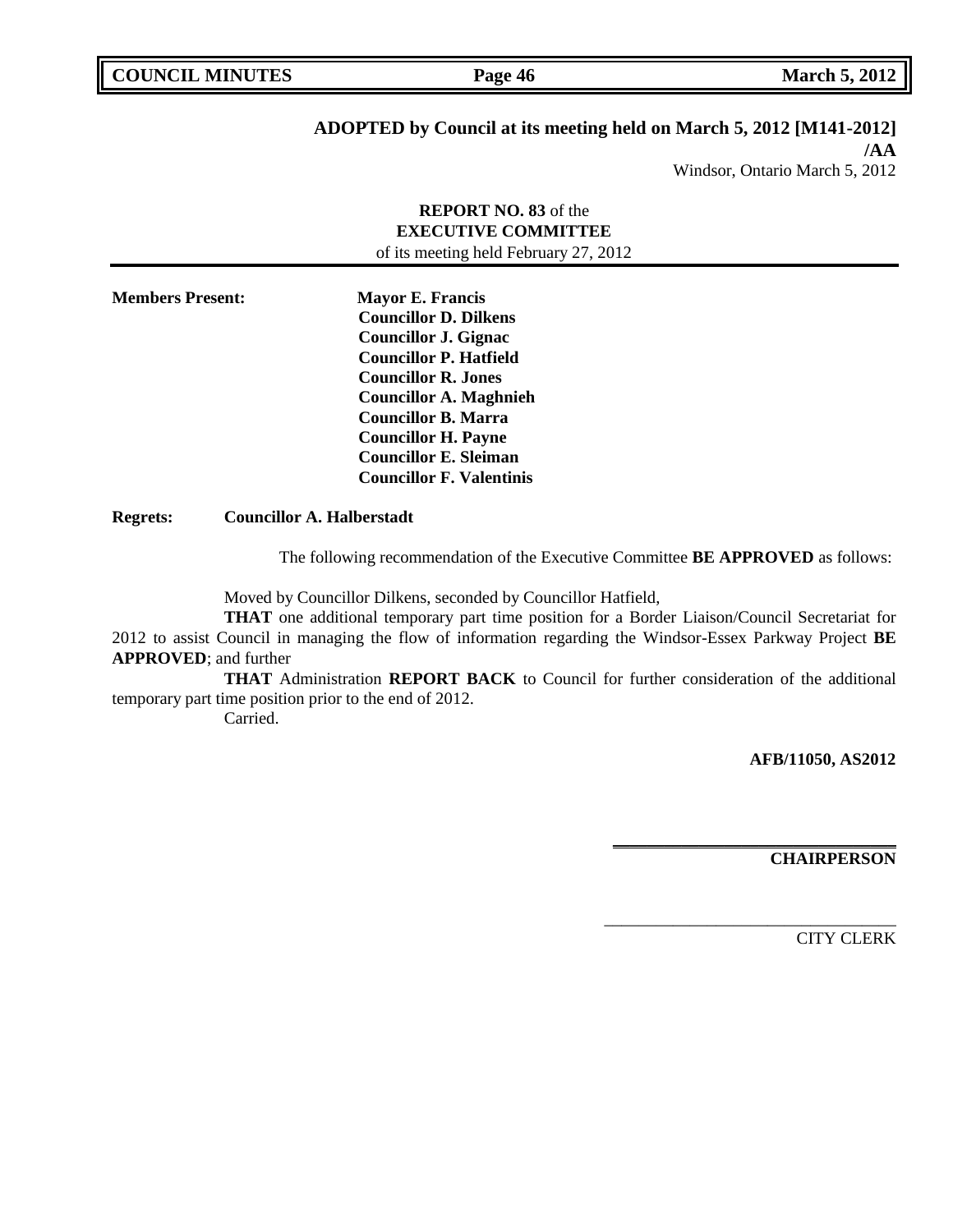**ADOPTED by Council at its meeting held on March 5, 2012 [M141-2012]**
**/AA**
Windsor, Ontario March 5, 2012

**REPORT NO. 83** of the
**EXECUTIVE COMMITTEE**
of its meeting held February 27, 2012

**Members Present:**
**Mayor E. Francis**
**Councillor D. Dilkens**
**Councillor J. Gignac**
**Councillor P. Hatfield**
**Councillor R. Jones**
**Councillor A. Maghnieh**
**Councillor B. Marra**
**Councillor H. Payne**
**Councillor E. Sleiman**
**Councillor F. Valentinis**

**Regrets:** **Councillor A. Halberstadt**

The following recommendation of the Executive Committee **BE APPROVED** as follows:

Moved by Councillor Dilkens, seconded by Councillor Hatfield,

**THAT** one additional temporary part time position for a Border Liaison/Council Secretariat for 2012 to assist Council in managing the flow of information regarding the Windsor-Essex Parkway Project **BE APPROVED**; and further

**THAT** Administration **REPORT BACK** to Council for further consideration of the additional temporary part time position prior to the end of 2012.

Carried.

**AFB/11050, AS2012**

**CHAIRPERSON**

CITY CLERK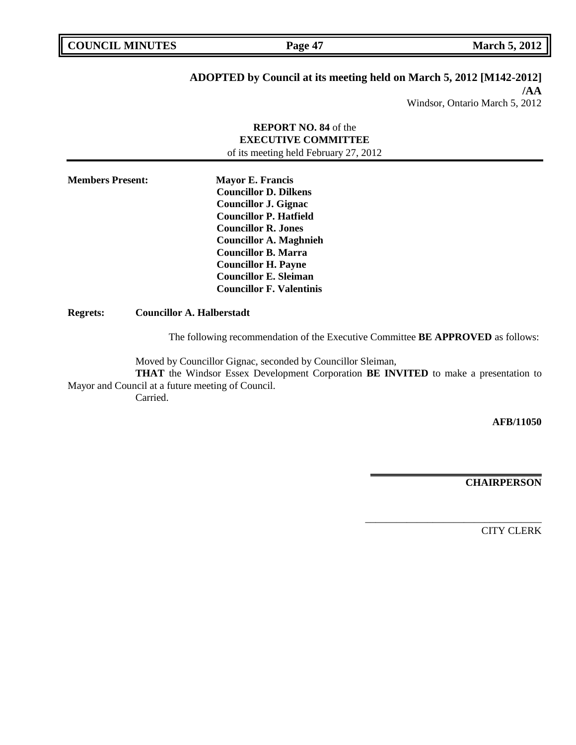**ADOPTED by Council at its meeting held on March 5, 2012 [M142-2012] /AA**

Windsor, Ontario March 5, 2012

**REPORT NO. 84** of the
**EXECUTIVE COMMITTEE**
of its meeting held February 27, 2012

---

**Members Present:**

**Mayor E. Francis**
**Councillor D. Dilkens**
**Councillor J. Gignac**
**Councillor P. Hatfield**
**Councillor R. Jones**
**Councillor A. Maghnieh**
**Councillor B. Marra**
**Councillor H. Payne**
**Councillor E. Sleiman**
**Councillor F. Valentinis**

**Regrets:** **Councillor A. Halberstadt**

The following recommendation of the Executive Committee **BE APPROVED** as follows:

Moved by Councillor Gignac, seconded by Councillor Sleiman,

**THAT** the Windsor Essex Development Corporation **BE INVITED** to make a presentation to Mayor and Council at a future meeting of Council.

Carried.

**AFB/11050**

**CHAIRPERSON**

\_\_\_\_\_\_\_\_\_\_\_\_\_\_\_\_\_\_\_\_\_\_\_\_\_\_\_\_\_\_\_\_\_\_

CITY CLERK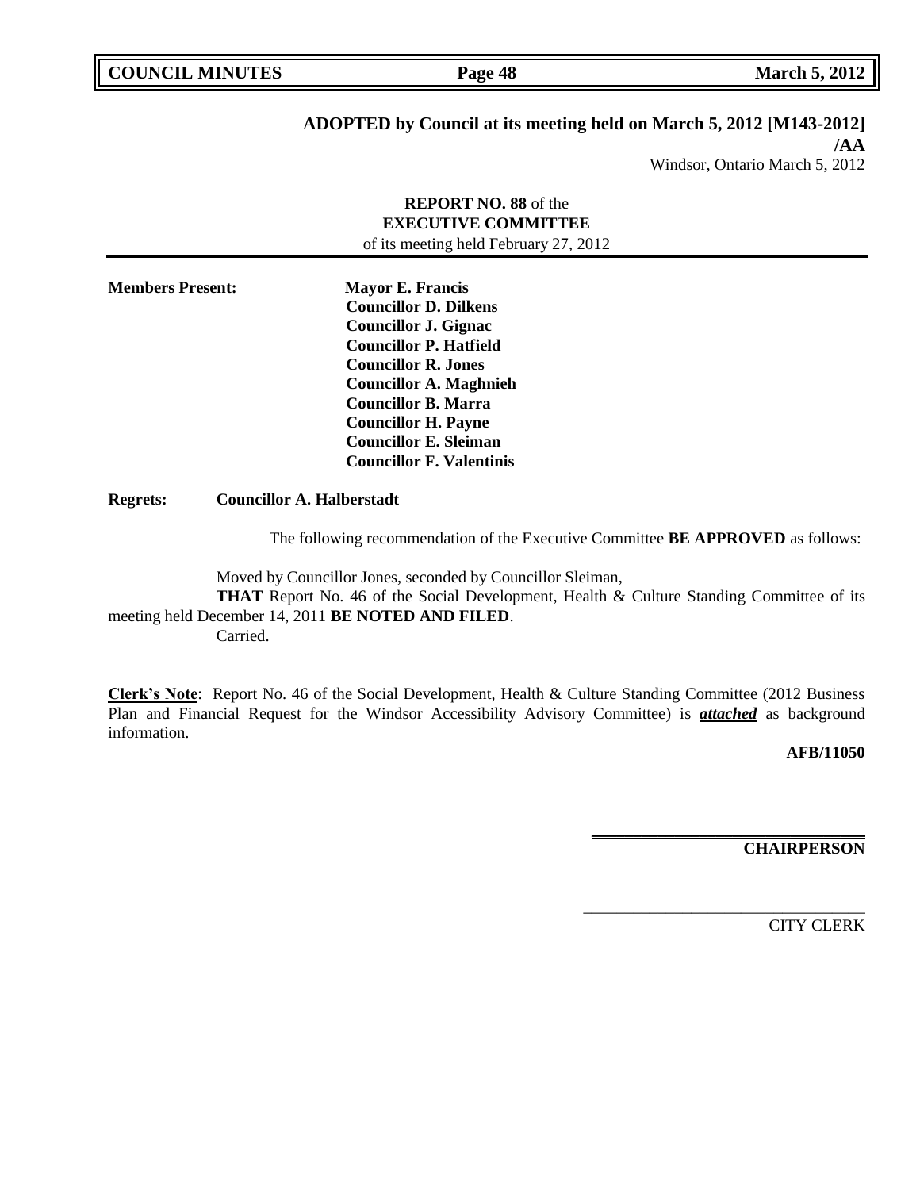**ADOPTED by Council at its meeting held on March 5, 2012 [M143-2012]**
**/AA**
Windsor, Ontario March 5, 2012

**REPORT NO. 88** of the
**EXECUTIVE COMMITTEE**
of its meeting held February 27, 2012

**Members Present:**
**Mayor E. Francis**
**Councillor D. Dilkens**
**Councillor J. Gignac**
**Councillor P. Hatfield**
**Councillor R. Jones**
**Councillor A. Maghnieh**
**Councillor B. Marra**
**Councillor H. Payne**
**Councillor E. Sleiman**
**Councillor F. Valentinis**

**Regrets:** **Councillor A. Halberstadt**

The following recommendation of the Executive Committee **BE APPROVED** as follows:

Moved by Councillor Jones, seconded by Councillor Sleiman,

**THAT** Report No. 46 of the Social Development, Health & Culture Standing Committee of its meeting held December 14, 2011 **BE NOTED AND FILED**.

Carried.

**Clerk's Note**: Report No. 46 of the Social Development, Health & Culture Standing Committee (2012 Business Plan and Financial Request for the Windsor Accessibility Advisory Committee) is ***attached*** as background information.

**AFB/11050**

**CHAIRPERSON**

CITY CLERK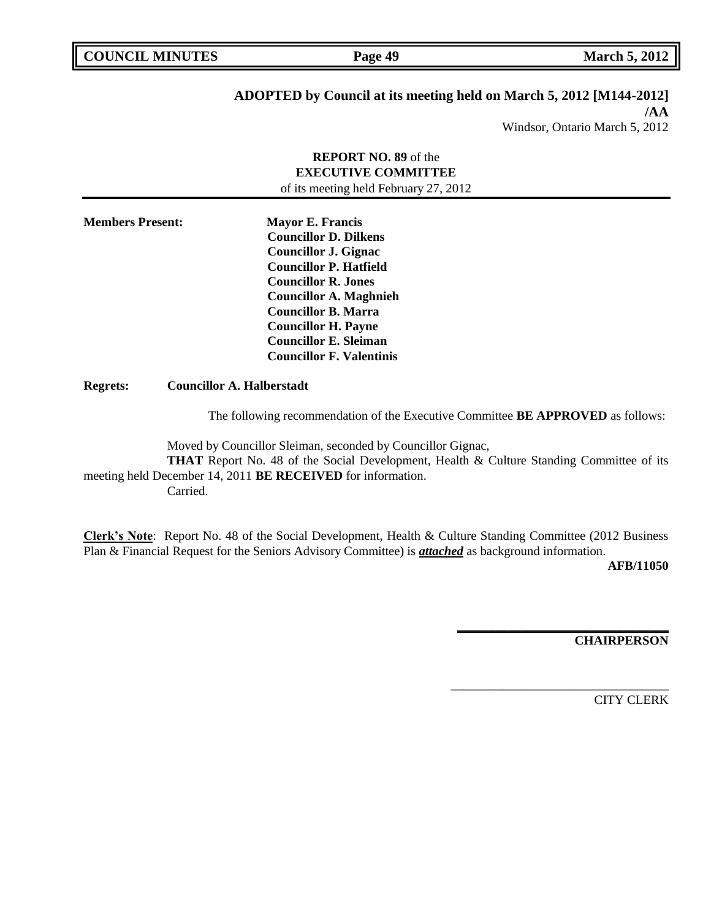**ADOPTED by Council at its meeting held on March 5, 2012 [M144-2012]**
**/AA**
Windsor, Ontario March 5, 2012

**REPORT NO. 89** of the
**EXECUTIVE COMMITTEE**
of its meeting held February 27, 2012

**Members Present:** **Mayor E. Francis**
**Councillor D. Dilkens**
**Councillor J. Gignac**
**Councillor P. Hatfield**
**Councillor R. Jones**
**Councillor A. Maghnieh**
**Councillor B. Marra**
**Councillor H. Payne**
**Councillor E. Sleiman**
**Councillor F. Valentinis**

**Regrets:** **Councillor A. Halberstadt**

The following recommendation of the Executive Committee **BE APPROVED** as follows:

Moved by Councillor Sleiman, seconded by Councillor Gignac,

**THAT** Report No. 48 of the Social Development, Health & Culture Standing Committee of its meeting held December 14, 2011 **BE RECEIVED** for information.

Carried.

**Clerk's Note**: Report No. 48 of the Social Development, Health & Culture Standing Committee (2012 Business Plan & Financial Request for the Seniors Advisory Committee) is ***attached*** as background information.

**AFB/11050**

**CHAIRPERSON**

CITY CLERK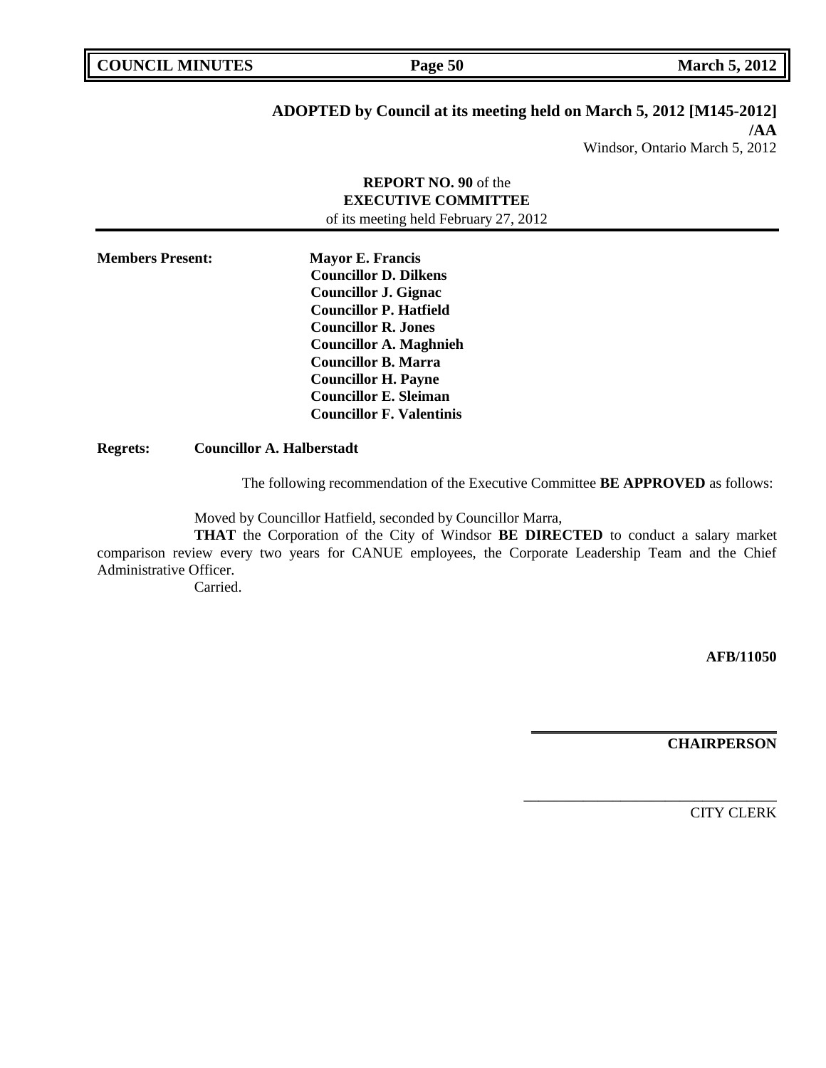**ADOPTED by Council at its meeting held on March 5, 2012 [M145-2012]**
**/AA**
Windsor, Ontario March 5, 2012

**REPORT NO. 90** of the
**EXECUTIVE COMMITTEE**
of its meeting held February 27, 2012

**Members Present:**
**Mayor E. Francis**
**Councillor D. Dilkens**
**Councillor J. Gignac**
**Councillor P. Hatfield**
**Councillor R. Jones**
**Councillor A. Maghnieh**
**Councillor B. Marra**
**Councillor H. Payne**
**Councillor E. Sleiman**
**Councillor F. Valentinis**

**Regrets:** **Councillor A. Halberstadt**

The following recommendation of the Executive Committee **BE APPROVED** as follows:

Moved by Councillor Hatfield, seconded by Councillor Marra,

**THAT** the Corporation of the City of Windsor **BE DIRECTED** to conduct a salary market comparison review every two years for CANUE employees, the Corporate Leadership Team and the Chief Administrative Officer.

Carried.

**AFB/11050**

**CHAIRPERSON**

CITY CLERK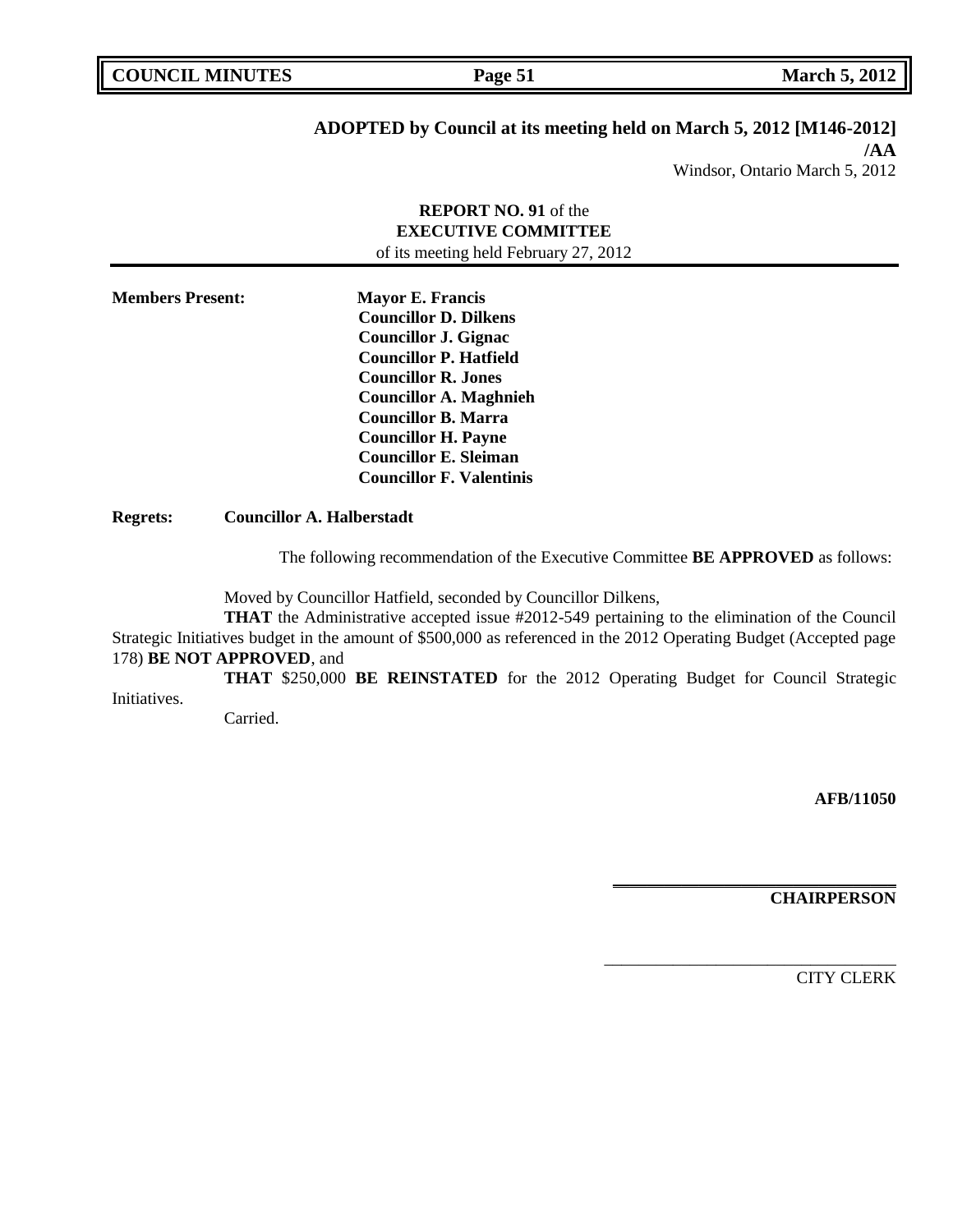**ADOPTED by Council at its meeting held on March 5, 2012 [M146-2012] /AA**

Windsor, Ontario March 5, 2012

**REPORT NO. 91** of the
**EXECUTIVE COMMITTEE**
of its meeting held February 27, 2012

---

**Members Present:**

**Mayor E. Francis**
**Councillor D. Dilkens**
**Councillor J. Gignac**
**Councillor P. Hatfield**
**Councillor R. Jones**
**Councillor A. Maghnieh**
**Councillor B. Marra**
**Councillor H. Payne**
**Councillor E. Sleiman**
**Councillor F. Valentinis**

**Regrets:** **Councillor A. Halberstadt**

The following recommendation of the Executive Committee **BE APPROVED** as follows:

Moved by Councillor Hatfield, seconded by Councillor Dilkens,

**THAT** the Administrative accepted issue #2012-549 pertaining to the elimination of the Council Strategic Initiatives budget in the amount of $500,000 as referenced in the 2012 Operating Budget (Accepted page 178) **BE NOT APPROVED**, and

**THAT** $250,000 **BE REINSTATED** for the 2012 Operating Budget for Council Strategic Initiatives.

Carried.

**AFB/11050**

---

**CHAIRPERSON**

---

CITY CLERK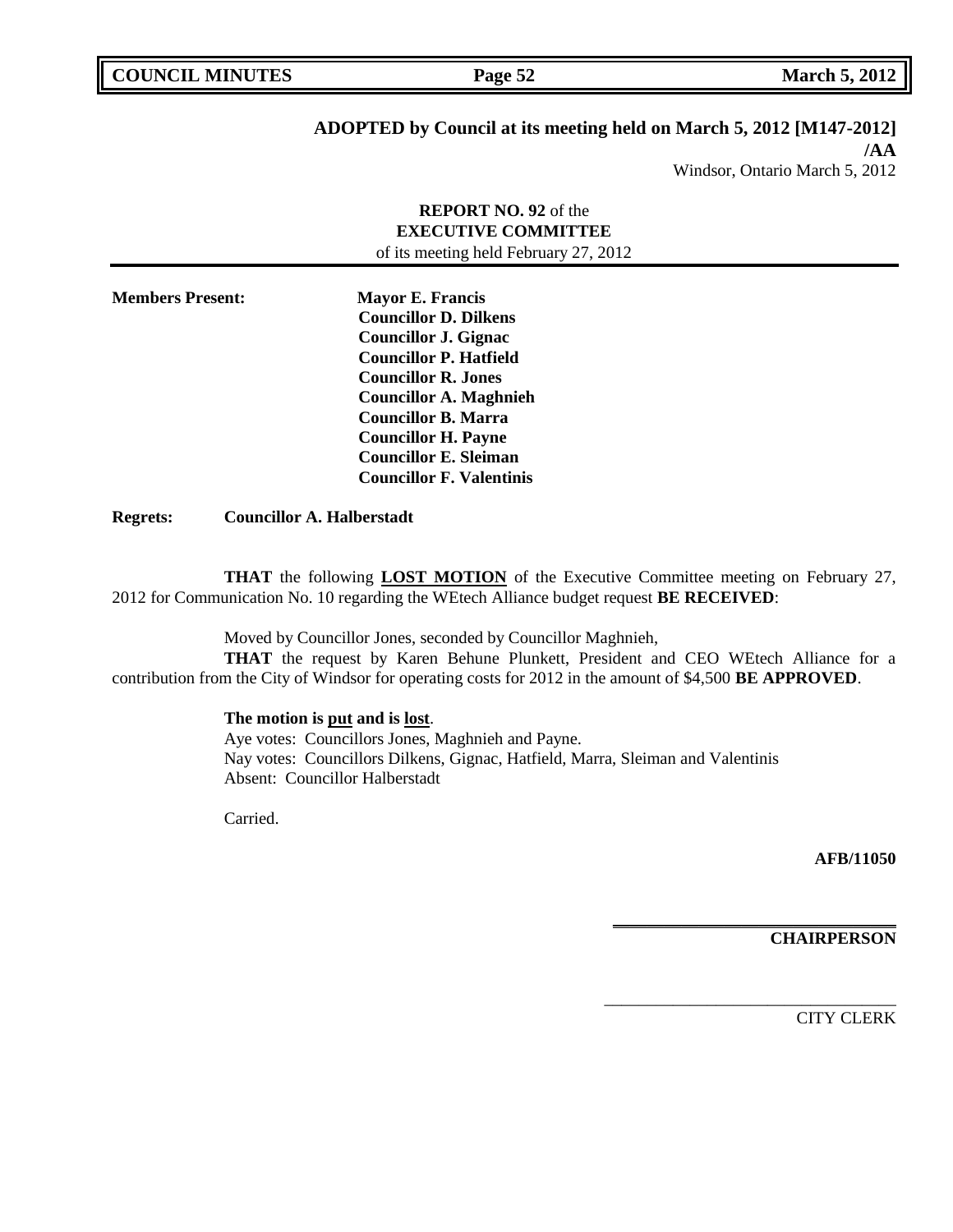**ADOPTED by Council at its meeting held on March 5, 2012 [M147-2012]**
**/AA**
Windsor, Ontario March 5, 2012

**REPORT NO. 92** of the
**EXECUTIVE COMMITTEE**
of its meeting held February 27, 2012

**Members Present:** **Mayor E. Francis**
**Councillor D. Dilkens**
**Councillor J. Gignac**
**Councillor P. Hatfield**
**Councillor R. Jones**
**Councillor A. Maghnieh**
**Councillor B. Marra**
**Councillor H. Payne**
**Councillor E. Sleiman**
**Councillor F. Valentinis**

**Regrets:** **Councillor A. Halberstadt**

**THAT** the following **LOST MOTION** of the Executive Committee meeting on February 27, 2012 for Communication No. 10 regarding the WEtech Alliance budget request **BE RECEIVED**:

Moved by Councillor Jones, seconded by Councillor Maghnieh,

**THAT** the request by Karen Behune Plunkett, President and CEO WEtech Alliance for a contribution from the City of Windsor for operating costs for 2012 in the amount of $4,500 **BE APPROVED**.

**The motion is put and is lost**.
Aye votes: Councillors Jones, Maghnieh and Payne.
Nay votes: Councillors Dilkens, Gignac, Hatfield, Marra, Sleiman and Valentinis
Absent: Councillor Halberstadt

Carried.

**AFB/11050**

**CHAIRPERSON**

CITY CLERK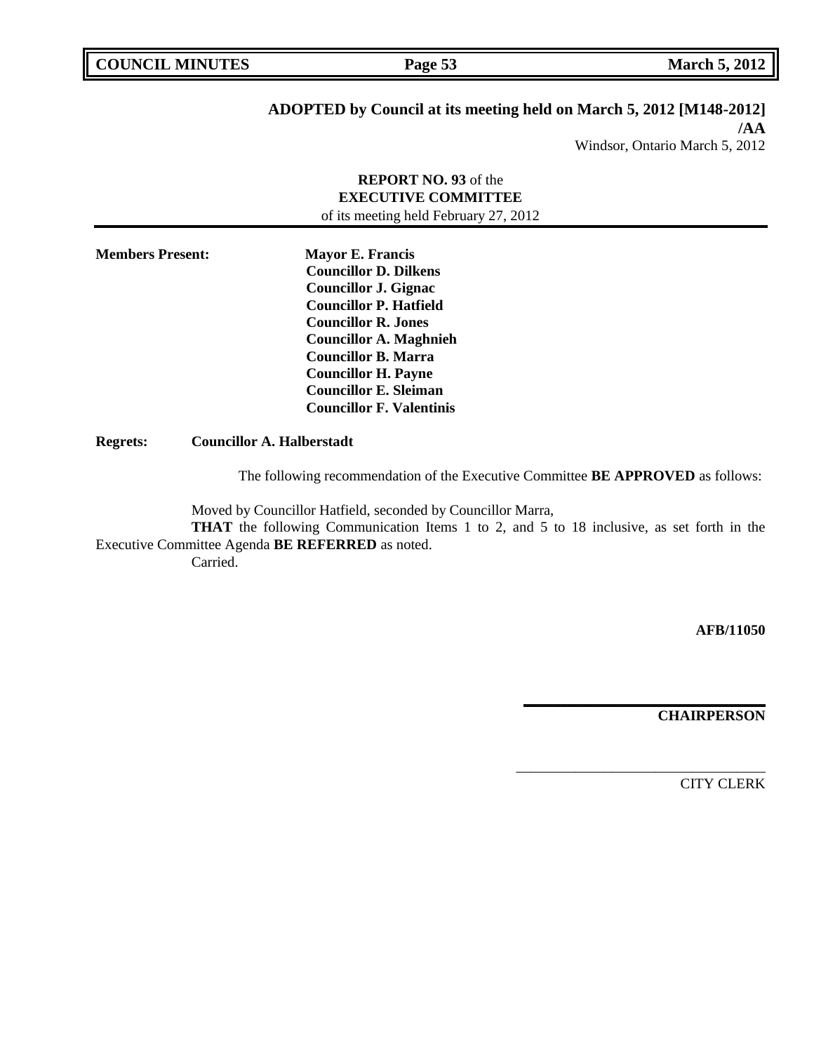**ADOPTED by Council at its meeting held on March 5, 2012 [M148-2012] /AA**

Windsor, Ontario March 5, 2012

**REPORT NO. 93** of the
**EXECUTIVE COMMITTEE**
of its meeting held February 27, 2012

**Members Present:**

**Mayor E. Francis**
**Councillor D. Dilkens**
**Councillor J. Gignac**
**Councillor P. Hatfield**
**Councillor R. Jones**
**Councillor A. Maghnieh**
**Councillor B. Marra**
**Councillor H. Payne**
**Councillor E. Sleiman**
**Councillor F. Valentinis**

**Regrets:** **Councillor A. Halberstadt**

The following recommendation of the Executive Committee **BE APPROVED** as follows:

Moved by Councillor Hatfield, seconded by Councillor Marra,
**THAT** the following Communication Items 1 to 2, and 5 to 18 inclusive, as set forth in the Executive Committee Agenda **BE REFERRED** as noted.
Carried.

**AFB/11050**

**CHAIRPERSON**

CITY CLERK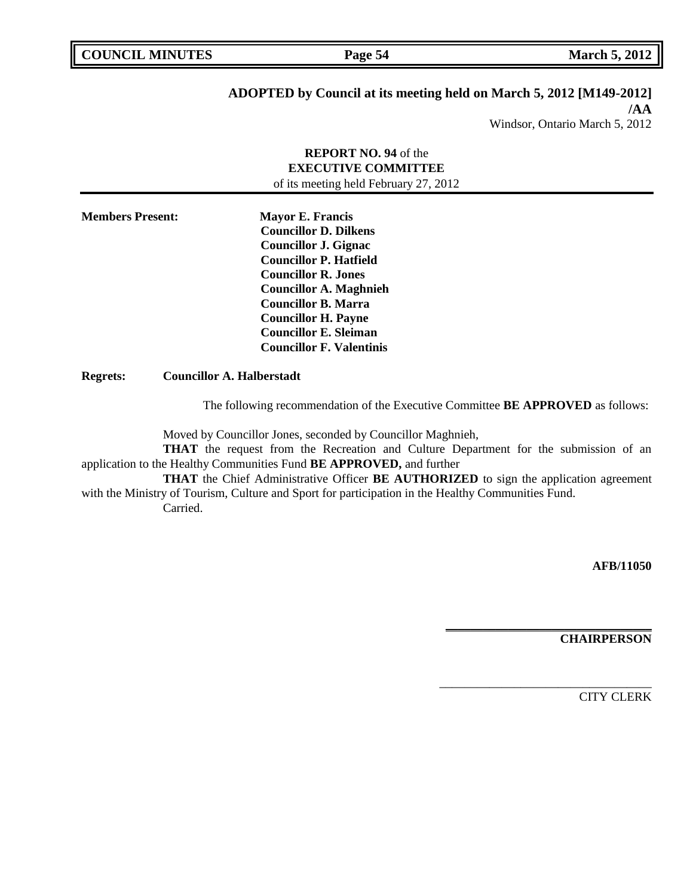**ADOPTED by Council at its meeting held on March 5, 2012 [M149-2012]**
**/AA**
Windsor, Ontario March 5, 2012

**REPORT NO. 94** of the
**EXECUTIVE COMMITTEE**
of its meeting held February 27, 2012

**Members Present:**
**Mayor E. Francis**
**Councillor D. Dilkens**
**Councillor J. Gignac**
**Councillor P. Hatfield**
**Councillor R. Jones**
**Councillor A. Maghnieh**
**Councillor B. Marra**
**Councillor H. Payne**
**Councillor E. Sleiman**
**Councillor F. Valentinis**

**Regrets:** **Councillor A. Halberstadt**

The following recommendation of the Executive Committee **BE APPROVED** as follows:

Moved by Councillor Jones, seconded by Councillor Maghnieh,

**THAT** the request from the Recreation and Culture Department for the submission of an application to the Healthy Communities Fund **BE APPROVED,** and further

**THAT** the Chief Administrative Officer **BE AUTHORIZED** to sign the application agreement with the Ministry of Tourism, Culture and Sport for participation in the Healthy Communities Fund.

Carried.

**AFB/11050**

**CHAIRPERSON**

CITY CLERK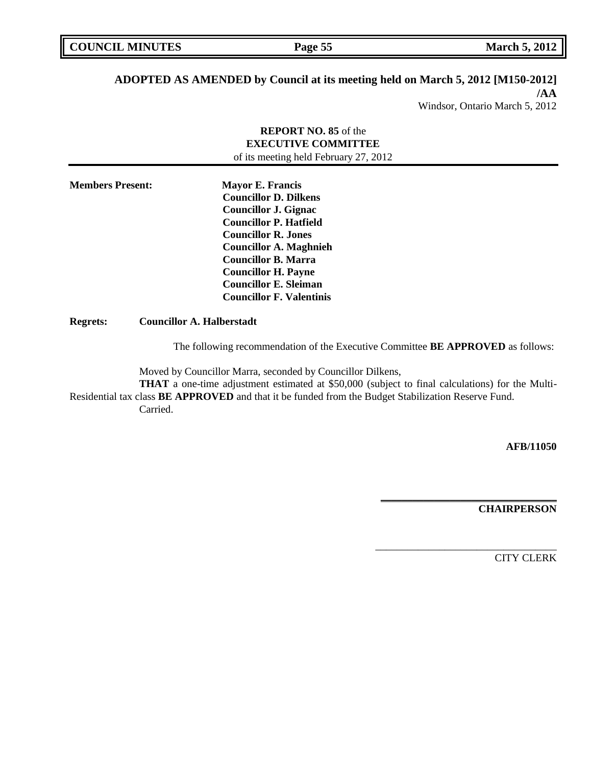**ADOPTED AS AMENDED by Council at its meeting held on March 5, 2012 [M150-2012] /AA**

Windsor, Ontario March 5, 2012

**REPORT NO. 85** of the
**EXECUTIVE COMMITTEE**
of its meeting held February 27, 2012

**Members Present:**
**Mayor E. Francis**
**Councillor D. Dilkens**
**Councillor J. Gignac**
**Councillor P. Hatfield**
**Councillor R. Jones**
**Councillor A. Maghnieh**
**Councillor B. Marra**
**Councillor H. Payne**
**Councillor E. Sleiman**
**Councillor F. Valentinis**

**Regrets:** **Councillor A. Halberstadt**

The following recommendation of the Executive Committee **BE APPROVED** as follows:

Moved by Councillor Marra, seconded by Councillor Dilkens,

**THAT** a one-time adjustment estimated at $50,000 (subject to final calculations) for the Multi-Residential tax class **BE APPROVED** and that it be funded from the Budget Stabilization Reserve Fund.

Carried.

**AFB/11050**

**CHAIRPERSON**

CITY CLERK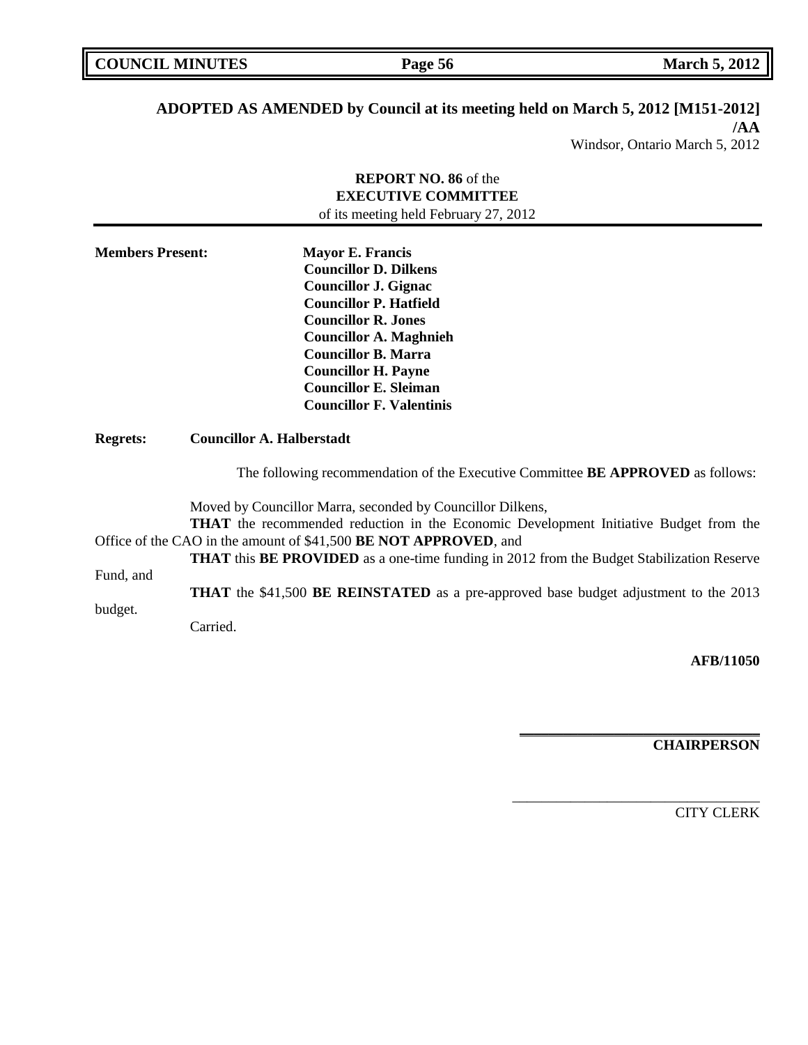**ADOPTED AS AMENDED by Council at its meeting held on March 5, 2012 [M151-2012] /AA**

Windsor, Ontario March 5, 2012

**REPORT NO. 86** of the
**EXECUTIVE COMMITTEE**
of its meeting held February 27, 2012

---

**Members Present:**
**Mayor E. Francis**
**Councillor D. Dilkens**
**Councillor J. Gignac**
**Councillor P. Hatfield**
**Councillor R. Jones**
**Councillor A. Maghnieh**
**Councillor B. Marra**
**Councillor H. Payne**
**Councillor E. Sleiman**
**Councillor F. Valentinis**

**Regrets: Councillor A. Halberstadt**

The following recommendation of the Executive Committee **BE APPROVED** as follows:

Moved by Councillor Marra, seconded by Councillor Dilkens,

**THAT** the recommended reduction in the Economic Development Initiative Budget from the Office of the CAO in the amount of $41,500 **BE NOT APPROVED**, and

**THAT** this **BE PROVIDED** as a one-time funding in 2012 from the Budget Stabilization Reserve Fund, and

**THAT** the $41,500 **BE REINSTATED** as a pre-approved base budget adjustment to the 2013 budget.

Carried.

**AFB/11050**

**CHAIRPERSON**

CITY CLERK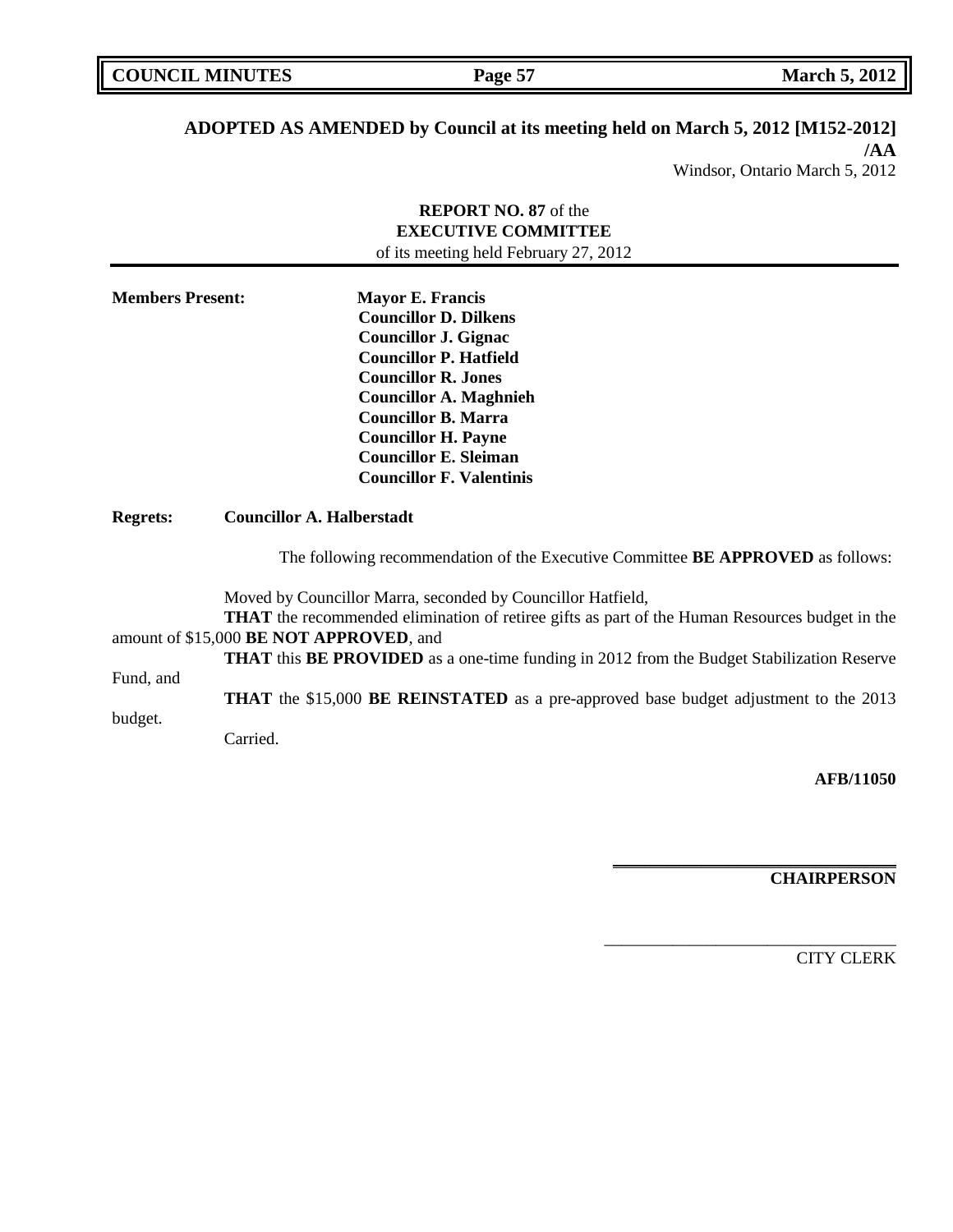**ADOPTED AS AMENDED by Council at its meeting held on March 5, 2012 [M152-2012] /AA**

Windsor, Ontario March 5, 2012

**REPORT NO. 87** of the
**EXECUTIVE COMMITTEE**
of its meeting held February 27, 2012

**Members Present:**
**Mayor E. Francis**
**Councillor D. Dilkens**
**Councillor J. Gignac**
**Councillor P. Hatfield**
**Councillor R. Jones**
**Councillor A. Maghnieh**
**Councillor B. Marra**
**Councillor H. Payne**
**Councillor E. Sleiman**
**Councillor F. Valentinis**

**Regrets:** **Councillor A. Halberstadt**

The following recommendation of the Executive Committee **BE APPROVED** as follows:

Moved by Councillor Marra, seconded by Councillor Hatfield,

**THAT** the recommended elimination of retiree gifts as part of the Human Resources budget in the amount of $15,000 **BE NOT APPROVED**, and

**THAT** this **BE PROVIDED** as a one-time funding in 2012 from the Budget Stabilization Reserve Fund, and

**THAT** the $15,000 **BE REINSTATED** as a pre-approved base budget adjustment to the 2013 budget.

Carried.

**AFB/11050**

**CHAIRPERSON**

CITY CLERK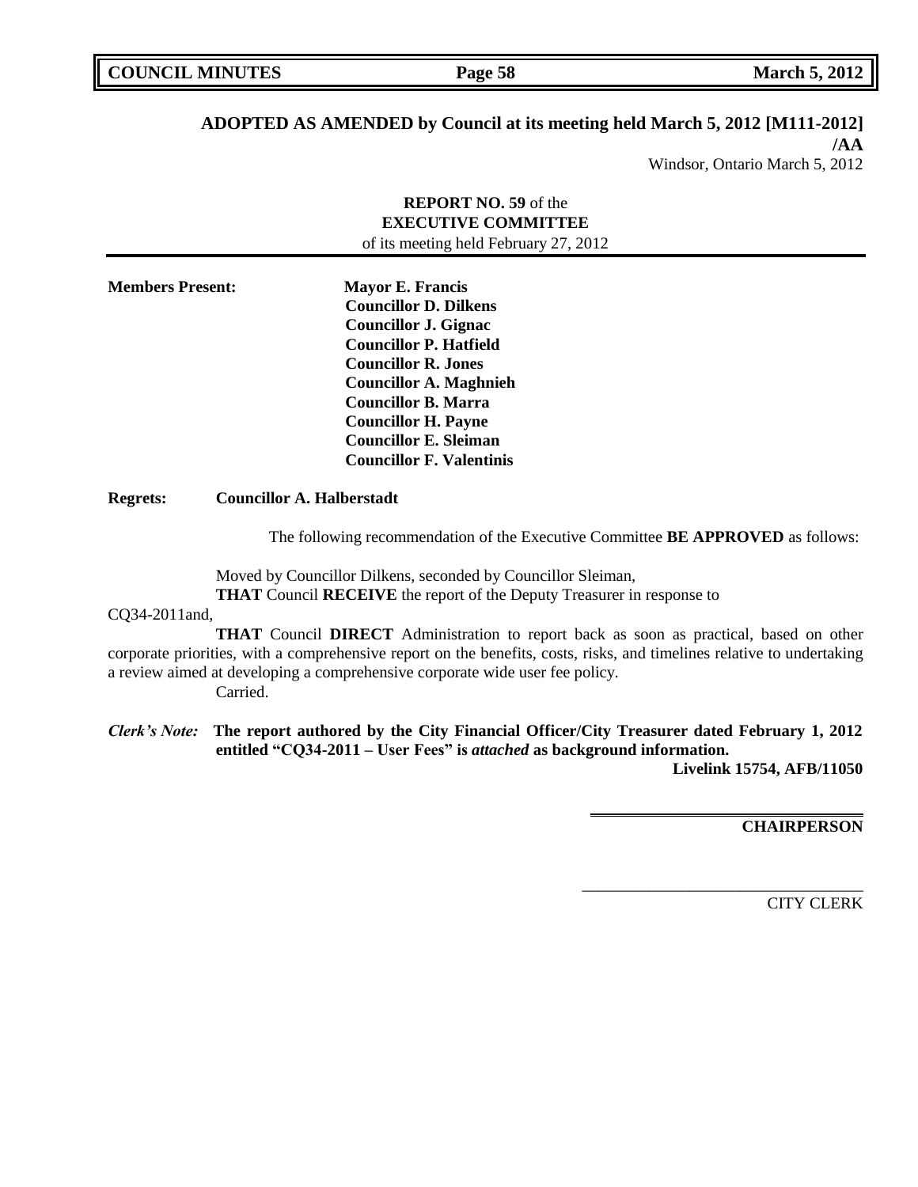**ADOPTED AS AMENDED by Council at its meeting held March 5, 2012 [M111-2012] /AA**

Windsor, Ontario March 5, 2012

**REPORT NO. 59** of the
**EXECUTIVE COMMITTEE**
of its meeting held February 27, 2012

**Members Present:**
**Mayor E. Francis**
**Councillor D. Dilkens**
**Councillor J. Gignac**
**Councillor P. Hatfield**
**Councillor R. Jones**
**Councillor A. Maghnieh**
**Councillor B. Marra**
**Councillor H. Payne**
**Councillor E. Sleiman**
**Councillor F. Valentinis**

**Regrets:** **Councillor A. Halberstadt**

The following recommendation of the Executive Committee **BE APPROVED** as follows:

Moved by Councillor Dilkens, seconded by Councillor Sleiman,
**THAT** Council **RECEIVE** the report of the Deputy Treasurer in response to CQ34-2011and,

**THAT** Council **DIRECT** Administration to report back as soon as practical, based on other corporate priorities, with a comprehensive report on the benefits, costs, risks, and timelines relative to undertaking a review aimed at developing a comprehensive corporate wide user fee policy.
Carried.

***Clerk's Note:*** **The report authored by the City Financial Officer/City Treasurer dated February 1, 2012 entitled "CQ34-2011 – User Fees" is *attached* as background information.**
**Livelink 15754, AFB/11050**

**CHAIRPERSON**

CITY CLERK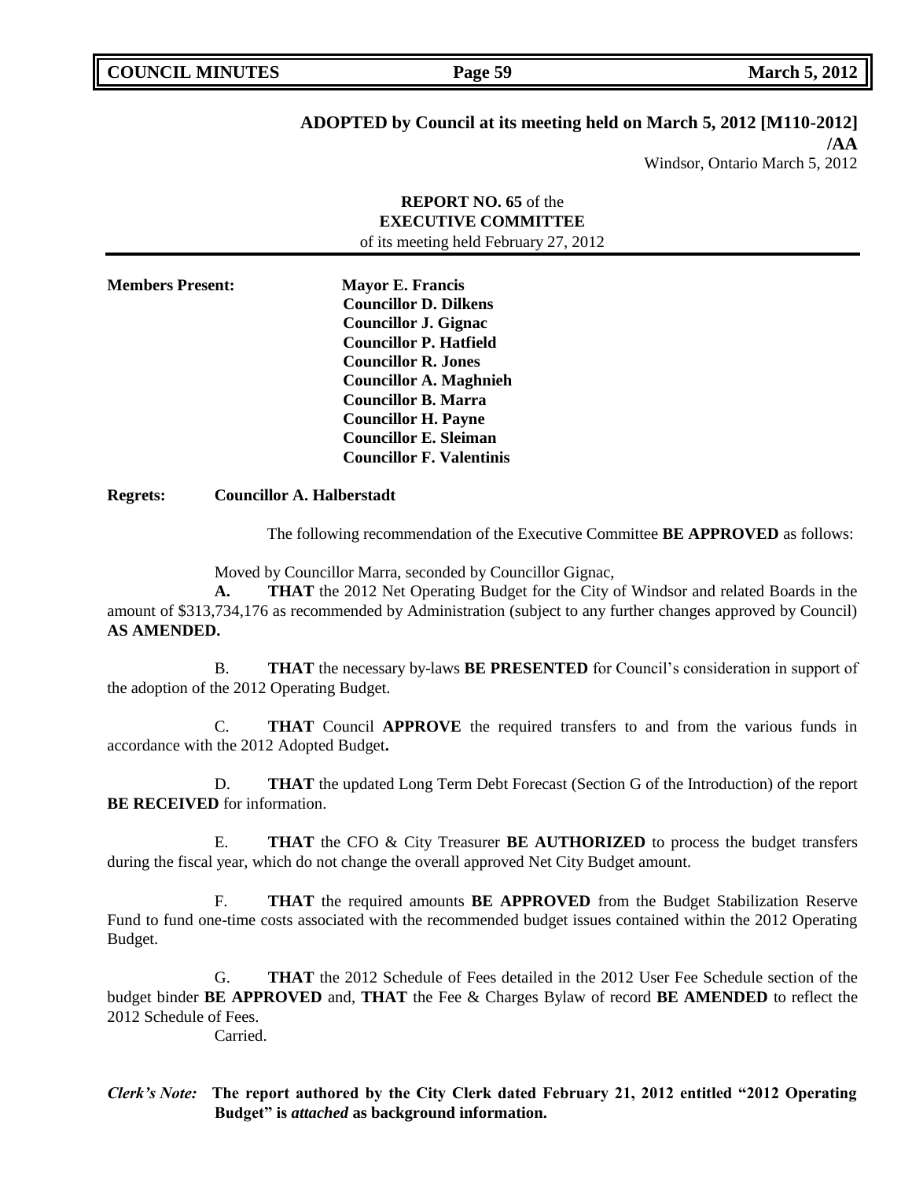**ADOPTED by Council at its meeting held on March 5, 2012 [M110-2012]**
**/AA**
Windsor, Ontario March 5, 2012

**REPORT NO. 65** of the
**EXECUTIVE COMMITTEE**
of its meeting held February 27, 2012

**Members Present:**
**Mayor E. Francis**
**Councillor D. Dilkens**
**Councillor J. Gignac**
**Councillor P. Hatfield**
**Councillor R. Jones**
**Councillor A. Maghnieh**
**Councillor B. Marra**
**Councillor H. Payne**
**Councillor E. Sleiman**
**Councillor F. Valentinis**

**Regrets: Councillor A. Halberstadt**

The following recommendation of the Executive Committee **BE APPROVED** as follows:

Moved by Councillor Marra, seconded by Councillor Gignac,

**A. THAT** the 2012 Net Operating Budget for the City of Windsor and related Boards in the amount of $313,734,176 as recommended by Administration (subject to any further changes approved by Council) **AS AMENDED.**

B. **THAT** the necessary by-laws **BE PRESENTED** for Council's consideration in support of the adoption of the 2012 Operating Budget.

C. **THAT** Council **APPROVE** the required transfers to and from the various funds in accordance with the 2012 Adopted Budget**.**

D. **THAT** the updated Long Term Debt Forecast (Section G of the Introduction) of the report **BE RECEIVED** for information.

E. **THAT** the CFO & City Treasurer **BE AUTHORIZED** to process the budget transfers during the fiscal year, which do not change the overall approved Net City Budget amount.

F. **THAT** the required amounts **BE APPROVED** from the Budget Stabilization Reserve Fund to fund one-time costs associated with the recommended budget issues contained within the 2012 Operating Budget.

G. **THAT** the 2012 Schedule of Fees detailed in the 2012 User Fee Schedule section of the budget binder **BE APPROVED** and, **THAT** the Fee & Charges Bylaw of record **BE AMENDED** to reflect the 2012 Schedule of Fees.

Carried.

***Clerk's Note:*** **The report authored by the City Clerk dated February 21, 2012 entitled "2012 Operating Budget" is *attached* as background information.**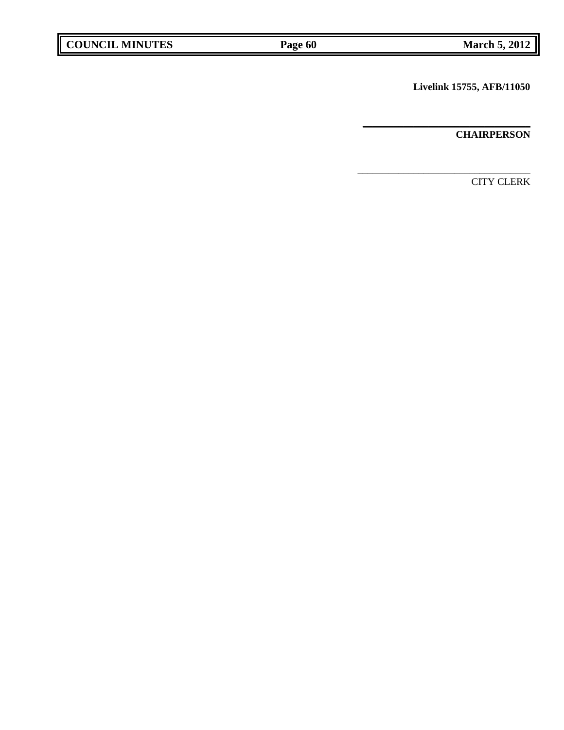**Livelink 15755, AFB/11050**

---

**CHAIRPERSON**

---

CITY CLERK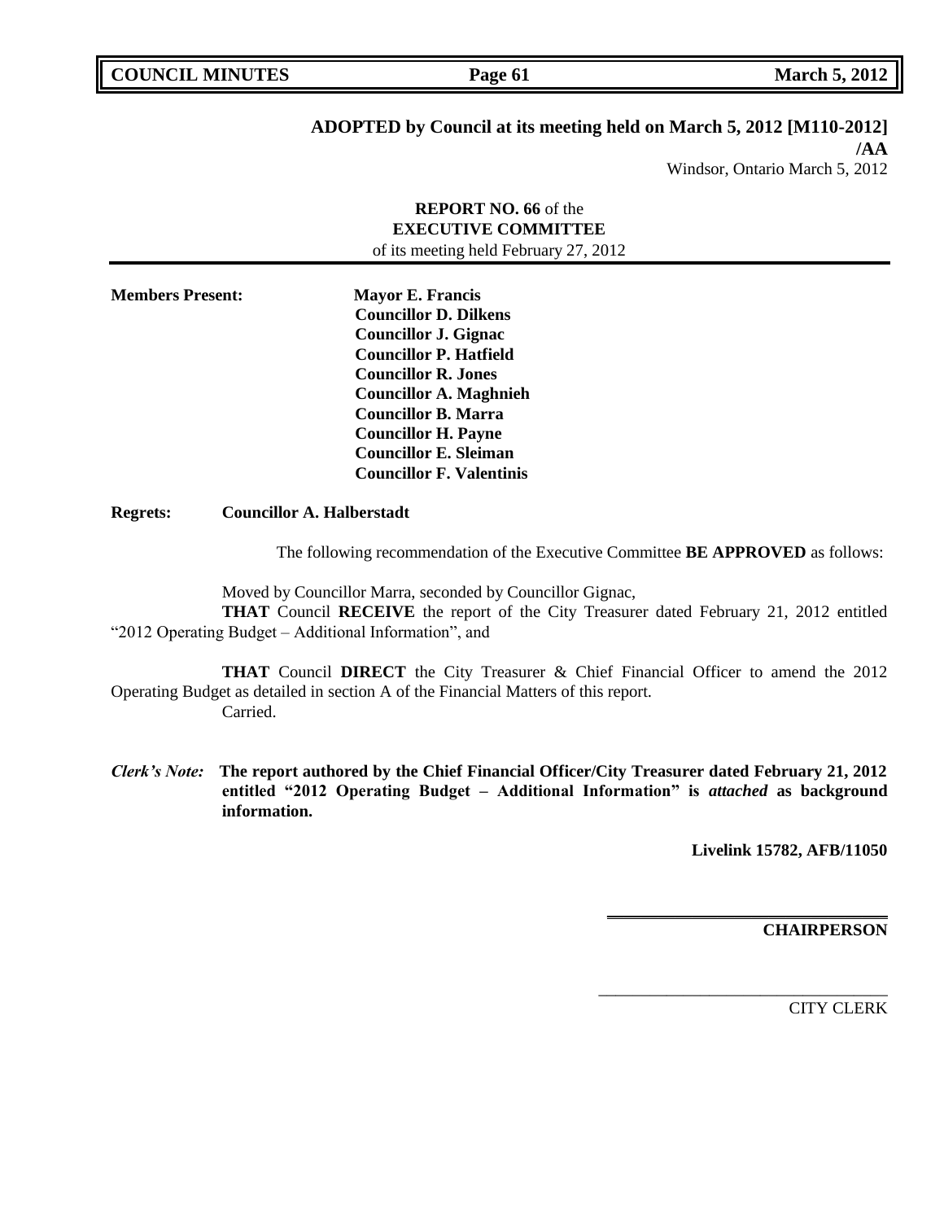**ADOPTED by Council at its meeting held on March 5, 2012 [M110-2012]**
**/AA**
Windsor, Ontario March 5, 2012

**REPORT NO. 66** of the
**EXECUTIVE COMMITTEE**
of its meeting held February 27, 2012

**Members Present:** **Mayor E. Francis**
**Councillor D. Dilkens**
**Councillor J. Gignac**
**Councillor P. Hatfield**
**Councillor R. Jones**
**Councillor A. Maghnieh**
**Councillor B. Marra**
**Councillor H. Payne**
**Councillor E. Sleiman**
**Councillor F. Valentinis**

**Regrets:** **Councillor A. Halberstadt**

The following recommendation of the Executive Committee **BE APPROVED** as follows:

Moved by Councillor Marra, seconded by Councillor Gignac,

**THAT** Council **RECEIVE** the report of the City Treasurer dated February 21, 2012 entitled "2012 Operating Budget – Additional Information", and

**THAT** Council **DIRECT** the City Treasurer & Chief Financial Officer to amend the 2012 Operating Budget as detailed in section A of the Financial Matters of this report.

Carried.

***Clerk's Note:*** **The report authored by the Chief Financial Officer/City Treasurer dated February 21, 2012 entitled "2012 Operating Budget – Additional Information" is *attached* as background information.**

**Livelink 15782, AFB/11050**

**CHAIRPERSON**

CITY CLERK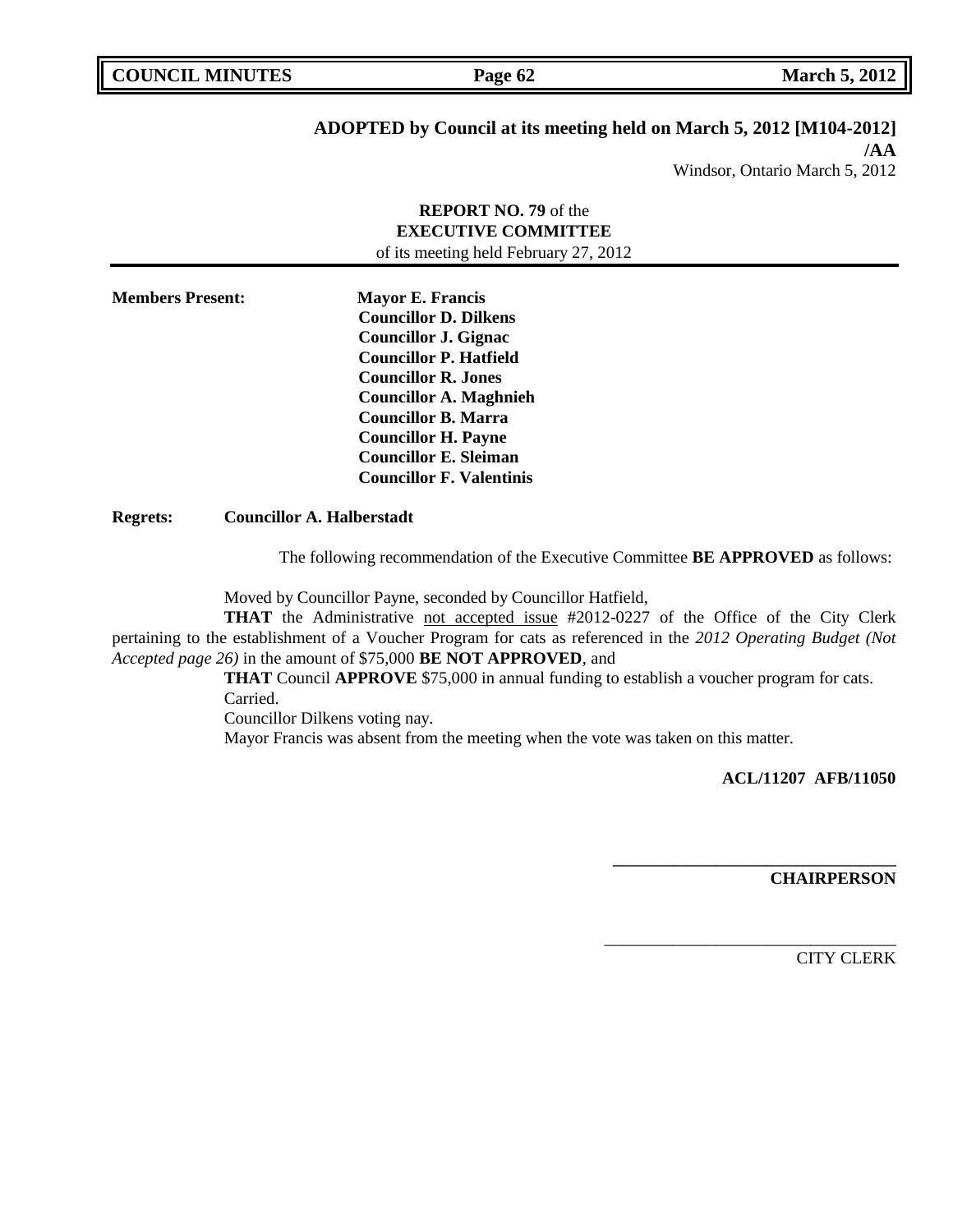**ADOPTED by Council at its meeting held on March 5, 2012 [M104-2012]**
**/AA**
Windsor, Ontario March 5, 2012

**REPORT NO. 79** of the
**EXECUTIVE COMMITTEE**
of its meeting held February 27, 2012

---

**Members Present:** **Mayor E. Francis**
**Councillor D. Dilkens**
**Councillor J. Gignac**
**Councillor P. Hatfield**
**Councillor R. Jones**
**Councillor A. Maghnieh**
**Councillor B. Marra**
**Councillor H. Payne**
**Councillor E. Sleiman**
**Councillor F. Valentinis**

**Regrets:** **Councillor A. Halberstadt**

The following recommendation of the Executive Committee **BE APPROVED** as follows:

Moved by Councillor Payne, seconded by Councillor Hatfield,

**THAT** the Administrative not accepted issue #2012-0227 of the Office of the City Clerk pertaining to the establishment of a Voucher Program for cats as referenced in the *2012 Operating Budget (Not Accepted page 26)* in the amount of $75,000 **BE NOT APPROVED**, and

**THAT** Council **APPROVE** $75,000 in annual funding to establish a voucher program for cats.

Carried.

Councillor Dilkens voting nay.

Mayor Francis was absent from the meeting when the vote was taken on this matter.

**ACL/11207 AFB/11050**

\_\_\_\_\_\_\_\_\_\_\_\_\_\_\_\_\_\_\_\_\_\_\_\_\_\_\_\_\_\_\_\_\_\_
**CHAIRPERSON**

\_\_\_\_\_\_\_\_\_\_\_\_\_\_\_\_\_\_\_\_\_\_\_\_\_\_\_\_\_\_\_\_\_\_
CITY CLERK